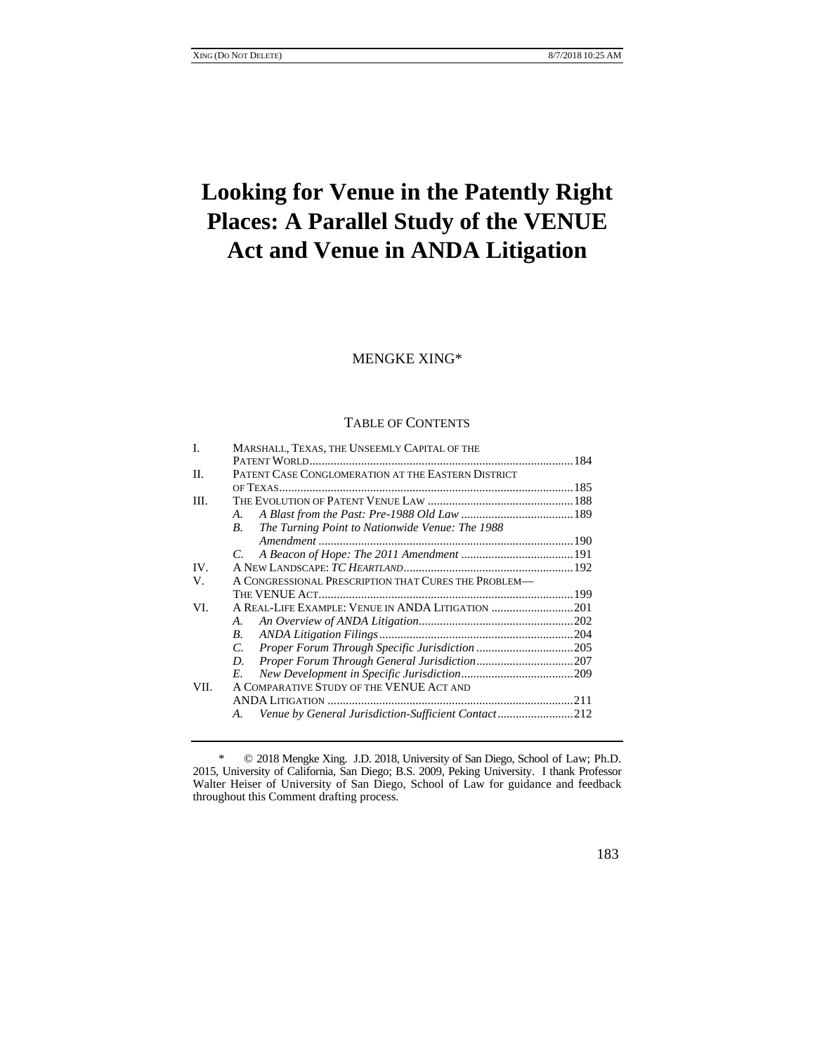# Looking for Venue in the Patently Right Places: A Parallel Study of the VENUE Act and Venue in ANDA Litigation

MENGKE XING*

TABLE OF CONTENTS

| | | |
|---|---|---|
| I. | MARSHALL, TEXAS, THE UNSEEMLY CAPITAL OF THE PATENT WORLD | 184 |
| II. | PATENT CASE CONGLOMERATION AT THE EASTERN DISTRICT OF TEXAS | 185 |
| III. | THE EVOLUTION OF PATENT VENUE LAW | 188 |
| | *A. A Blast from the Past: Pre-1988 Old Law* | 189 |
| | *B. The Turning Point to Nationwide Venue: The 1988 Amendment* | 190 |
| | *C. A Beacon of Hope: The 2011 Amendment* | 191 |
| IV. | A NEW LANDSCAPE: *TC HEARTLAND* | 192 |
| V. | A CONGRESSIONAL PRESCRIPTION THAT CURES THE PROBLEM—THE VENUE ACT | 199 |
| VI. | A REAL-LIFE EXAMPLE: VENUE IN ANDA LITIGATION | 201 |
| | *A. An Overview of ANDA Litigation* | 202 |
| | *B. ANDA Litigation Filings* | 204 |
| | *C. Proper Forum Through Specific Jurisdiction* | 205 |
| | *D. Proper Forum Through General Jurisdiction* | 207 |
| | *E. New Development in Specific Jurisdiction* | 209 |
| VII. | A COMPARATIVE STUDY OF THE VENUE ACT AND ANDA LITIGATION | 211 |
| | *A. Venue by General Jurisdiction-Sufficient Contact* | 212 |

\* © 2018 Mengke Xing. J.D. 2018, University of San Diego, School of Law; Ph.D. 2015, University of California, San Diego; B.S. 2009, Peking University. I thank Professor Walter Heiser of University of San Diego, School of Law for guidance and feedback throughout this Comment drafting process.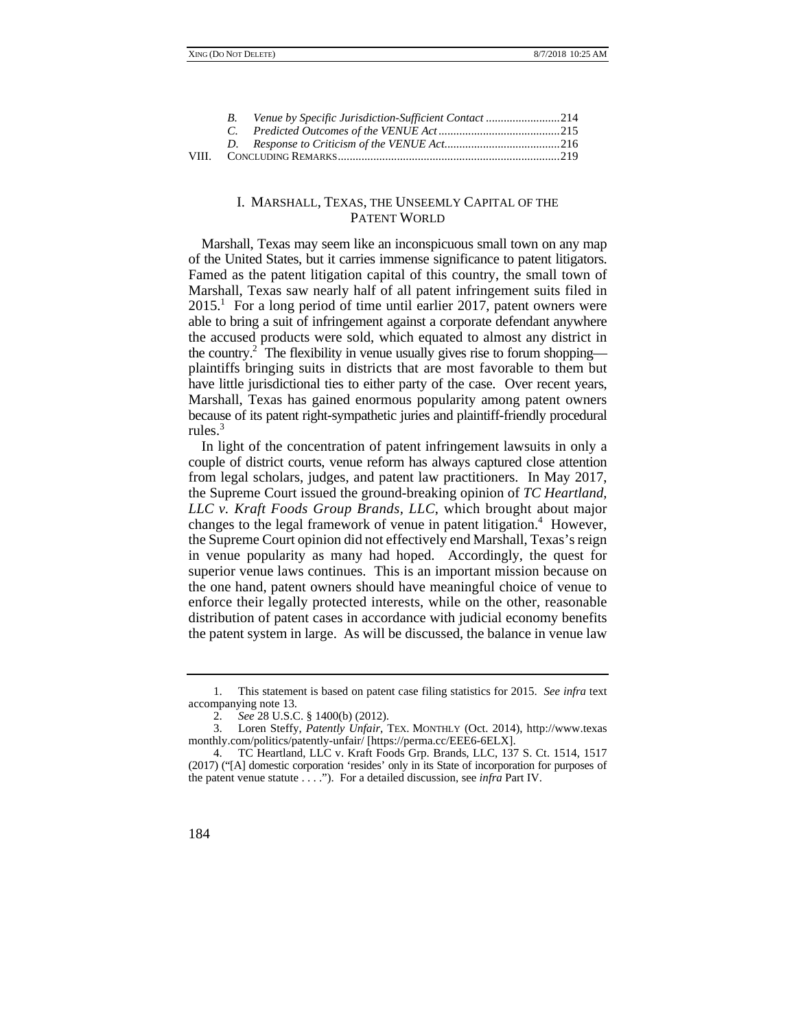B. *Venue by Specific Jurisdiction-Sufficient Contact* .........................214
C. *Predicted Outcomes of the VENUE Act* .........................................215
D. *Response to Criticism of the VENUE Act*.......................................216

VIII. CONCLUDING REMARKS...........................................................................219

## I. MARSHALL, TEXAS, THE UNSEEMLY CAPITAL OF THE PATENT WORLD

Marshall, Texas may seem like an inconspicuous small town on any map of the United States, but it carries immense significance to patent litigators. Famed as the patent litigation capital of this country, the small town of Marshall, Texas saw nearly half of all patent infringement suits filed in 2015.[1] For a long period of time until earlier 2017, patent owners were able to bring a suit of infringement against a corporate defendant anywhere the accused products were sold, which equated to almost any district in the country.[2] The flexibility in venue usually gives rise to forum shopping—plaintiffs bringing suits in districts that are most favorable to them but have little jurisdictional ties to either party of the case. Over recent years, Marshall, Texas has gained enormous popularity among patent owners because of its patent right-sympathetic juries and plaintiff-friendly procedural rules.[3]

In light of the concentration of patent infringement lawsuits in only a couple of district courts, venue reform has always captured close attention from legal scholars, judges, and patent law practitioners. In May 2017, the Supreme Court issued the ground-breaking opinion of *TC Heartland, LLC v. Kraft Foods Group Brands, LLC*, which brought about major changes to the legal framework of venue in patent litigation.[4] However, the Supreme Court opinion did not effectively end Marshall, Texas's reign in venue popularity as many had hoped. Accordingly, the quest for superior venue laws continues. This is an important mission because on the one hand, patent owners should have meaningful choice of venue to enforce their legally protected interests, while on the other, reasonable distribution of patent cases in accordance with judicial economy benefits the patent system in large. As will be discussed, the balance in venue law

---

1. This statement is based on patent case filing statistics for 2015. *See infra* text accompanying note 13.

2. *See* 28 U.S.C. § 1400(b) (2012).

3. Loren Steffy, *Patently Unfair*, TEX. MONTHLY (Oct. 2014), http://www.texasmonthly.com/politics/patently-unfair/ [https://perma.cc/EEE6-6ELX].

4. TC Heartland, LLC v. Kraft Foods Grp. Brands, LLC, 137 S. Ct. 1514, 1517 (2017) ("[A] domestic corporation 'resides' only in its State of incorporation for purposes of the patent venue statute . . . ."). For a detailed discussion, see *infra* Part IV.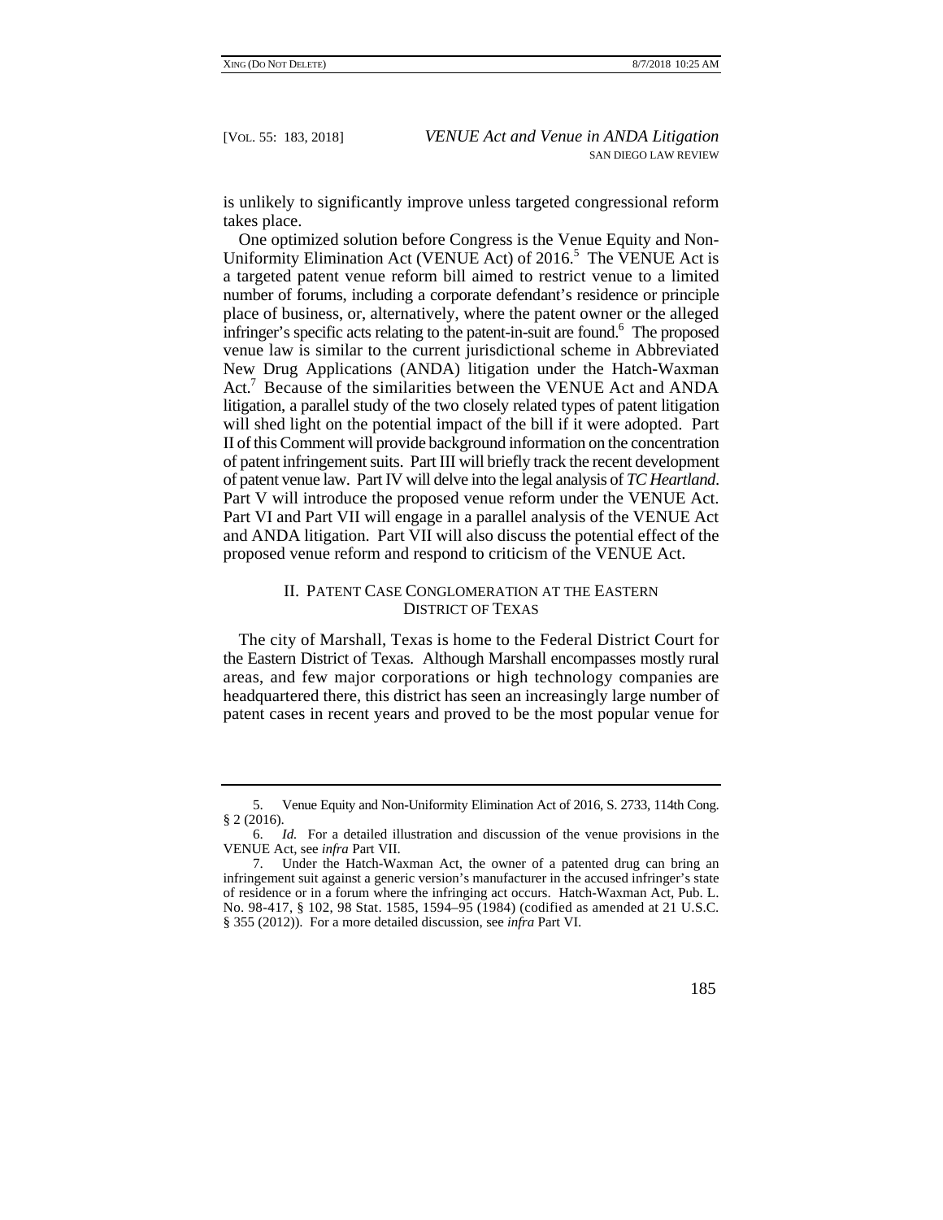is unlikely to significantly improve unless targeted congressional reform takes place.

One optimized solution before Congress is the Venue Equity and Non-Uniformity Elimination Act (VENUE Act) of 2016.[5] The VENUE Act is a targeted patent venue reform bill aimed to restrict venue to a limited number of forums, including a corporate defendant's residence or principle place of business, or, alternatively, where the patent owner or the alleged infringer's specific acts relating to the patent-in-suit are found.[6] The proposed venue law is similar to the current jurisdictional scheme in Abbreviated New Drug Applications (ANDA) litigation under the Hatch-Waxman Act.[7] Because of the similarities between the VENUE Act and ANDA litigation, a parallel study of the two closely related types of patent litigation will shed light on the potential impact of the bill if it were adopted. Part II of this Comment will provide background information on the concentration of patent infringement suits. Part III will briefly track the recent development of patent venue law. Part IV will delve into the legal analysis of *TC Heartland*. Part V will introduce the proposed venue reform under the VENUE Act. Part VI and Part VII will engage in a parallel analysis of the VENUE Act and ANDA litigation. Part VII will also discuss the potential effect of the proposed venue reform and respond to criticism of the VENUE Act.

## II. Patent Case Conglomeration at the Eastern District of Texas

The city of Marshall, Texas is home to the Federal District Court for the Eastern District of Texas. Although Marshall encompasses mostly rural areas, and few major corporations or high technology companies are headquartered there, this district has seen an increasingly large number of patent cases in recent years and proved to be the most popular venue for

---

5. Venue Equity and Non-Uniformity Elimination Act of 2016, S. 2733, 114th Cong. § 2 (2016).

6. *Id.* For a detailed illustration and discussion of the venue provisions in the VENUE Act, see *infra* Part VII.

7. Under the Hatch-Waxman Act, the owner of a patented drug can bring an infringement suit against a generic version's manufacturer in the accused infringer's state of residence or in a forum where the infringing act occurs. Hatch-Waxman Act, Pub. L. No. 98-417, § 102, 98 Stat. 1585, 1594–95 (1984) (codified as amended at 21 U.S.C. § 355 (2012)). For a more detailed discussion, see *infra* Part VI.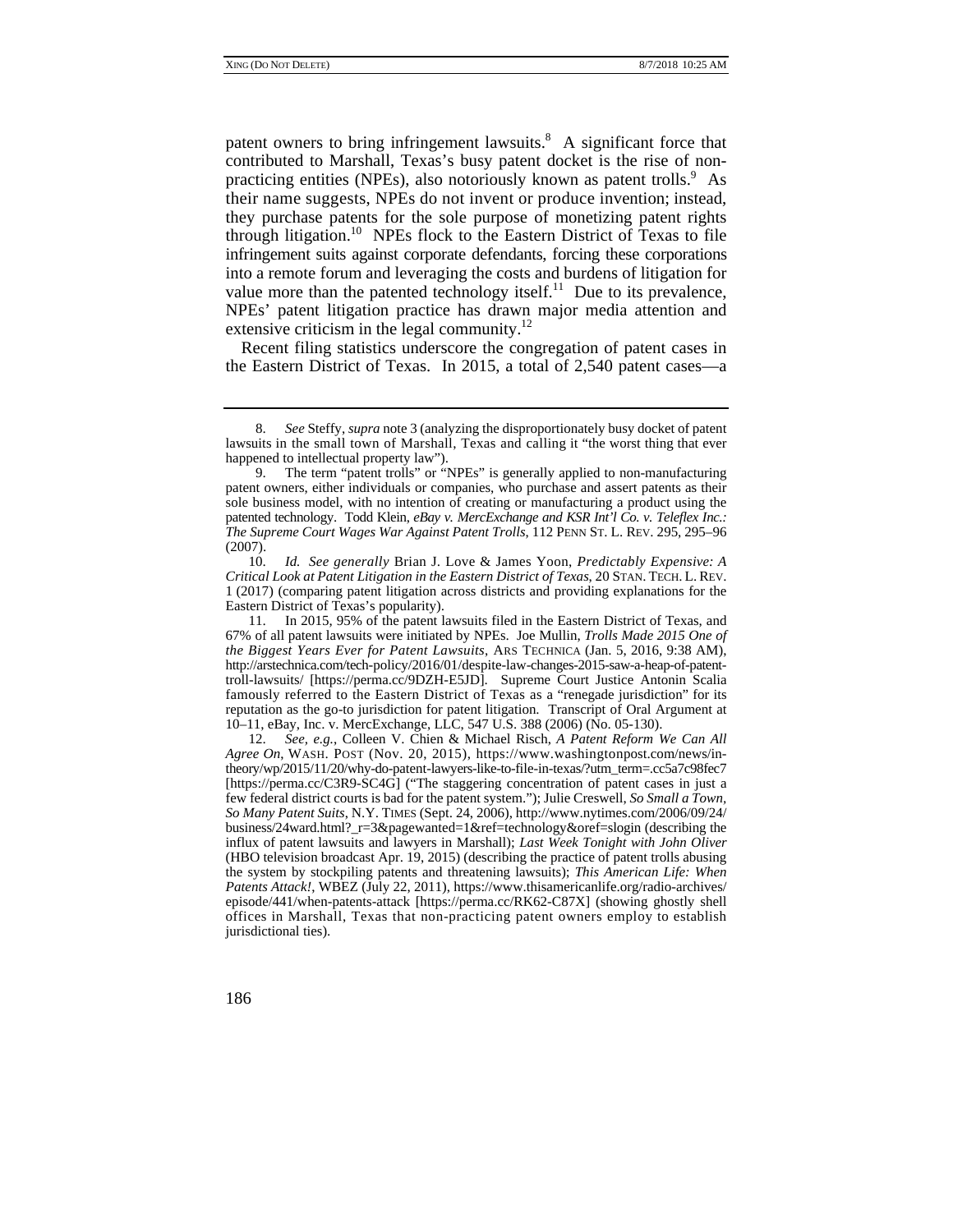patent owners to bring infringement lawsuits.[8] A significant force that contributed to Marshall, Texas's busy patent docket is the rise of non-practicing entities (NPEs), also notoriously known as patent trolls.[9] As their name suggests, NPEs do not invent or produce invention; instead, they purchase patents for the sole purpose of monetizing patent rights through litigation.[10] NPEs flock to the Eastern District of Texas to file infringement suits against corporate defendants, forcing these corporations into a remote forum and leveraging the costs and burdens of litigation for value more than the patented technology itself.[11] Due to its prevalence, NPEs' patent litigation practice has drawn major media attention and extensive criticism in the legal community.[12]

Recent filing statistics underscore the congregation of patent cases in the Eastern District of Texas. In 2015, a total of 2,540 patent cases—a

---

8. *See* Steffy, *supra* note 3 (analyzing the disproportionately busy docket of patent lawsuits in the small town of Marshall, Texas and calling it "the worst thing that ever happened to intellectual property law").

9. The term "patent trolls" or "NPEs" is generally applied to non-manufacturing patent owners, either individuals or companies, who purchase and assert patents as their sole business model, with no intention of creating or manufacturing a product using the patented technology. Todd Klein, *eBay v. MercExchange and KSR Int'l Co. v. Teleflex Inc.: The Supreme Court Wages War Against Patent Trolls*, 112 PENN ST. L. REV. 295, 295–96 (2007).

10. *Id. See generally* Brian J. Love & James Yoon, *Predictably Expensive: A Critical Look at Patent Litigation in the Eastern District of Texas*, 20 STAN. TECH. L. REV. 1 (2017) (comparing patent litigation across districts and providing explanations for the Eastern District of Texas's popularity).

11. In 2015, 95% of the patent lawsuits filed in the Eastern District of Texas, and 67% of all patent lawsuits were initiated by NPEs. Joe Mullin, *Trolls Made 2015 One of the Biggest Years Ever for Patent Lawsuits*, ARS TECHNICA (Jan. 5, 2016, 9:38 AM), http://arstechnica.com/tech-policy/2016/01/despite-law-changes-2015-saw-a-heap-of-patent-troll-lawsuits/ [https://perma.cc/9DZH-E5JD]. Supreme Court Justice Antonin Scalia famously referred to the Eastern District of Texas as a "renegade jurisdiction" for its reputation as the go-to jurisdiction for patent litigation. Transcript of Oral Argument at 10–11, eBay, Inc. v. MercExchange, LLC, 547 U.S. 388 (2006) (No. 05-130).

12. *See, e.g.*, Colleen V. Chien & Michael Risch, *A Patent Reform We Can All Agree On*, WASH. POST (Nov. 20, 2015), https://www.washingtonpost.com/news/in-theory/wp/2015/11/20/why-do-patent-lawyers-like-to-file-in-texas/?utm_term=.cc5a7c98fec7 [https://perma.cc/C3R9-SC4G] ("The staggering concentration of patent cases in just a few federal district courts is bad for the patent system."); Julie Creswell, *So Small a Town, So Many Patent Suits*, N.Y. TIMES (Sept. 24, 2006), http://www.nytimes.com/2006/09/24/business/24ward.html?_r=3&pagewanted=1&ref=technology&oref=slogin (describing the influx of patent lawsuits and lawyers in Marshall); *Last Week Tonight with John Oliver* (HBO television broadcast Apr. 19, 2015) (describing the practice of patent trolls abusing the system by stockpiling patents and threatening lawsuits); *This American Life: When Patents Attack!*, WBEZ (July 22, 2011), https://www.thisamericanlife.org/radio-archives/episode/441/when-patents-attack [https://perma.cc/RK62-C87X] (showing ghostly shell offices in Marshall, Texas that non-practicing patent owners employ to establish jurisdictional ties).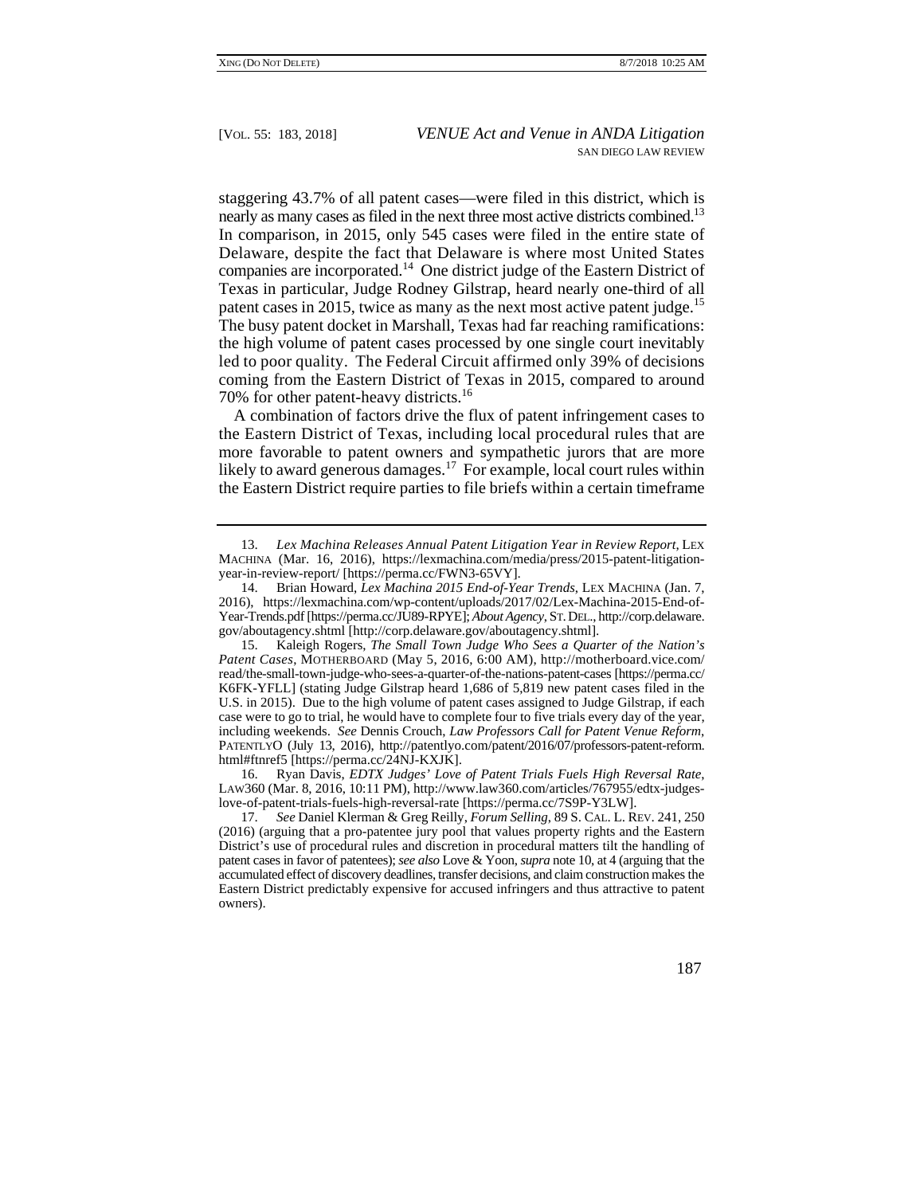staggering 43.7% of all patent cases—were filed in this district, which is nearly as many cases as filed in the next three most active districts combined.[13] In comparison, in 2015, only 545 cases were filed in the entire state of Delaware, despite the fact that Delaware is where most United States companies are incorporated.[14] One district judge of the Eastern District of Texas in particular, Judge Rodney Gilstrap, heard nearly one-third of all patent cases in 2015, twice as many as the next most active patent judge.[15] The busy patent docket in Marshall, Texas had far reaching ramifications: the high volume of patent cases processed by one single court inevitably led to poor quality. The Federal Circuit affirmed only 39% of decisions coming from the Eastern District of Texas in 2015, compared to around 70% for other patent-heavy districts.[16]

A combination of factors drive the flux of patent infringement cases to the Eastern District of Texas, including local procedural rules that are more favorable to patent owners and sympathetic jurors that are more likely to award generous damages.[17] For example, local court rules within the Eastern District require parties to file briefs within a certain timeframe

---

13. *Lex Machina Releases Annual Patent Litigation Year in Review Report*, LEX MACHINA (Mar. 16, 2016), https://lexmachina.com/media/press/2015-patent-litigation-year-in-review-report/ [https://perma.cc/FWN3-65VY].

14. Brian Howard, *Lex Machina 2015 End-of-Year Trends*, LEX MACHINA (Jan. 7, 2016), https://lexmachina.com/wp-content/uploads/2017/02/Lex-Machina-2015-End-of-Year-Trends.pdf [https://perma.cc/JU89-RPYE]; *About Agency*, ST. DEL., http://corp.delaware.gov/aboutagency.shtml [http://corp.delaware.gov/aboutagency.shtml].

15. Kaleigh Rogers, *The Small Town Judge Who Sees a Quarter of the Nation's Patent Cases*, MOTHERBOARD (May 5, 2016, 6:00 AM), http://motherboard.vice.com/read/the-small-town-judge-who-sees-a-quarter-of-the-nations-patent-cases [https://perma.cc/K6FK-YFLL] (stating Judge Gilstrap heard 1,686 of 5,819 new patent cases filed in the U.S. in 2015). Due to the high volume of patent cases assigned to Judge Gilstrap, if each case were to go to trial, he would have to complete four to five trials every day of the year, including weekends. *See* Dennis Crouch, *Law Professors Call for Patent Venue Reform*, PATENTLYO (July 13, 2016), http://patentlyo.com/patent/2016/07/professors-patent-reform.html#ftnref5 [https://perma.cc/24NJ-KXJK].

16. Ryan Davis, *EDTX Judges' Love of Patent Trials Fuels High Reversal Rate*, LAW360 (Mar. 8, 2016, 10:11 PM), http://www.law360.com/articles/767955/edtx-judges-love-of-patent-trials-fuels-high-reversal-rate [https://perma.cc/7S9P-Y3LW].

17. *See* Daniel Klerman & Greg Reilly, *Forum Selling*, 89 S. CAL. L. REV. 241, 250 (2016) (arguing that a pro-patentee jury pool that values property rights and the Eastern District's use of procedural rules and discretion in procedural matters tilt the handling of patent cases in favor of patentees); *see also* Love & Yoon, *supra* note 10, at 4 (arguing that the accumulated effect of discovery deadlines, transfer decisions, and claim construction makes the Eastern District predictably expensive for accused infringers and thus attractive to patent owners).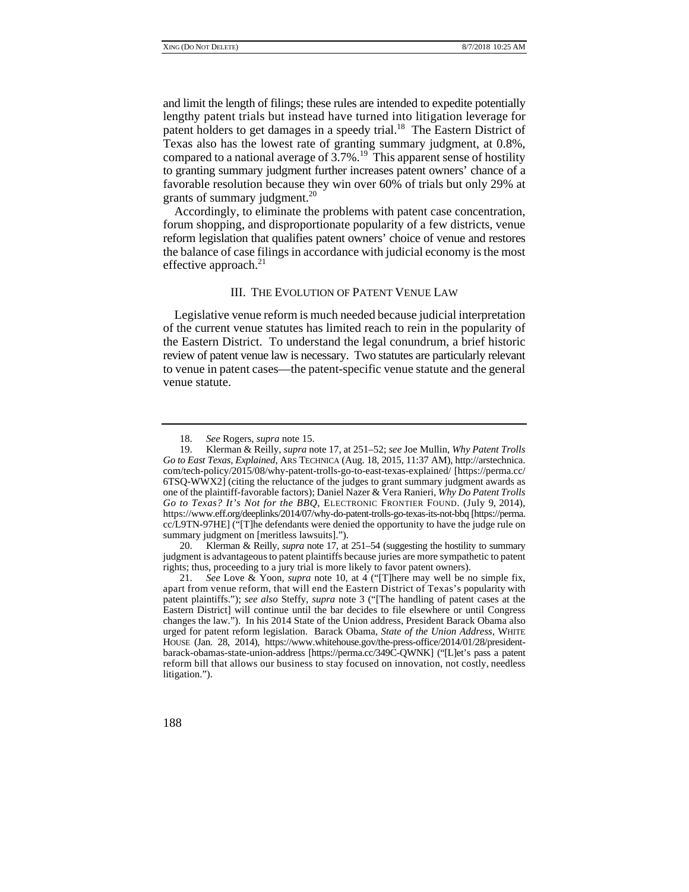and limit the length of filings; these rules are intended to expedite potentially lengthy patent trials but instead have turned into litigation leverage for patent holders to get damages in a speedy trial.[18] The Eastern District of Texas also has the lowest rate of granting summary judgment, at 0.8%, compared to a national average of 3.7%.[19] This apparent sense of hostility to granting summary judgment further increases patent owners' chance of a favorable resolution because they win over 60% of trials but only 29% at grants of summary judgment.[20]

Accordingly, to eliminate the problems with patent case concentration, forum shopping, and disproportionate popularity of a few districts, venue reform legislation that qualifies patent owners' choice of venue and restores the balance of case filings in accordance with judicial economy is the most effective approach.[21]

## III. THE EVOLUTION OF PATENT VENUE LAW

Legislative venue reform is much needed because judicial interpretation of the current venue statutes has limited reach to rein in the popularity of the Eastern District. To understand the legal conundrum, a brief historic review of patent venue law is necessary. Two statutes are particularly relevant to venue in patent cases—the patent-specific venue statute and the general venue statute.

---

18. *See* Rogers, *supra* note 15.

19. Klerman & Reilly, *supra* note 17, at 251–52; *see* Joe Mullin, *Why Patent Trolls Go to East Texas, Explained*, ARS TECHNICA (Aug. 18, 2015, 11:37 AM), http://arstechnica.com/tech-policy/2015/08/why-patent-trolls-go-to-east-texas-explained/ [https://perma.cc/6TSQ-WWX2] (citing the reluctance of the judges to grant summary judgment awards as one of the plaintiff-favorable factors); Daniel Nazer & Vera Ranieri, *Why Do Patent Trolls Go to Texas? It's Not for the BBQ*, ELECTRONIC FRONTIER FOUND. (July 9, 2014), https://www.eff.org/deeplinks/2014/07/why-do-patent-trolls-go-texas-its-not-bbq [https://perma.cc/L9TN-97HE] ("[T]he defendants were denied the opportunity to have the judge rule on summary judgment on [meritless lawsuits].").

20. Klerman & Reilly, *supra* note 17, at 251–54 (suggesting the hostility to summary judgment is advantageous to patent plaintiffs because juries are more sympathetic to patent rights; thus, proceeding to a jury trial is more likely to favor patent owners).

21. *See* Love & Yoon, *supra* note 10, at 4 ("[T]here may well be no simple fix, apart from venue reform, that will end the Eastern District of Texas's popularity with patent plaintiffs."); *see also* Steffy, *supra* note 3 ("[The handling of patent cases at the Eastern District] will continue until the bar decides to file elsewhere or until Congress changes the law."). In his 2014 State of the Union address, President Barack Obama also urged for patent reform legislation. Barack Obama, *State of the Union Address*, WHITE HOUSE (Jan. 28, 2014), https://www.whitehouse.gov/the-press-office/2014/01/28/president-barack-obamas-state-union-address [https://perma.cc/349C-QWNK] ("[L]et's pass a patent reform bill that allows our business to stay focused on innovation, not costly, needless litigation.").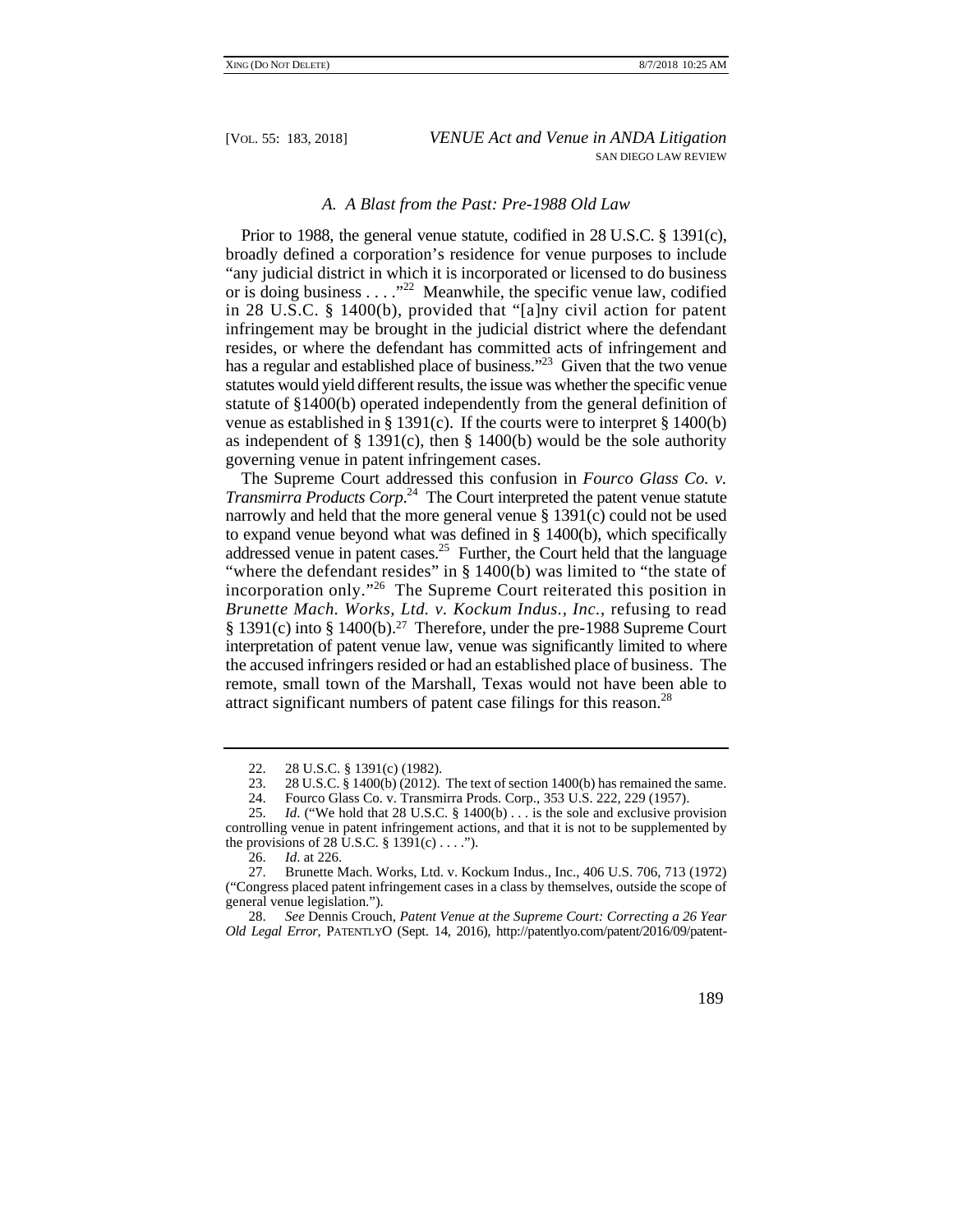### *A. A Blast from the Past: Pre-1988 Old Law*

Prior to 1988, the general venue statute, codified in 28 U.S.C. § 1391(c), broadly defined a corporation's residence for venue purposes to include "any judicial district in which it is incorporated or licensed to do business or is doing business . . . ."[22] Meanwhile, the specific venue law, codified in 28 U.S.C. § 1400(b), provided that "[a]ny civil action for patent infringement may be brought in the judicial district where the defendant resides, or where the defendant has committed acts of infringement and has a regular and established place of business."[23] Given that the two venue statutes would yield different results, the issue was whether the specific venue statute of §1400(b) operated independently from the general definition of venue as established in § 1391(c). If the courts were to interpret § 1400(b) as independent of § 1391(c), then § 1400(b) would be the sole authority governing venue in patent infringement cases.

The Supreme Court addressed this confusion in *Fourco Glass Co. v. Transmirra Products Corp.*[24] The Court interpreted the patent venue statute narrowly and held that the more general venue § 1391(c) could not be used to expand venue beyond what was defined in § 1400(b), which specifically addressed venue in patent cases.[25] Further, the Court held that the language "where the defendant resides" in § 1400(b) was limited to "the state of incorporation only."[26] The Supreme Court reiterated this position in *Brunette Mach. Works, Ltd. v. Kockum Indus., Inc.*, refusing to read § 1391(c) into § 1400(b).[27] Therefore, under the pre-1988 Supreme Court interpretation of patent venue law, venue was significantly limited to where the accused infringers resided or had an established place of business. The remote, small town of the Marshall, Texas would not have been able to attract significant numbers of patent case filings for this reason.[28]

---

22. 28 U.S.C. § 1391(c) (1982).

23. 28 U.S.C. § 1400(b) (2012). The text of section 1400(b) has remained the same.

24. Fourco Glass Co. v. Transmirra Prods. Corp., 353 U.S. 222, 229 (1957).

25. *Id*. ("We hold that 28 U.S.C. § 1400(b) . . . is the sole and exclusive provision controlling venue in patent infringement actions, and that it is not to be supplemented by the provisions of 28 U.S.C. § 1391(c) . . . .").

26. *Id*. at 226.

27. Brunette Mach. Works, Ltd. v. Kockum Indus., Inc., 406 U.S. 706, 713 (1972) ("Congress placed patent infringement cases in a class by themselves, outside the scope of general venue legislation.").

28. *See* Dennis Crouch, *Patent Venue at the Supreme Court: Correcting a 26 Year Old Legal Error*, PATENTLYO (Sept. 14, 2016), http://patentlyo.com/patent/2016/09/patent-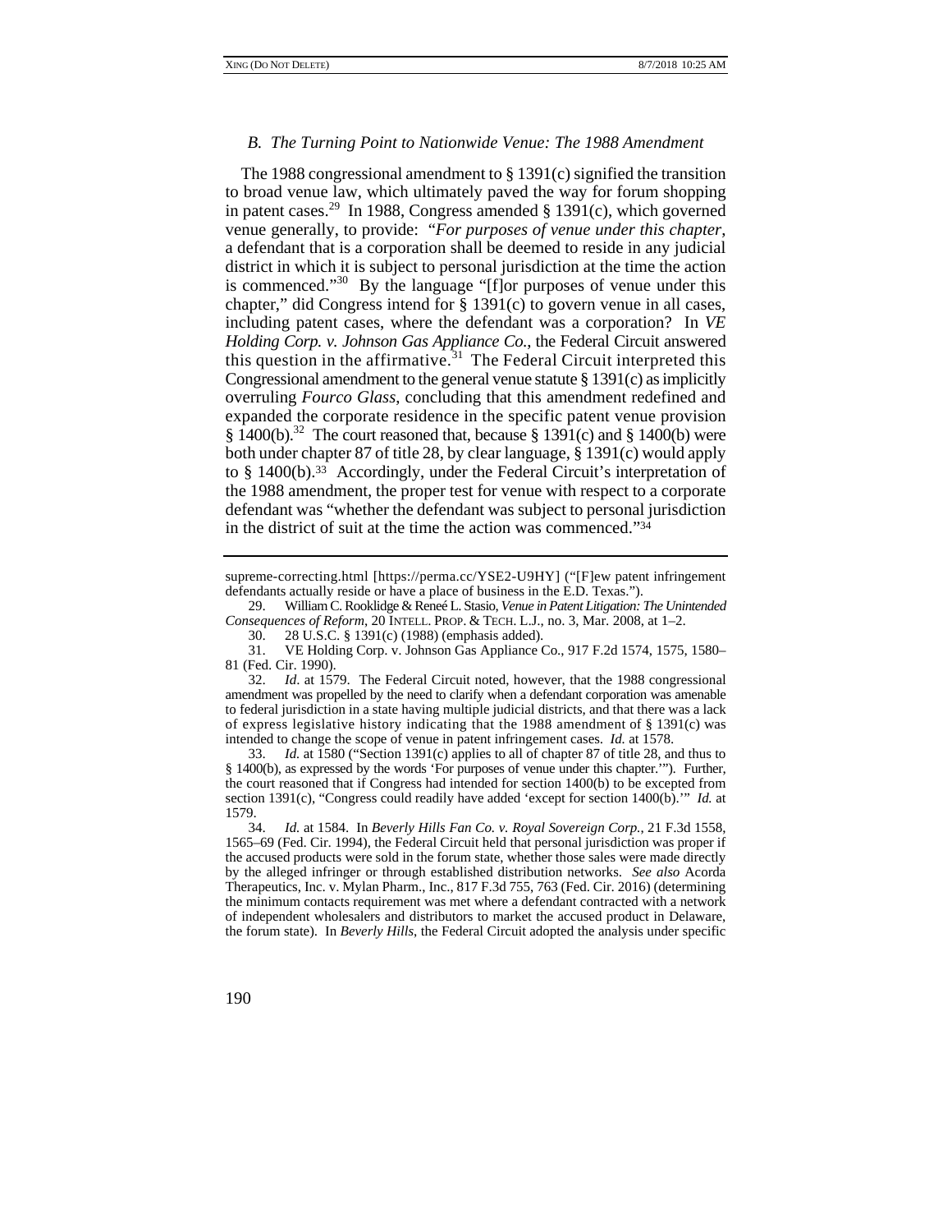### *B. The Turning Point to Nationwide Venue: The 1988 Amendment*

The 1988 congressional amendment to § 1391(c) signified the transition to broad venue law, which ultimately paved the way for forum shopping in patent cases.[29] In 1988, Congress amended § 1391(c), which governed venue generally, to provide: "*For purposes of venue under this chapter*, a defendant that is a corporation shall be deemed to reside in any judicial district in which it is subject to personal jurisdiction at the time the action is commenced."[30] By the language "[f]or purposes of venue under this chapter," did Congress intend for § 1391(c) to govern venue in all cases, including patent cases, where the defendant was a corporation? In *VE Holding Corp. v. Johnson Gas Appliance Co.*, the Federal Circuit answered this question in the affirmative.[31] The Federal Circuit interpreted this Congressional amendment to the general venue statute § 1391(c) as implicitly overruling *Fourco Glass*, concluding that this amendment redefined and expanded the corporate residence in the specific patent venue provision § 1400(b).[32] The court reasoned that, because § 1391(c) and § 1400(b) were both under chapter 87 of title 28, by clear language, § 1391(c) would apply to § 1400(b).[33] Accordingly, under the Federal Circuit's interpretation of the 1988 amendment, the proper test for venue with respect to a corporate defendant was "whether the defendant was subject to personal jurisdiction in the district of suit at the time the action was commenced."[34]

---

supreme-correcting.html [https://perma.cc/YSE2-U9HY] ("[F]ew patent infringement defendants actually reside or have a place of business in the E.D. Texas.").

29. William C. Rooklidge & Reneé L. Stasio, *Venue in Patent Litigation: The Unintended Consequences of Reform*, 20 INTELL. PROP. & TECH. L.J., no. 3, Mar. 2008, at 1–2.

30. 28 U.S.C. § 1391(c) (1988) (emphasis added).

31. VE Holding Corp. v. Johnson Gas Appliance Co., 917 F.2d 1574, 1575, 1580–81 (Fed. Cir. 1990).

32. *Id.* at 1579. The Federal Circuit noted, however, that the 1988 congressional amendment was propelled by the need to clarify when a defendant corporation was amenable to federal jurisdiction in a state having multiple judicial districts, and that there was a lack of express legislative history indicating that the 1988 amendment of § 1391(c) was intended to change the scope of venue in patent infringement cases. *Id.* at 1578.

33. *Id.* at 1580 ("Section 1391(c) applies to all of chapter 87 of title 28, and thus to § 1400(b), as expressed by the words 'For purposes of venue under this chapter.'"). Further, the court reasoned that if Congress had intended for section 1400(b) to be excepted from section 1391(c), "Congress could readily have added 'except for section 1400(b).'" *Id.* at 1579.

34. *Id.* at 1584. In *Beverly Hills Fan Co. v. Royal Sovereign Corp.*, 21 F.3d 1558, 1565–69 (Fed. Cir. 1994), the Federal Circuit held that personal jurisdiction was proper if the accused products were sold in the forum state, whether those sales were made directly by the alleged infringer or through established distribution networks. *See also* Acorda Therapeutics, Inc. v. Mylan Pharm., Inc., 817 F.3d 755, 763 (Fed. Cir. 2016) (determining the minimum contacts requirement was met where a defendant contracted with a network of independent wholesalers and distributors to market the accused product in Delaware, the forum state). In *Beverly Hills*, the Federal Circuit adopted the analysis under specific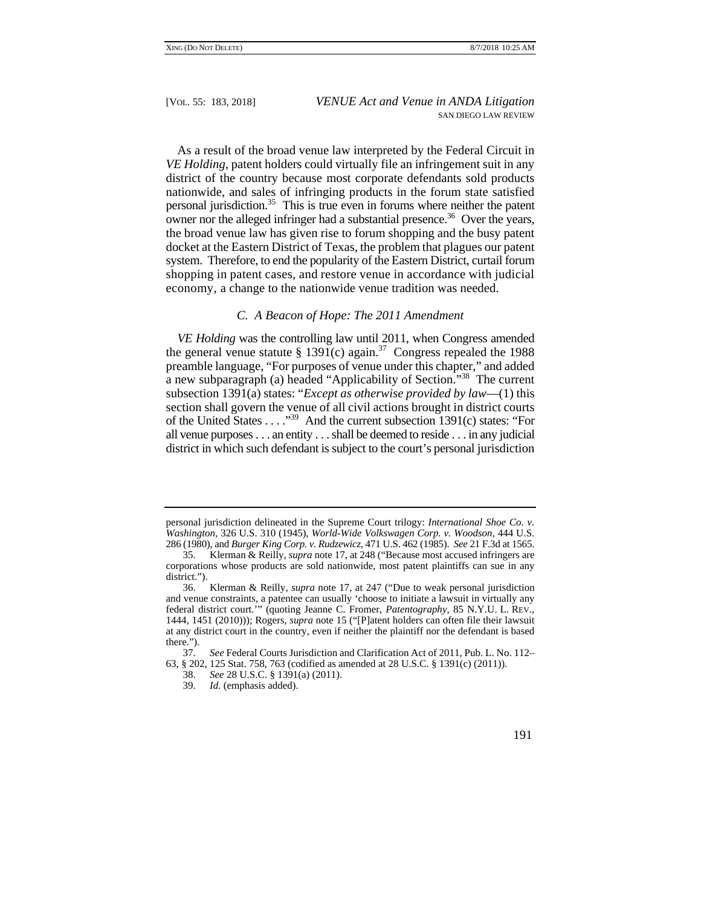As a result of the broad venue law interpreted by the Federal Circuit in *VE Holding*, patent holders could virtually file an infringement suit in any district of the country because most corporate defendants sold products nationwide, and sales of infringing products in the forum state satisfied personal jurisdiction.[35] This is true even in forums where neither the patent owner nor the alleged infringer had a substantial presence.[36] Over the years, the broad venue law has given rise to forum shopping and the busy patent docket at the Eastern District of Texas, the problem that plagues our patent system. Therefore, to end the popularity of the Eastern District, curtail forum shopping in patent cases, and restore venue in accordance with judicial economy, a change to the nationwide venue tradition was needed.

### *C. A Beacon of Hope: The 2011 Amendment*

*VE Holding* was the controlling law until 2011, when Congress amended the general venue statute § 1391(c) again.[37] Congress repealed the 1988 preamble language, "For purposes of venue under this chapter," and added a new subparagraph (a) headed "Applicability of Section."[38] The current subsection 1391(a) states: "*Except as otherwise provided by law*—(1) this section shall govern the venue of all civil actions brought in district courts of the United States . . . ."[39] And the current subsection 1391(c) states: "For all venue purposes . . . an entity . . . shall be deemed to reside . . . in any judicial district in which such defendant is subject to the court's personal jurisdiction

---

personal jurisdiction delineated in the Supreme Court trilogy: *International Shoe Co. v. Washington*, 326 U.S. 310 (1945), *World-Wide Volkswagen Corp. v. Woodson*, 444 U.S. 286 (1980), and *Burger King Corp. v. Rudzewicz*, 471 U.S. 462 (1985). *See* 21 F.3d at 1565.

35. Klerman & Reilly, *supra* note 17, at 248 ("Because most accused infringers are corporations whose products are sold nationwide, most patent plaintiffs can sue in any district.").

36. Klerman & Reilly, *supra* note 17, at 247 ("Due to weak personal jurisdiction and venue constraints, a patentee can usually 'choose to initiate a lawsuit in virtually any federal district court.'" (quoting Jeanne C. Fromer, *Patentography*, 85 N.Y.U. L. REV., 1444, 1451 (2010))); Rogers, *supra* note 15 ("[P]atent holders can often file their lawsuit at any district court in the country, even if neither the plaintiff nor the defendant is based there.").

37. *See* Federal Courts Jurisdiction and Clarification Act of 2011, Pub. L. No. 112–63, § 202, 125 Stat. 758, 763 (codified as amended at 28 U.S.C. § 1391(c) (2011)).

38. *See* 28 U.S.C. § 1391(a) (2011).

39. *Id.* (emphasis added).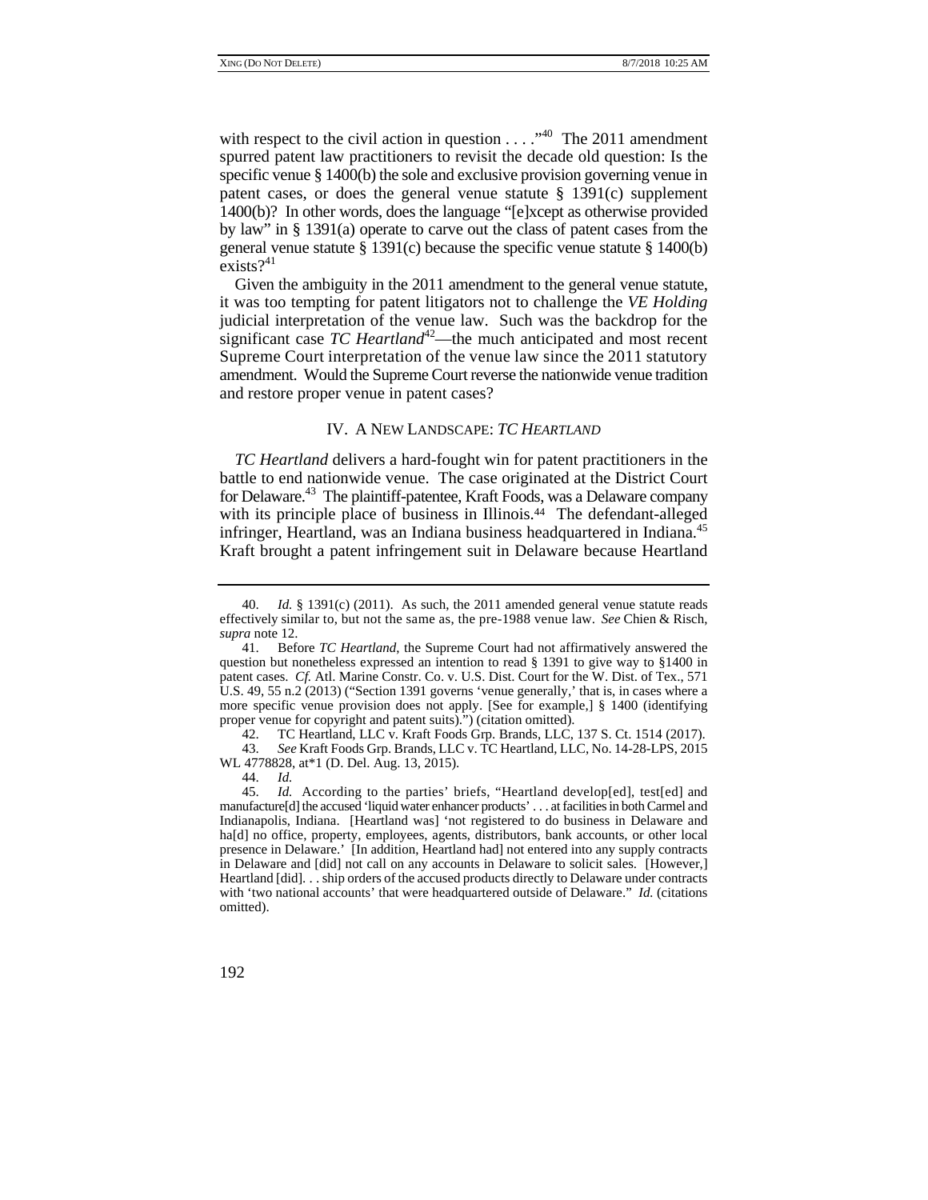with respect to the civil action in question . . . ."[40] The 2011 amendment spurred patent law practitioners to revisit the decade old question: Is the specific venue § 1400(b) the sole and exclusive provision governing venue in patent cases, or does the general venue statute § 1391(c) supplement 1400(b)? In other words, does the language "[e]xcept as otherwise provided by law" in § 1391(a) operate to carve out the class of patent cases from the general venue statute § 1391(c) because the specific venue statute § 1400(b) exists?[41]

Given the ambiguity in the 2011 amendment to the general venue statute, it was too tempting for patent litigators not to challenge the *VE Holding* judicial interpretation of the venue law. Such was the backdrop for the significant case *TC Heartland*[42]—the much anticipated and most recent Supreme Court interpretation of the venue law since the 2011 statutory amendment. Would the Supreme Court reverse the nationwide venue tradition and restore proper venue in patent cases?

## IV. A New Landscape: *TC Heartland*

*TC Heartland* delivers a hard-fought win for patent practitioners in the battle to end nationwide venue. The case originated at the District Court for Delaware.[43] The plaintiff-patentee, Kraft Foods, was a Delaware company with its principle place of business in Illinois.[44] The defendant-alleged infringer, Heartland, was an Indiana business headquartered in Indiana.[45] Kraft brought a patent infringement suit in Delaware because Heartland

---

40. *Id.* § 1391(c) (2011). As such, the 2011 amended general venue statute reads effectively similar to, but not the same as, the pre-1988 venue law. *See* Chien & Risch, *supra* note 12.

41. Before *TC Heartland*, the Supreme Court had not affirmatively answered the question but nonetheless expressed an intention to read § 1391 to give way to §1400 in patent cases. *Cf.* Atl. Marine Constr. Co. v. U.S. Dist. Court for the W. Dist. of Tex., 571 U.S. 49, 55 n.2 (2013) ("Section 1391 governs 'venue generally,' that is, in cases where a more specific venue provision does not apply. [See for example,] § 1400 (identifying proper venue for copyright and patent suits).") (citation omitted).

42. TC Heartland, LLC v. Kraft Foods Grp. Brands, LLC, 137 S. Ct. 1514 (2017).

43. *See* Kraft Foods Grp. Brands, LLC v. TC Heartland, LLC, No. 14-28-LPS, 2015 WL 4778828, at*1 (D. Del. Aug. 13, 2015).

44. *Id.*

45. *Id.* According to the parties' briefs, "Heartland develop[ed], test[ed] and manufacture[d] the accused 'liquid water enhancer products' . . . at facilities in both Carmel and Indianapolis, Indiana. [Heartland was] 'not registered to do business in Delaware and ha[d] no office, property, employees, agents, distributors, bank accounts, or other local presence in Delaware.' [In addition, Heartland had] not entered into any supply contracts in Delaware and [did] not call on any accounts in Delaware to solicit sales. [However,] Heartland [did]. . . ship orders of the accused products directly to Delaware under contracts with 'two national accounts' that were headquartered outside of Delaware." *Id.* (citations omitted).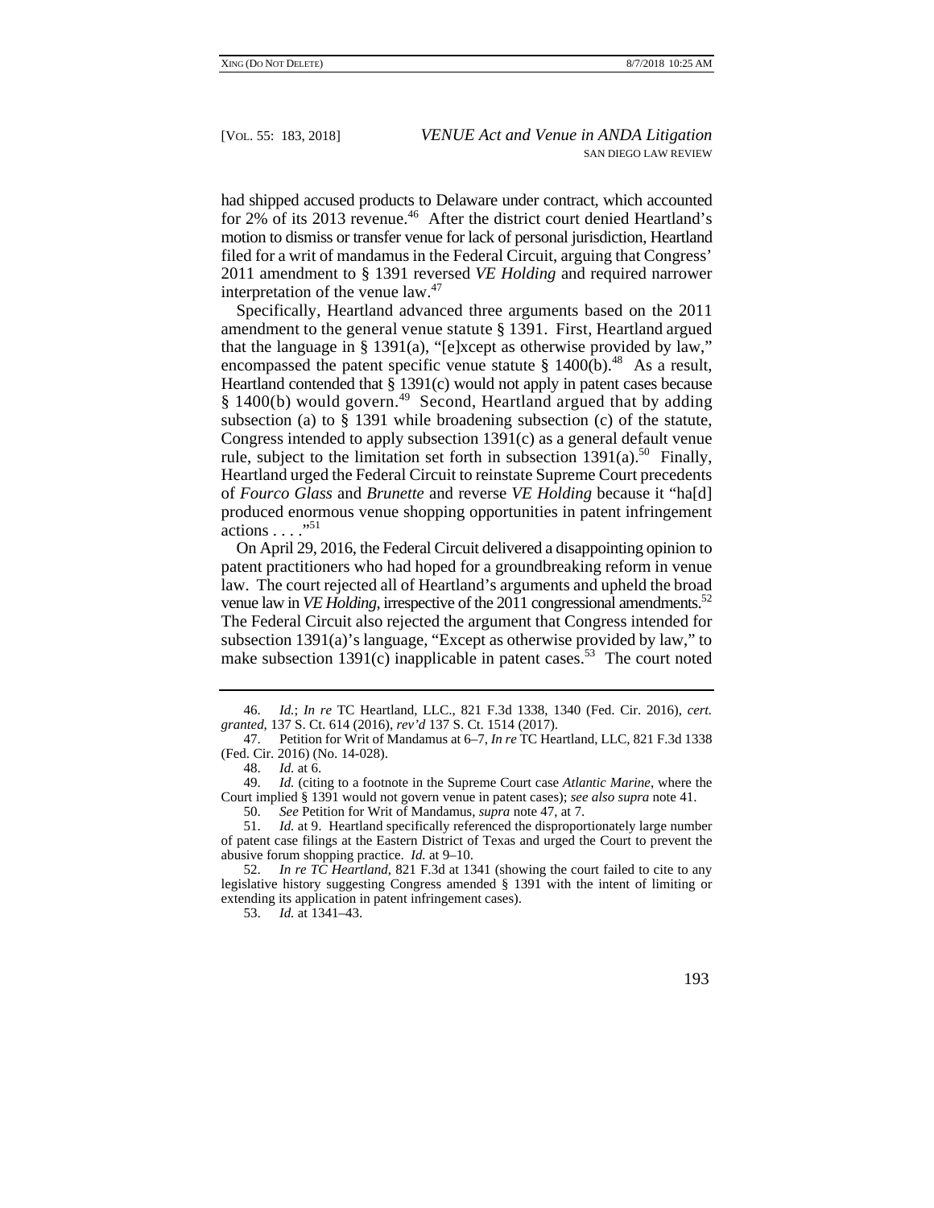had shipped accused products to Delaware under contract, which accounted for 2% of its 2013 revenue.[46] After the district court denied Heartland's motion to dismiss or transfer venue for lack of personal jurisdiction, Heartland filed for a writ of mandamus in the Federal Circuit, arguing that Congress' 2011 amendment to § 1391 reversed *VE Holding* and required narrower interpretation of the venue law.[47]

Specifically, Heartland advanced three arguments based on the 2011 amendment to the general venue statute § 1391. First, Heartland argued that the language in § 1391(a), "[e]xcept as otherwise provided by law," encompassed the patent specific venue statute § 1400(b).[48] As a result, Heartland contended that § 1391(c) would not apply in patent cases because § 1400(b) would govern.[49] Second, Heartland argued that by adding subsection (a) to § 1391 while broadening subsection (c) of the statute, Congress intended to apply subsection 1391(c) as a general default venue rule, subject to the limitation set forth in subsection 1391(a).[50] Finally, Heartland urged the Federal Circuit to reinstate Supreme Court precedents of *Fourco Glass* and *Brunette* and reverse *VE Holding* because it "ha[d] produced enormous venue shopping opportunities in patent infringement actions . . . ."[51]

On April 29, 2016, the Federal Circuit delivered a disappointing opinion to patent practitioners who had hoped for a groundbreaking reform in venue law. The court rejected all of Heartland's arguments and upheld the broad venue law in *VE Holding*, irrespective of the 2011 congressional amendments.[52] The Federal Circuit also rejected the argument that Congress intended for subsection 1391(a)'s language, "Except as otherwise provided by law," to make subsection 1391(c) inapplicable in patent cases.[53] The court noted

---

46. *Id.*; *In re* TC Heartland, LLC., 821 F.3d 1338, 1340 (Fed. Cir. 2016), *cert. granted*, 137 S. Ct. 614 (2016), *rev'd* 137 S. Ct. 1514 (2017).

47. Petition for Writ of Mandamus at 6–7, *In re* TC Heartland, LLC, 821 F.3d 1338 (Fed. Cir. 2016) (No. 14-028).

48. *Id.* at 6.

49. *Id.* (citing to a footnote in the Supreme Court case *Atlantic Marine*, where the Court implied § 1391 would not govern venue in patent cases); *see also supra* note 41.

50. *See* Petition for Writ of Mandamus, *supra* note 47, at 7.

51. *Id.* at 9. Heartland specifically referenced the disproportionately large number of patent case filings at the Eastern District of Texas and urged the Court to prevent the abusive forum shopping practice. *Id.* at 9–10.

52. *In re TC Heartland*, 821 F.3d at 1341 (showing the court failed to cite to any legislative history suggesting Congress amended § 1391 with the intent of limiting or extending its application in patent infringement cases).

53. *Id.* at 1341–43.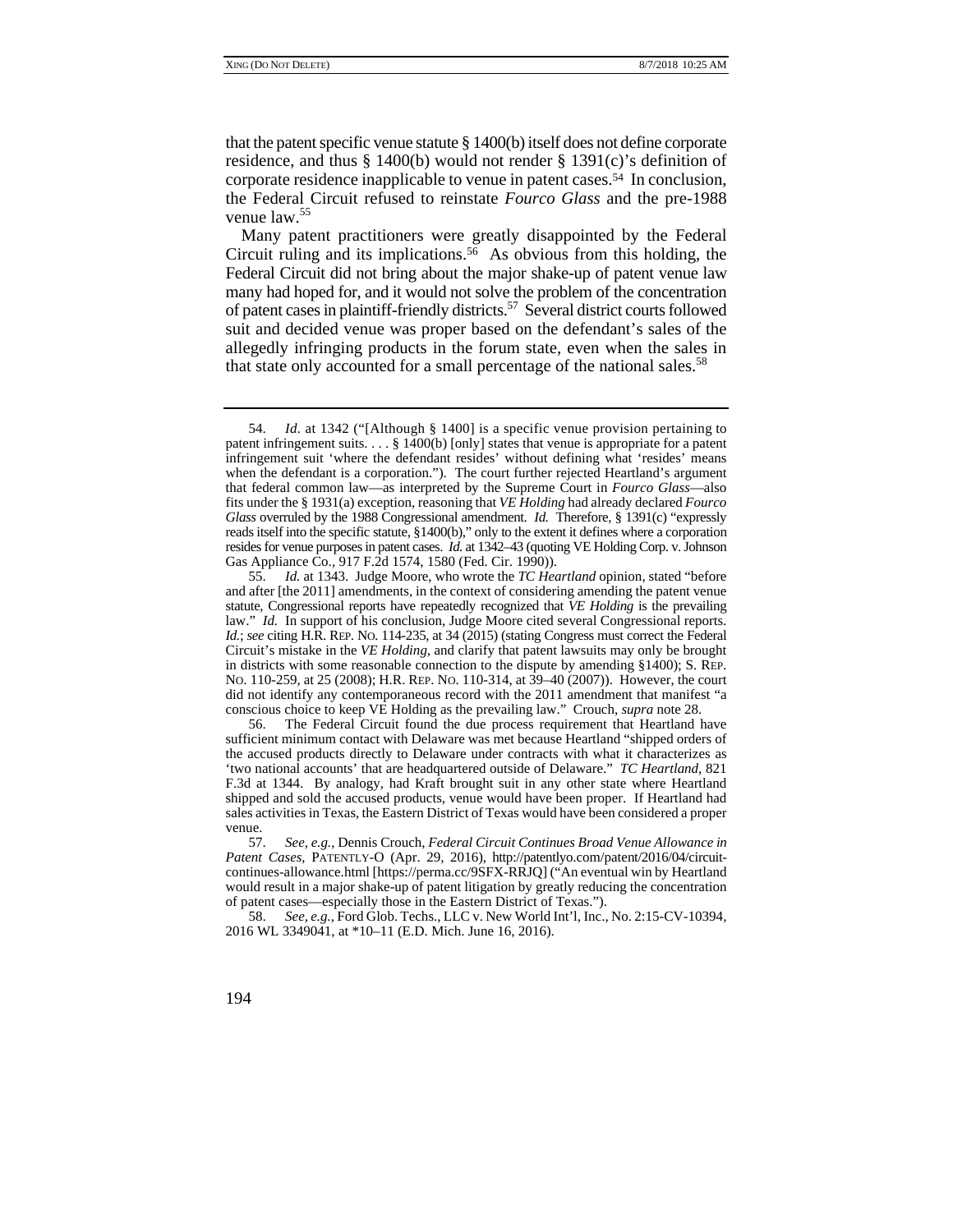that the patent specific venue statute § 1400(b) itself does not define corporate residence, and thus § 1400(b) would not render § 1391(c)'s definition of corporate residence inapplicable to venue in patent cases.[54] In conclusion, the Federal Circuit refused to reinstate *Fourco Glass* and the pre-1988 venue law.[55]

Many patent practitioners were greatly disappointed by the Federal Circuit ruling and its implications.[56] As obvious from this holding, the Federal Circuit did not bring about the major shake-up of patent venue law many had hoped for, and it would not solve the problem of the concentration of patent cases in plaintiff-friendly districts.[57] Several district courts followed suit and decided venue was proper based on the defendant's sales of the allegedly infringing products in the forum state, even when the sales in that state only accounted for a small percentage of the national sales.[58]

---

54. *Id.* at 1342 ("[Although § 1400] is a specific venue provision pertaining to patent infringement suits. . . . § 1400(b) [only] states that venue is appropriate for a patent infringement suit 'where the defendant resides' without defining what 'resides' means when the defendant is a corporation."). The court further rejected Heartland's argument that federal common law—as interpreted by the Supreme Court in *Fourco Glass*—also fits under the § 1931(a) exception, reasoning that *VE Holding* had already declared *Fourco Glass* overruled by the 1988 Congressional amendment. *Id.* Therefore, § 1391(c) "expressly reads itself into the specific statute, §1400(b)," only to the extent it defines where a corporation resides for venue purposes in patent cases. *Id.* at 1342–43 (quoting VE Holding Corp. v. Johnson Gas Appliance Co., 917 F.2d 1574, 1580 (Fed. Cir. 1990)).

55. *Id.* at 1343. Judge Moore, who wrote the *TC Heartland* opinion, stated "before and after [the 2011] amendments, in the context of considering amending the patent venue statute, Congressional reports have repeatedly recognized that *VE Holding* is the prevailing law." *Id.* In support of his conclusion, Judge Moore cited several Congressional reports. *Id.*; *see* citing H.R. REP. NO. 114-235, at 34 (2015) (stating Congress must correct the Federal Circuit's mistake in the *VE Holding*, and clarify that patent lawsuits may only be brought in districts with some reasonable connection to the dispute by amending §1400); S. REP. NO. 110-259, at 25 (2008); H.R. REP. NO. 110-314, at 39–40 (2007)). However, the court did not identify any contemporaneous record with the 2011 amendment that manifest "a conscious choice to keep VE Holding as the prevailing law." Crouch, *supra* note 28.

56. The Federal Circuit found the due process requirement that Heartland have sufficient minimum contact with Delaware was met because Heartland "shipped orders of the accused products directly to Delaware under contracts with what it characterizes as 'two national accounts' that are headquartered outside of Delaware." *TC Heartland*, 821 F.3d at 1344. By analogy, had Kraft brought suit in any other state where Heartland shipped and sold the accused products, venue would have been proper. If Heartland had sales activities in Texas, the Eastern District of Texas would have been considered a proper venue.

57. *See, e.g.*, Dennis Crouch, *Federal Circuit Continues Broad Venue Allowance in Patent Cases*, PATENTLY-O (Apr. 29, 2016), http://patentlyo.com/patent/2016/04/circuit-continues-allowance.html [https://perma.cc/9SFX-RRJQ] ("An eventual win by Heartland would result in a major shake-up of patent litigation by greatly reducing the concentration of patent cases—especially those in the Eastern District of Texas.").

58. *See, e.g.*, Ford Glob. Techs., LLC v. New World Int'l, Inc., No. 2:15-CV-10394, 2016 WL 3349041, at *10–11 (E.D. Mich. June 16, 2016).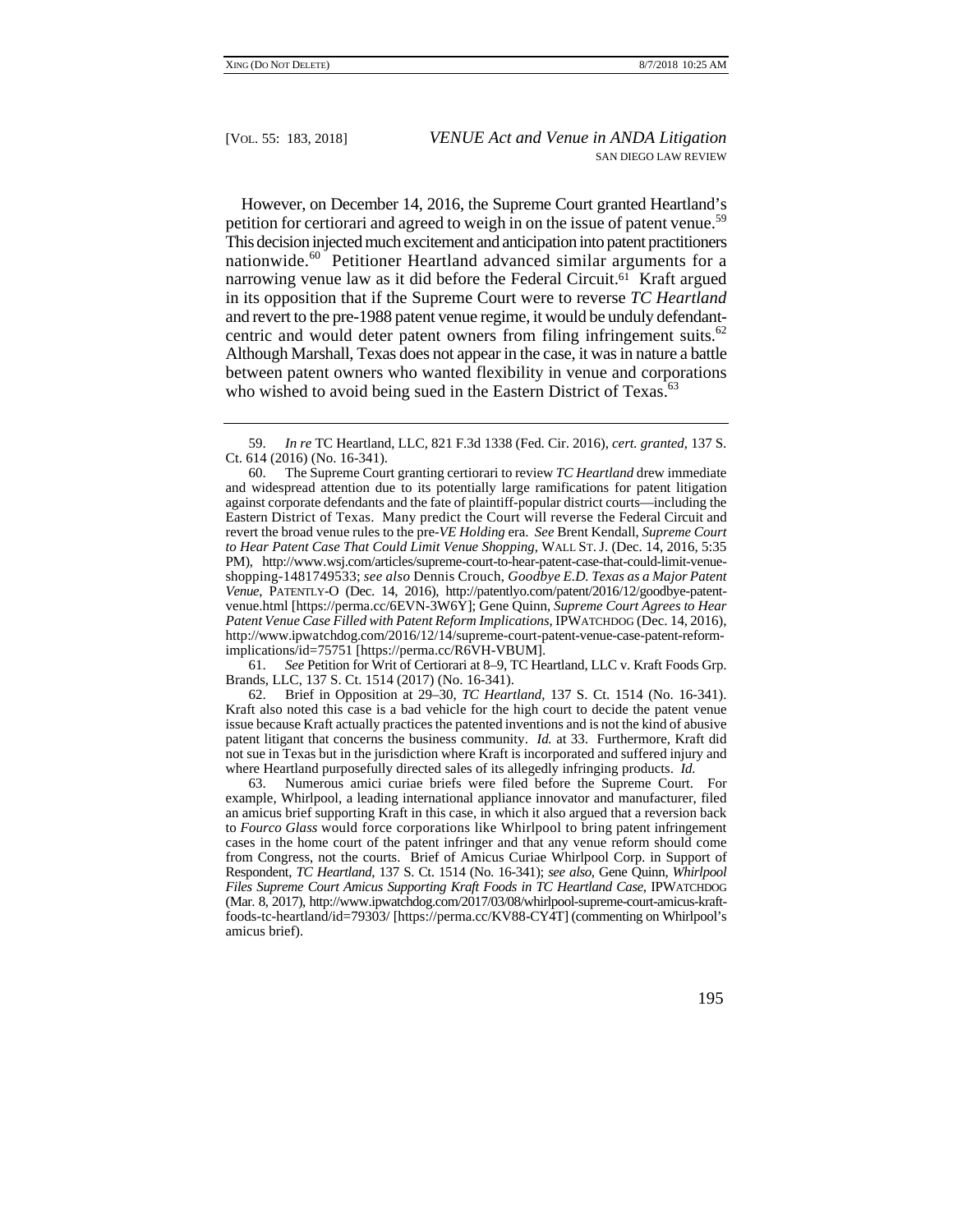However, on December 14, 2016, the Supreme Court granted Heartland's petition for certiorari and agreed to weigh in on the issue of patent venue.[59] This decision injected much excitement and anticipation into patent practitioners nationwide.[60] Petitioner Heartland advanced similar arguments for a narrowing venue law as it did before the Federal Circuit.[61] Kraft argued in its opposition that if the Supreme Court were to reverse *TC Heartland* and revert to the pre-1988 patent venue regime, it would be unduly defendant-centric and would deter patent owners from filing infringement suits.[62] Although Marshall, Texas does not appear in the case, it was in nature a battle between patent owners who wanted flexibility in venue and corporations who wished to avoid being sued in the Eastern District of Texas.[63]

---

59. *In re* TC Heartland, LLC, 821 F.3d 1338 (Fed. Cir. 2016), *cert. granted*, 137 S. Ct. 614 (2016) (No. 16-341).

60. The Supreme Court granting certiorari to review *TC Heartland* drew immediate and widespread attention due to its potentially large ramifications for patent litigation against corporate defendants and the fate of plaintiff-popular district courts—including the Eastern District of Texas. Many predict the Court will reverse the Federal Circuit and revert the broad venue rules to the pre-*VE Holding* era. *See* Brent Kendall, *Supreme Court to Hear Patent Case That Could Limit Venue Shopping*, WALL ST. J. (Dec. 14, 2016, 5:35 PM), http://www.wsj.com/articles/supreme-court-to-hear-patent-case-that-could-limit-venue-shopping-1481749533; *see also* Dennis Crouch, *Goodbye E.D. Texas as a Major Patent Venue*, PATENTLY-O (Dec. 14, 2016), http://patentlyo.com/patent/2016/12/goodbye-patent-venue.html [https://perma.cc/6EVN-3W6Y]; Gene Quinn, *Supreme Court Agrees to Hear Patent Venue Case Filled with Patent Reform Implications*, IPWATCHDOG (Dec. 14, 2016), http://www.ipwatchdog.com/2016/12/14/supreme-court-patent-venue-case-patent-reform-implications/id=75751 [https://perma.cc/R6VH-VBUM].

61. *See* Petition for Writ of Certiorari at 8–9, TC Heartland, LLC v. Kraft Foods Grp. Brands, LLC, 137 S. Ct. 1514 (2017) (No. 16-341).

62. Brief in Opposition at 29–30, *TC Heartland*, 137 S. Ct. 1514 (No. 16-341). Kraft also noted this case is a bad vehicle for the high court to decide the patent venue issue because Kraft actually practices the patented inventions and is not the kind of abusive patent litigant that concerns the business community. *Id.* at 33. Furthermore, Kraft did not sue in Texas but in the jurisdiction where Kraft is incorporated and suffered injury and where Heartland purposefully directed sales of its allegedly infringing products. *Id.*

63. Numerous amici curiae briefs were filed before the Supreme Court. For example, Whirlpool, a leading international appliance innovator and manufacturer, filed an amicus brief supporting Kraft in this case, in which it also argued that a reversion back to *Fourco Glass* would force corporations like Whirlpool to bring patent infringement cases in the home court of the patent infringer and that any venue reform should come from Congress, not the courts. Brief of Amicus Curiae Whirlpool Corp. in Support of Respondent, *TC Heartland*, 137 S. Ct. 1514 (No. 16-341); *see also*, Gene Quinn, *Whirlpool Files Supreme Court Amicus Supporting Kraft Foods in TC Heartland Case*, IPWATCHDOG (Mar. 8, 2017), http://www.ipwatchdog.com/2017/03/08/whirlpool-supreme-court-amicus-kraft-foods-tc-heartland/id=79303/ [https://perma.cc/KV88-CY4T] (commenting on Whirlpool's amicus brief).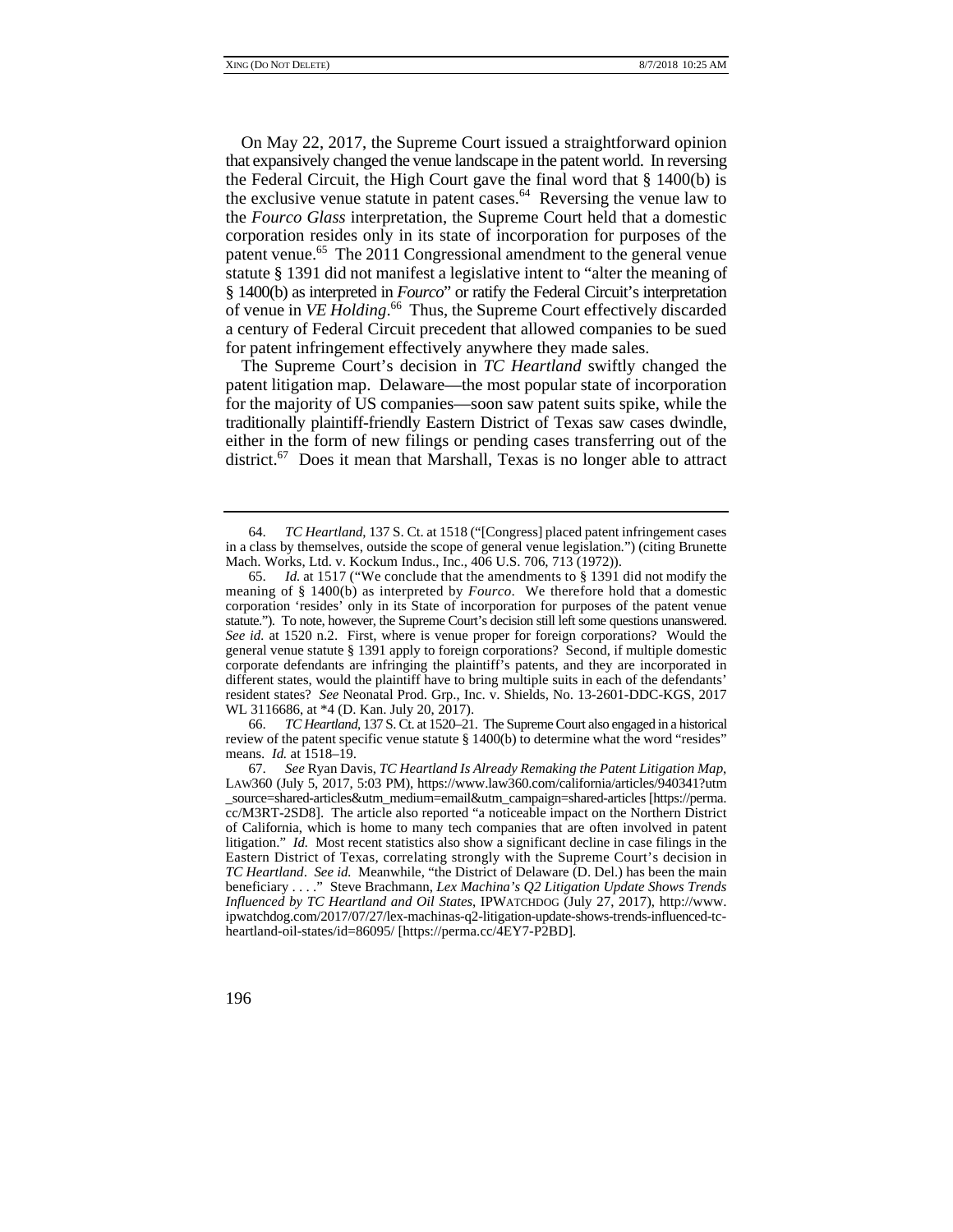On May 22, 2017, the Supreme Court issued a straightforward opinion that expansively changed the venue landscape in the patent world. In reversing the Federal Circuit, the High Court gave the final word that § 1400(b) is the exclusive venue statute in patent cases.[64] Reversing the venue law to the *Fourco Glass* interpretation, the Supreme Court held that a domestic corporation resides only in its state of incorporation for purposes of the patent venue.[65] The 2011 Congressional amendment to the general venue statute § 1391 did not manifest a legislative intent to "alter the meaning of § 1400(b) as interpreted in *Fourco*" or ratify the Federal Circuit's interpretation of venue in *VE Holding*.[66] Thus, the Supreme Court effectively discarded a century of Federal Circuit precedent that allowed companies to be sued for patent infringement effectively anywhere they made sales.

The Supreme Court's decision in *TC Heartland* swiftly changed the patent litigation map. Delaware—the most popular state of incorporation for the majority of US companies—soon saw patent suits spike, while the traditionally plaintiff-friendly Eastern District of Texas saw cases dwindle, either in the form of new filings or pending cases transferring out of the district.[67] Does it mean that Marshall, Texas is no longer able to attract

---

64. *TC Heartland*, 137 S. Ct. at 1518 ("[Congress] placed patent infringement cases in a class by themselves, outside the scope of general venue legislation.") (citing Brunette Mach. Works, Ltd. v. Kockum Indus., Inc., 406 U.S. 706, 713 (1972)).

65. *Id.* at 1517 ("We conclude that the amendments to § 1391 did not modify the meaning of § 1400(b) as interpreted by *Fourco*. We therefore hold that a domestic corporation 'resides' only in its State of incorporation for purposes of the patent venue statute."). To note, however, the Supreme Court's decision still left some questions unanswered. *See id.* at 1520 n.2. First, where is venue proper for foreign corporations? Would the general venue statute § 1391 apply to foreign corporations? Second, if multiple domestic corporate defendants are infringing the plaintiff's patents, and they are incorporated in different states, would the plaintiff have to bring multiple suits in each of the defendants' resident states? *See* Neonatal Prod. Grp., Inc. v. Shields, No. 13-2601-DDC-KGS, 2017 WL 3116686, at *4 (D. Kan. July 20, 2017).

66. *TC Heartland*, 137 S. Ct. at 1520–21. The Supreme Court also engaged in a historical review of the patent specific venue statute § 1400(b) to determine what the word "resides" means. *Id.* at 1518–19.

67. *See* Ryan Davis, *TC Heartland Is Already Remaking the Patent Litigation Map*, LAW360 (July 5, 2017, 5:03 PM), https://www.law360.com/california/articles/940341?utm_source=shared-articles&utm_medium=email&utm_campaign=shared-articles [https://perma.cc/M3RT-2SD8]. The article also reported "a noticeable impact on the Northern District of California, which is home to many tech companies that are often involved in patent litigation." *Id.* Most recent statistics also show a significant decline in case filings in the Eastern District of Texas, correlating strongly with the Supreme Court's decision in *TC Heartland*. *See id.* Meanwhile, "the District of Delaware (D. Del.) has been the main beneficiary . . . ." Steve Brachmann, *Lex Machina's Q2 Litigation Update Shows Trends Influenced by TC Heartland and Oil States*, IPWATCHDOG (July 27, 2017), http://www.ipwatchdog.com/2017/07/27/lex-machinas-q2-litigation-update-shows-trends-influenced-tc-heartland-oil-states/id=86095/ [https://perma.cc/4EY7-P2BD].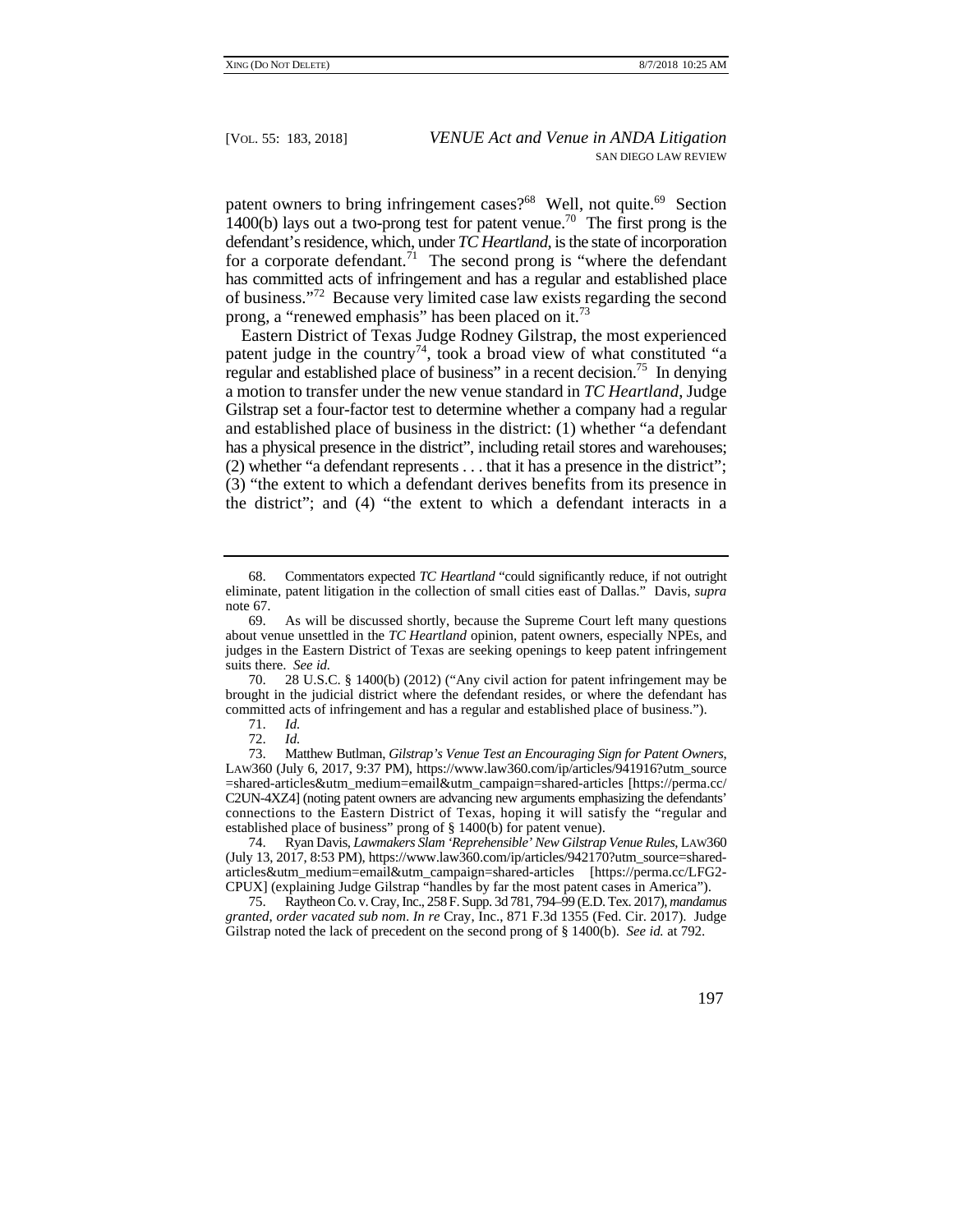patent owners to bring infringement cases?[68] Well, not quite.[69] Section 1400(b) lays out a two-prong test for patent venue.[70] The first prong is the defendant's residence, which, under *TC Heartland*, is the state of incorporation for a corporate defendant.[71] The second prong is "where the defendant has committed acts of infringement and has a regular and established place of business."[72] Because very limited case law exists regarding the second prong, a "renewed emphasis" has been placed on it.[73]

Eastern District of Texas Judge Rodney Gilstrap, the most experienced patent judge in the country[74], took a broad view of what constituted "a regular and established place of business" in a recent decision.[75] In denying a motion to transfer under the new venue standard in *TC Heartland*, Judge Gilstrap set a four-factor test to determine whether a company had a regular and established place of business in the district: (1) whether "a defendant has a physical presence in the district", including retail stores and warehouses; (2) whether "a defendant represents . . . that it has a presence in the district"; (3) "the extent to which a defendant derives benefits from its presence in the district"; and (4) "the extent to which a defendant interacts in a

---

68. Commentators expected *TC Heartland* "could significantly reduce, if not outright eliminate, patent litigation in the collection of small cities east of Dallas." Davis, *supra* note 67.

69. As will be discussed shortly, because the Supreme Court left many questions about venue unsettled in the *TC Heartland* opinion, patent owners, especially NPEs, and judges in the Eastern District of Texas are seeking openings to keep patent infringement suits there. *See id.*

70. 28 U.S.C. § 1400(b) (2012) ("Any civil action for patent infringement may be brought in the judicial district where the defendant resides, or where the defendant has committed acts of infringement and has a regular and established place of business.").

71. *Id.*

72. *Id.*

73. Matthew Butlman, *Gilstrap's Venue Test an Encouraging Sign for Patent Owners*, LAW360 (July 6, 2017, 9:37 PM), https://www.law360.com/ip/articles/941916?utm_source=shared-articles&utm_medium=email&utm_campaign=shared-articles [https://perma.cc/C2UN-4XZ4] (noting patent owners are advancing new arguments emphasizing the defendants' connections to the Eastern District of Texas, hoping it will satisfy the "regular and established place of business" prong of § 1400(b) for patent venue).

74. Ryan Davis, *Lawmakers Slam 'Reprehensible' New Gilstrap Venue Rules*, LAW360 (July 13, 2017, 8:53 PM), https://www.law360.com/ip/articles/942170?utm_source=shared-articles&utm_medium=email&utm_campaign=shared-articles [https://perma.cc/LFG2-CPUX] (explaining Judge Gilstrap "handles by far the most patent cases in America").

75. Raytheon Co. v. Cray, Inc., 258 F. Supp. 3d 781, 794–99 (E.D. Tex. 2017), *mandamus granted*, *order vacated sub nom*. *In re* Cray, Inc., 871 F.3d 1355 (Fed. Cir. 2017). Judge Gilstrap noted the lack of precedent on the second prong of § 1400(b). *See id.* at 792.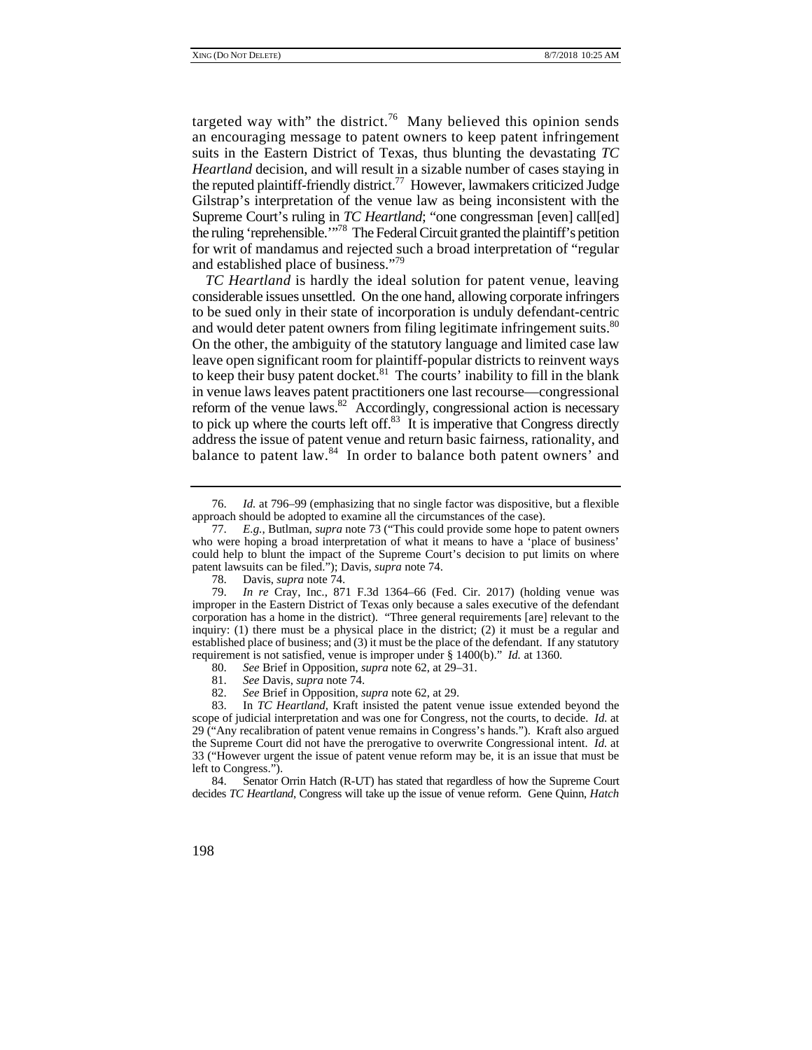targeted way with" the district.[76] Many believed this opinion sends an encouraging message to patent owners to keep patent infringement suits in the Eastern District of Texas, thus blunting the devastating *TC Heartland* decision, and will result in a sizable number of cases staying in the reputed plaintiff-friendly district.[77] However, lawmakers criticized Judge Gilstrap's interpretation of the venue law as being inconsistent with the Supreme Court's ruling in *TC Heartland*; "one congressman [even] call[ed] the ruling 'reprehensible.'"[78] The Federal Circuit granted the plaintiff's petition for writ of mandamus and rejected such a broad interpretation of "regular and established place of business."[79]

*TC Heartland* is hardly the ideal solution for patent venue, leaving considerable issues unsettled. On the one hand, allowing corporate infringers to be sued only in their state of incorporation is unduly defendant-centric and would deter patent owners from filing legitimate infringement suits.[80] On the other, the ambiguity of the statutory language and limited case law leave open significant room for plaintiff-popular districts to reinvent ways to keep their busy patent docket.[81] The courts' inability to fill in the blank in venue laws leaves patent practitioners one last recourse—congressional reform of the venue laws.[82] Accordingly, congressional action is necessary to pick up where the courts left off.[83] It is imperative that Congress directly address the issue of patent venue and return basic fairness, rationality, and balance to patent law.[84] In order to balance both patent owners' and

---

76. *Id.* at 796–99 (emphasizing that no single factor was dispositive, but a flexible approach should be adopted to examine all the circumstances of the case).

77. *E.g.*, Butlman, *supra* note 73 ("This could provide some hope to patent owners who were hoping a broad interpretation of what it means to have a 'place of business' could help to blunt the impact of the Supreme Court's decision to put limits on where patent lawsuits can be filed."); Davis, *supra* note 74.

78. Davis, *supra* note 74.

79. *In re* Cray, Inc., 871 F.3d 1364–66 (Fed. Cir. 2017) (holding venue was improper in the Eastern District of Texas only because a sales executive of the defendant corporation has a home in the district). "Three general requirements [are] relevant to the inquiry: (1) there must be a physical place in the district; (2) it must be a regular and established place of business; and (3) it must be the place of the defendant. If any statutory requirement is not satisfied, venue is improper under § 1400(b)." *Id.* at 1360.

80. *See* Brief in Opposition, *supra* note 62, at 29–31.

81. *See* Davis, *supra* note 74.

82. *See* Brief in Opposition, *supra* note 62, at 29.

83. In *TC Heartland*, Kraft insisted the patent venue issue extended beyond the scope of judicial interpretation and was one for Congress, not the courts, to decide. *Id.* at 29 ("Any recalibration of patent venue remains in Congress's hands."). Kraft also argued the Supreme Court did not have the prerogative to overwrite Congressional intent. *Id.* at 33 ("However urgent the issue of patent venue reform may be, it is an issue that must be left to Congress.").

84. Senator Orrin Hatch (R-UT) has stated that regardless of how the Supreme Court decides *TC Heartland*, Congress will take up the issue of venue reform. Gene Quinn, *Hatch*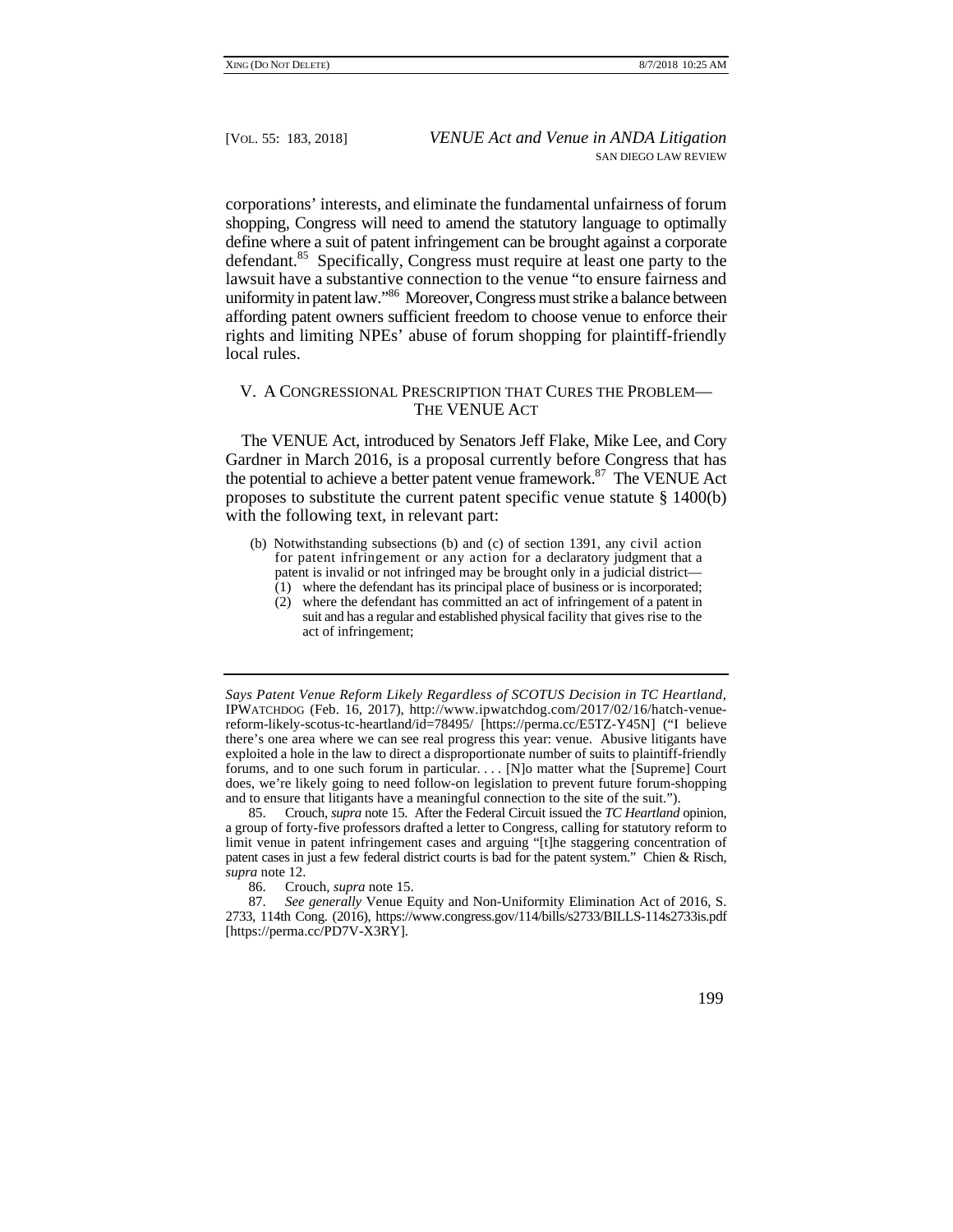corporations' interests, and eliminate the fundamental unfairness of forum shopping, Congress will need to amend the statutory language to optimally define where a suit of patent infringement can be brought against a corporate defendant.[85] Specifically, Congress must require at least one party to the lawsuit have a substantive connection to the venue "to ensure fairness and uniformity in patent law."[86] Moreover, Congress must strike a balance between affording patent owners sufficient freedom to choose venue to enforce their rights and limiting NPEs' abuse of forum shopping for plaintiff-friendly local rules.

## V. A Congressional Prescription that Cures the Problem—The VENUE Act

The VENUE Act, introduced by Senators Jeff Flake, Mike Lee, and Cory Gardner in March 2016, is a proposal currently before Congress that has the potential to achieve a better patent venue framework.[87] The VENUE Act proposes to substitute the current patent specific venue statute § 1400(b) with the following text, in relevant part:

> (b) Notwithstanding subsections (b) and (c) of section 1391, any civil action for patent infringement or any action for a declaratory judgment that a patent is invalid or not infringed may be brought only in a judicial district—
> (1) where the defendant has its principal place of business or is incorporated;
> (2) where the defendant has committed an act of infringement of a patent in suit and has a regular and established physical facility that gives rise to the act of infringement;

---

*Says Patent Venue Reform Likely Regardless of SCOTUS Decision in TC Heartland*, IPWATCHDOG (Feb. 16, 2017), http://www.ipwatchdog.com/2017/02/16/hatch-venue-reform-likely-scotus-tc-heartland/id=78495/ [https://perma.cc/E5TZ-Y45N] ("I believe there's one area where we can see real progress this year: venue. Abusive litigants have exploited a hole in the law to direct a disproportionate number of suits to plaintiff-friendly forums, and to one such forum in particular. . . . [N]o matter what the [Supreme] Court does, we're likely going to need follow-on legislation to prevent future forum-shopping and to ensure that litigants have a meaningful connection to the site of the suit.").

85. Crouch, *supra* note 15. After the Federal Circuit issued the *TC Heartland* opinion, a group of forty-five professors drafted a letter to Congress, calling for statutory reform to limit venue in patent infringement cases and arguing "[t]he staggering concentration of patent cases in just a few federal district courts is bad for the patent system." Chien & Risch, *supra* note 12.

86. Crouch, *supra* note 15.

87. *See generally* Venue Equity and Non-Uniformity Elimination Act of 2016, S. 2733, 114th Cong. (2016), https://www.congress.gov/114/bills/s2733/BILLS-114s2733is.pdf [https://perma.cc/PD7V-X3RY].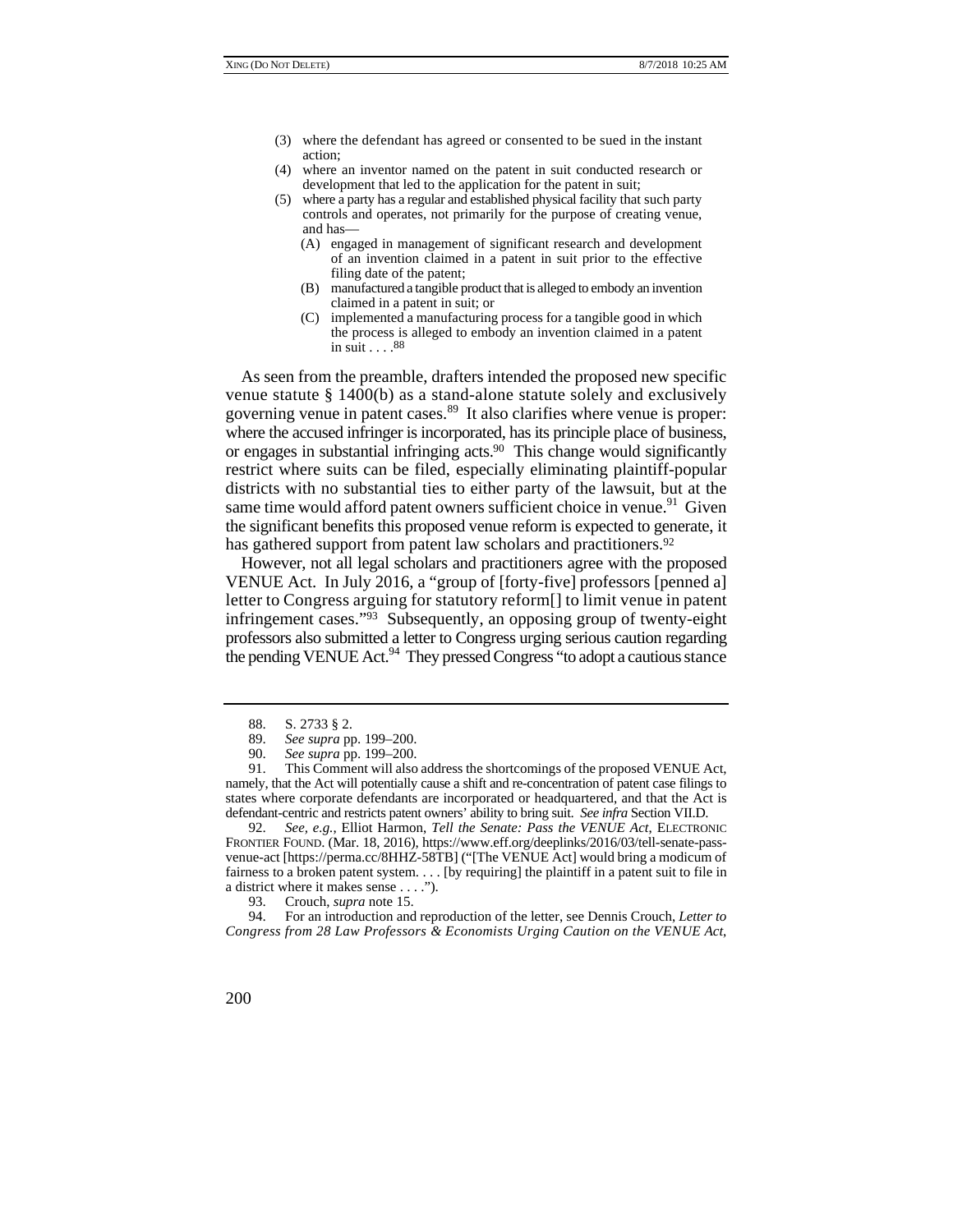(3) where the defendant has agreed or consented to be sued in the instant action;

(4) where an inventor named on the patent in suit conducted research or development that led to the application for the patent in suit;

(5) where a party has a regular and established physical facility that such party controls and operates, not primarily for the purpose of creating venue, and has—

  (A) engaged in management of significant research and development of an invention claimed in a patent in suit prior to the effective filing date of the patent;

  (B) manufactured a tangible product that is alleged to embody an invention claimed in a patent in suit; or

  (C) implemented a manufacturing process for a tangible good in which the process is alleged to embody an invention claimed in a patent in suit . . . .[88]

As seen from the preamble, drafters intended the proposed new specific venue statute § 1400(b) as a stand-alone statute solely and exclusively governing venue in patent cases.[89] It also clarifies where venue is proper: where the accused infringer is incorporated, has its principle place of business, or engages in substantial infringing acts.[90] This change would significantly restrict where suits can be filed, especially eliminating plaintiff-popular districts with no substantial ties to either party of the lawsuit, but at the same time would afford patent owners sufficient choice in venue.[91] Given the significant benefits this proposed venue reform is expected to generate, it has gathered support from patent law scholars and practitioners.[92]

However, not all legal scholars and practitioners agree with the proposed VENUE Act. In July 2016, a "group of [forty-five] professors [penned a] letter to Congress arguing for statutory reform[] to limit venue in patent infringement cases."[93] Subsequently, an opposing group of twenty-eight professors also submitted a letter to Congress urging serious caution regarding the pending VENUE Act.[94] They pressed Congress "to adopt a cautious stance

---

88. S. 2733 § 2.

89. *See supra* pp. 199–200.

90. *See supra* pp. 199–200.

91. This Comment will also address the shortcomings of the proposed VENUE Act, namely, that the Act will potentially cause a shift and re-concentration of patent case filings to states where corporate defendants are incorporated or headquartered, and that the Act is defendant-centric and restricts patent owners' ability to bring suit. *See infra* Section VII.D.

92. *See, e.g.*, Elliot Harmon, *Tell the Senate: Pass the VENUE Act*, ELECTRONIC FRONTIER FOUND. (Mar. 18, 2016), https://www.eff.org/deeplinks/2016/03/tell-senate-pass-venue-act [https://perma.cc/8HHZ-58TB] ("[The VENUE Act] would bring a modicum of fairness to a broken patent system. . . . [by requiring] the plaintiff in a patent suit to file in a district where it makes sense . . . .").

93. Crouch, *supra* note 15.

94. For an introduction and reproduction of the letter, see Dennis Crouch, *Letter to Congress from 28 Law Professors & Economists Urging Caution on the VENUE Act*,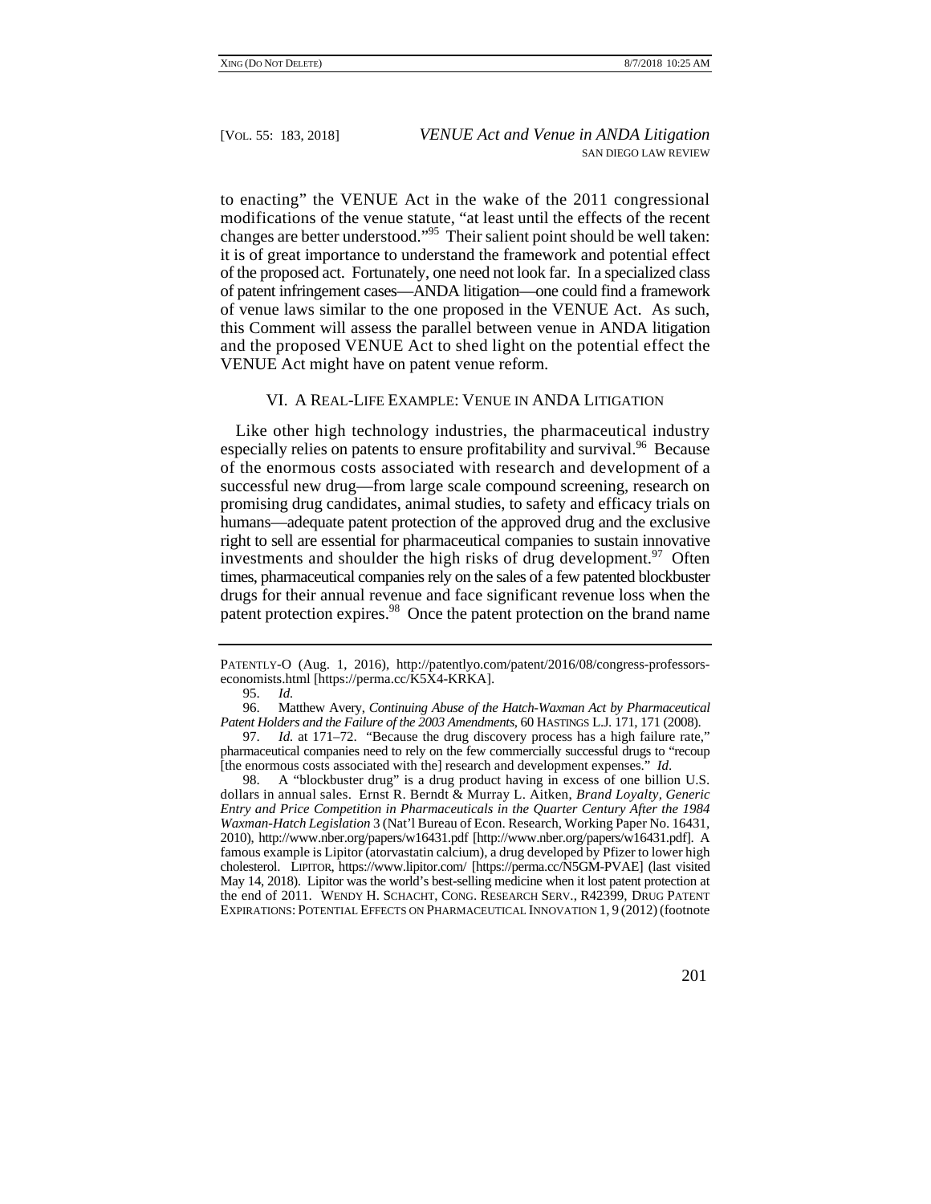to enacting" the VENUE Act in the wake of the 2011 congressional modifications of the venue statute, "at least until the effects of the recent changes are better understood."[95] Their salient point should be well taken: it is of great importance to understand the framework and potential effect of the proposed act. Fortunately, one need not look far. In a specialized class of patent infringement cases—ANDA litigation—one could find a framework of venue laws similar to the one proposed in the VENUE Act. As such, this Comment will assess the parallel between venue in ANDA litigation and the proposed VENUE Act to shed light on the potential effect the VENUE Act might have on patent venue reform.

## VI. A REAL-LIFE EXAMPLE: VENUE IN ANDA LITIGATION

Like other high technology industries, the pharmaceutical industry especially relies on patents to ensure profitability and survival.[96] Because of the enormous costs associated with research and development of a successful new drug—from large scale compound screening, research on promising drug candidates, animal studies, to safety and efficacy trials on humans—adequate patent protection of the approved drug and the exclusive right to sell are essential for pharmaceutical companies to sustain innovative investments and shoulder the high risks of drug development.[97] Often times, pharmaceutical companies rely on the sales of a few patented blockbuster drugs for their annual revenue and face significant revenue loss when the patent protection expires.[98] Once the patent protection on the brand name

---

PATENTLY-O (Aug. 1, 2016), http://patentlyo.com/patent/2016/08/congress-professors-economists.html [https://perma.cc/K5X4-KRKA].

95. *Id.*

96. Matthew Avery, *Continuing Abuse of the Hatch-Waxman Act by Pharmaceutical Patent Holders and the Failure of the 2003 Amendments*, 60 HASTINGS L.J. 171, 171 (2008).

97. *Id.* at 171–72. "Because the drug discovery process has a high failure rate," pharmaceutical companies need to rely on the few commercially successful drugs to "recoup [the enormous costs associated with the] research and development expenses." *Id.*

98. A "blockbuster drug" is a drug product having in excess of one billion U.S. dollars in annual sales. Ernst R. Berndt & Murray L. Aitken, *Brand Loyalty, Generic Entry and Price Competition in Pharmaceuticals in the Quarter Century After the 1984 Waxman-Hatch Legislation* 3 (Nat'l Bureau of Econ. Research, Working Paper No. 16431, 2010), http://www.nber.org/papers/w16431.pdf [http://www.nber.org/papers/w16431.pdf]. A famous example is Lipitor (atorvastatin calcium), a drug developed by Pfizer to lower high cholesterol. LIPITOR, https://www.lipitor.com/ [https://perma.cc/N5GM-PVAE] (last visited May 14, 2018). Lipitor was the world's best-selling medicine when it lost patent protection at the end of 2011. WENDY H. SCHACHT, CONG. RESEARCH SERV., R42399, DRUG PATENT EXPIRATIONS: POTENTIAL EFFECTS ON PHARMACEUTICAL INNOVATION 1, 9 (2012) (footnote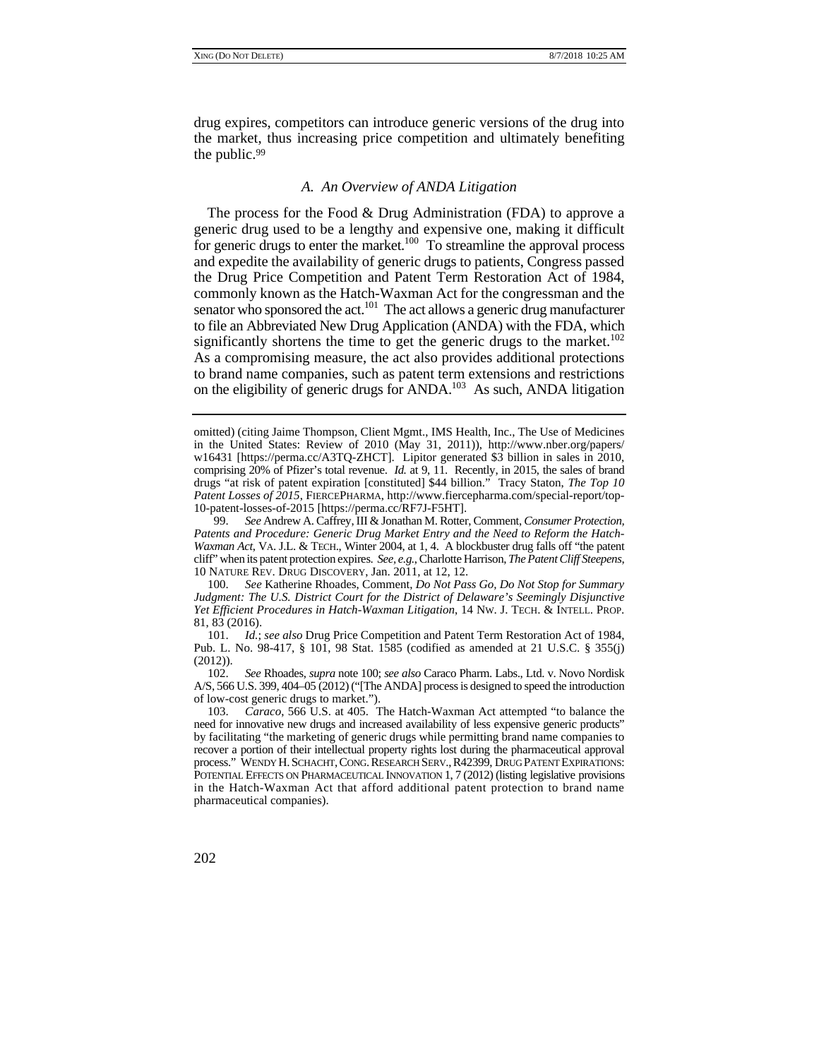drug expires, competitors can introduce generic versions of the drug into the market, thus increasing price competition and ultimately benefiting the public.[99]

### *A. An Overview of ANDA Litigation*

The process for the Food & Drug Administration (FDA) to approve a generic drug used to be a lengthy and expensive one, making it difficult for generic drugs to enter the market.[100] To streamline the approval process and expedite the availability of generic drugs to patients, Congress passed the Drug Price Competition and Patent Term Restoration Act of 1984, commonly known as the Hatch-Waxman Act for the congressman and the senator who sponsored the act.[101] The act allows a generic drug manufacturer to file an Abbreviated New Drug Application (ANDA) with the FDA, which significantly shortens the time to get the generic drugs to the market.[102] As a compromising measure, the act also provides additional protections to brand name companies, such as patent term extensions and restrictions on the eligibility of generic drugs for ANDA.[103] As such, ANDA litigation

---

omitted) (citing Jaime Thompson, Client Mgmt., IMS Health, Inc., The Use of Medicines in the United States: Review of 2010 (May 31, 2011)), http://www.nber.org/papers/w16431 [https://perma.cc/A3TQ-ZHCT]. Lipitor generated $3 billion in sales in 2010, comprising 20% of Pfizer's total revenue. *Id.* at 9, 11. Recently, in 2015, the sales of brand drugs "at risk of patent expiration [constituted] $44 billion." Tracy Staton, *The Top 10 Patent Losses of 2015*, FIERCEPHARMA, http://www.fiercepharma.com/special-report/top-10-patent-losses-of-2015 [https://perma.cc/RF7J-F5HT].

99. *See* Andrew A. Caffrey, III & Jonathan M. Rotter, Comment, *Consumer Protection, Patents and Procedure: Generic Drug Market Entry and the Need to Reform the Hatch-Waxman Act*, VA. J.L. & TECH., Winter 2004, at 1, 4. A blockbuster drug falls off "the patent cliff" when its patent protection expires. *See, e.g.*, Charlotte Harrison, *The Patent Cliff Steepens*, 10 NATURE REV. DRUG DISCOVERY, Jan. 2011, at 12, 12.

100. *See* Katherine Rhoades, Comment, *Do Not Pass Go, Do Not Stop for Summary Judgment: The U.S. District Court for the District of Delaware's Seemingly Disjunctive Yet Efficient Procedures in Hatch-Waxman Litigation*, 14 NW. J. TECH. & INTELL. PROP. 81, 83 (2016).

101. *Id.*; *see also* Drug Price Competition and Patent Term Restoration Act of 1984, Pub. L. No. 98-417, § 101, 98 Stat. 1585 (codified as amended at 21 U.S.C. § 355(j) (2012)).

102. *See* Rhoades, *supra* note 100; *see also* Caraco Pharm. Labs., Ltd. v. Novo Nordisk A/S, 566 U.S. 399, 404–05 (2012) ("[The ANDA] process is designed to speed the introduction of low-cost generic drugs to market.").

103. *Caraco*, 566 U.S. at 405. The Hatch-Waxman Act attempted "to balance the need for innovative new drugs and increased availability of less expensive generic products" by facilitating "the marketing of generic drugs while permitting brand name companies to recover a portion of their intellectual property rights lost during the pharmaceutical approval process." WENDY H. SCHACHT, CONG. RESEARCH SERV., R42399, DRUG PATENT EXPIRATIONS: POTENTIAL EFFECTS ON PHARMACEUTICAL INNOVATION 1, 7 (2012) (listing legislative provisions in the Hatch-Waxman Act that afford additional patent protection to brand name pharmaceutical companies).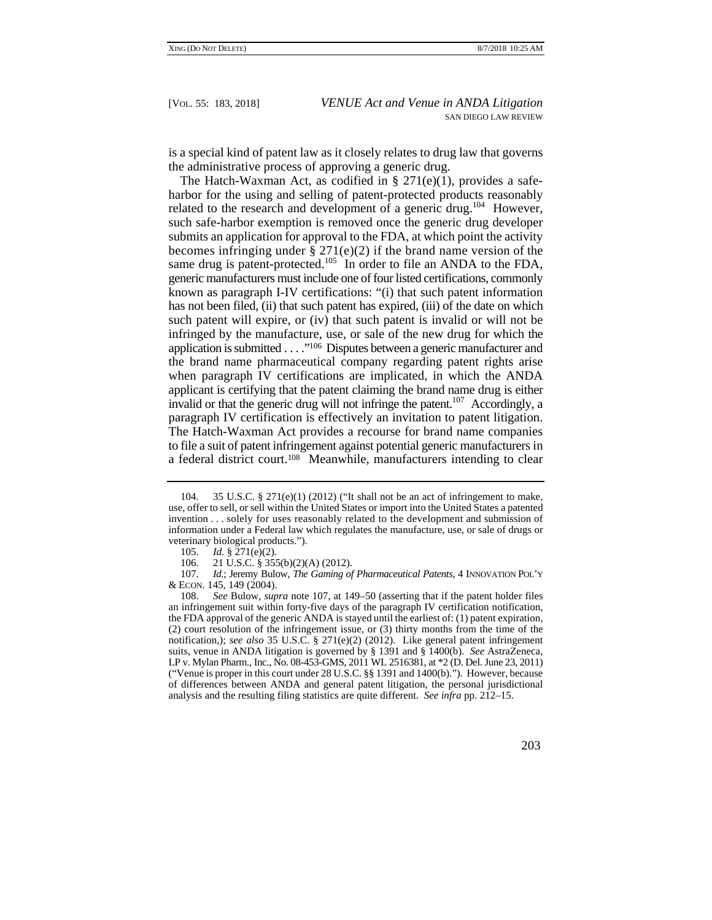is a special kind of patent law as it closely relates to drug law that governs the administrative process of approving a generic drug.

The Hatch-Waxman Act, as codified in § 271(e)(1), provides a safe-harbor for the using and selling of patent-protected products reasonably related to the research and development of a generic drug.[104] However, such safe-harbor exemption is removed once the generic drug developer submits an application for approval to the FDA, at which point the activity becomes infringing under § 271(e)(2) if the brand name version of the same drug is patent-protected.[105] In order to file an ANDA to the FDA, generic manufacturers must include one of four listed certifications, commonly known as paragraph I-IV certifications: "(i) that such patent information has not been filed, (ii) that such patent has expired, (iii) of the date on which such patent will expire, or (iv) that such patent is invalid or will not be infringed by the manufacture, use, or sale of the new drug for which the application is submitted . . . ."[106] Disputes between a generic manufacturer and the brand name pharmaceutical company regarding patent rights arise when paragraph IV certifications are implicated, in which the ANDA applicant is certifying that the patent claiming the brand name drug is either invalid or that the generic drug will not infringe the patent.[107] Accordingly, a paragraph IV certification is effectively an invitation to patent litigation. The Hatch-Waxman Act provides a recourse for brand name companies to file a suit of patent infringement against potential generic manufacturers in a federal district court.[108] Meanwhile, manufacturers intending to clear

---

104. 35 U.S.C. § 271(e)(1) (2012) ("It shall not be an act of infringement to make, use, offer to sell, or sell within the United States or import into the United States a patented invention . . . solely for uses reasonably related to the development and submission of information under a Federal law which regulates the manufacture, use, or sale of drugs or veterinary biological products.").

105. *Id.* § 271(e)(2).

106. 21 U.S.C. § 355(b)(2)(A) (2012).

107. *Id.*; Jeremy Bulow, *The Gaming of Pharmaceutical Patents*, 4 INNOVATION POL'Y & ECON. 145, 149 (2004).

108. *See* Bulow, *supra* note 107, at 149–50 (asserting that if the patent holder files an infringement suit within forty-five days of the paragraph IV certification notification, the FDA approval of the generic ANDA is stayed until the earliest of: (1) patent expiration, (2) court resolution of the infringement issue, or (3) thirty months from the time of the notification,); *see also* 35 U.S.C. § 271(e)(2) (2012). Like general patent infringement suits, venue in ANDA litigation is governed by § 1391 and § 1400(b). *See* AstraZeneca, LP v. Mylan Pharm., Inc., No. 08-453-GMS, 2011 WL 2516381, at *2 (D. Del. June 23, 2011) ("Venue is proper in this court under 28 U.S.C. §§ 1391 and 1400(b)."). However, because of differences between ANDA and general patent litigation, the personal jurisdictional analysis and the resulting filing statistics are quite different. *See infra* pp. 212–15.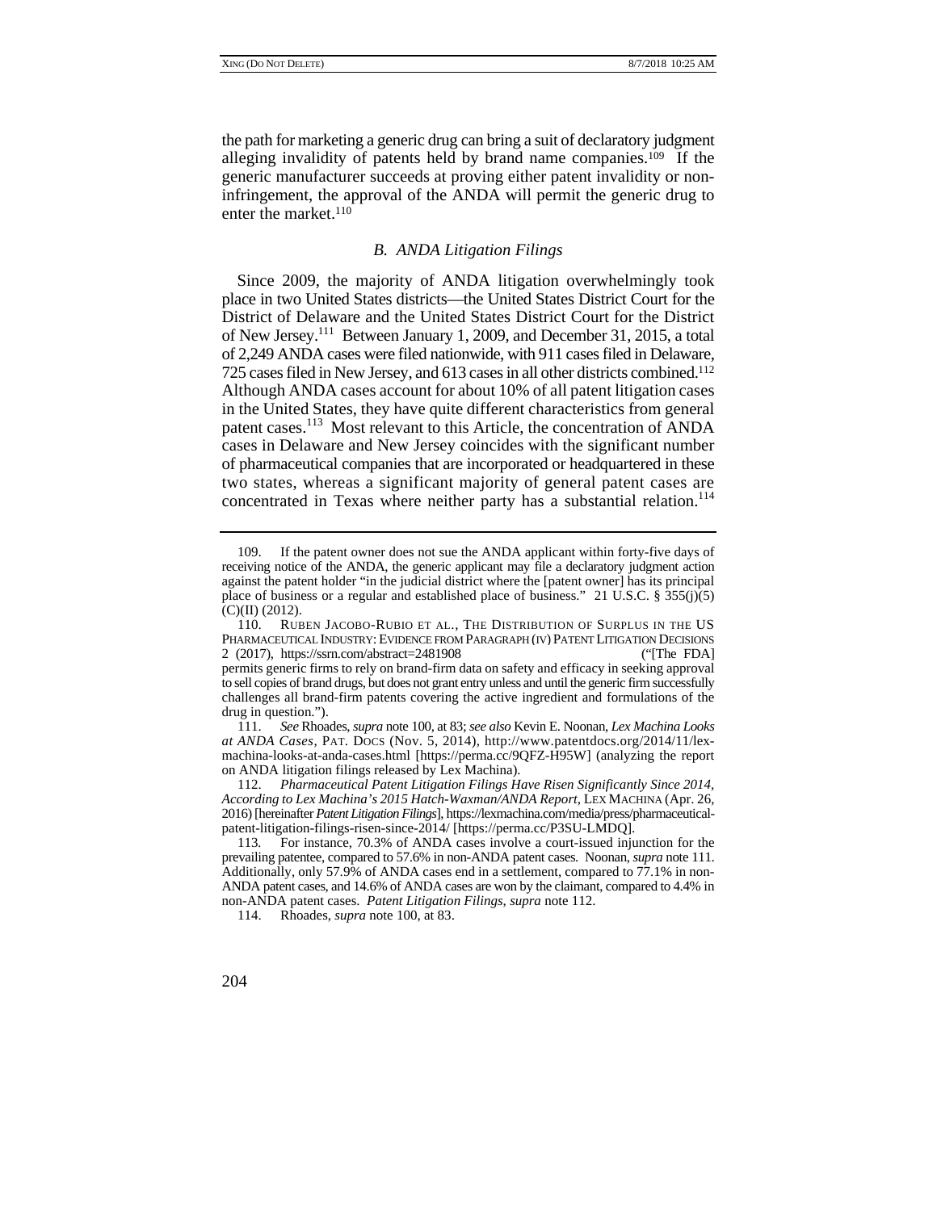the path for marketing a generic drug can bring a suit of declaratory judgment alleging invalidity of patents held by brand name companies.[109] If the generic manufacturer succeeds at proving either patent invalidity or non-infringement, the approval of the ANDA will permit the generic drug to enter the market.[110]

### *B. ANDA Litigation Filings*

Since 2009, the majority of ANDA litigation overwhelmingly took place in two United States districts—the United States District Court for the District of Delaware and the United States District Court for the District of New Jersey.[111] Between January 1, 2009, and December 31, 2015, a total of 2,249 ANDA cases were filed nationwide, with 911 cases filed in Delaware, 725 cases filed in New Jersey, and 613 cases in all other districts combined.[112] Although ANDA cases account for about 10% of all patent litigation cases in the United States, they have quite different characteristics from general patent cases.[113] Most relevant to this Article, the concentration of ANDA cases in Delaware and New Jersey coincides with the significant number of pharmaceutical companies that are incorporated or headquartered in these two states, whereas a significant majority of general patent cases are concentrated in Texas where neither party has a substantial relation.[114]

---

109. If the patent owner does not sue the ANDA applicant within forty-five days of receiving notice of the ANDA, the generic applicant may file a declaratory judgment action against the patent holder "in the judicial district where the [patent owner] has its principal place of business or a regular and established place of business." 21 U.S.C. § 355(j)(5)(C)(II) (2012).

110. RUBEN JACOBO-RUBIO ET AL., THE DISTRIBUTION OF SURPLUS IN THE US PHARMACEUTICAL INDUSTRY: EVIDENCE FROM PARAGRAPH (IV) PATENT LITIGATION DECISIONS 2 (2017), https://ssrn.com/abstract=2481908 ("[The FDA] permits generic firms to rely on brand-firm data on safety and efficacy in seeking approval to sell copies of brand drugs, but does not grant entry unless and until the generic firm successfully challenges all brand-firm patents covering the active ingredient and formulations of the drug in question.").

111. *See* Rhoades, *supra* note 100, at 83; *see also* Kevin E. Noonan, *Lex Machina Looks at ANDA Cases*, PAT. DOCS (Nov. 5, 2014), http://www.patentdocs.org/2014/11/lex-machina-looks-at-anda-cases.html [https://perma.cc/9QFZ-H95W] (analyzing the report on ANDA litigation filings released by Lex Machina).

112. *Pharmaceutical Patent Litigation Filings Have Risen Significantly Since 2014, According to Lex Machina's 2015 Hatch-Waxman/ANDA Report*, LEX MACHINA (Apr. 26, 2016) [hereinafter *Patent Litigation Filings*], https://lexmachina.com/media/press/pharmaceutical-patent-litigation-filings-risen-since-2014/ [https://perma.cc/P3SU-LMDQ].

113. For instance, 70.3% of ANDA cases involve a court-issued injunction for the prevailing patentee, compared to 57.6% in non-ANDA patent cases. Noonan, *supra* note 111. Additionally, only 57.9% of ANDA cases end in a settlement, compared to 77.1% in non-ANDA patent cases, and 14.6% of ANDA cases are won by the claimant, compared to 4.4% in non-ANDA patent cases. *Patent Litigation Filings*, *supra* note 112.

114. Rhoades, *supra* note 100, at 83.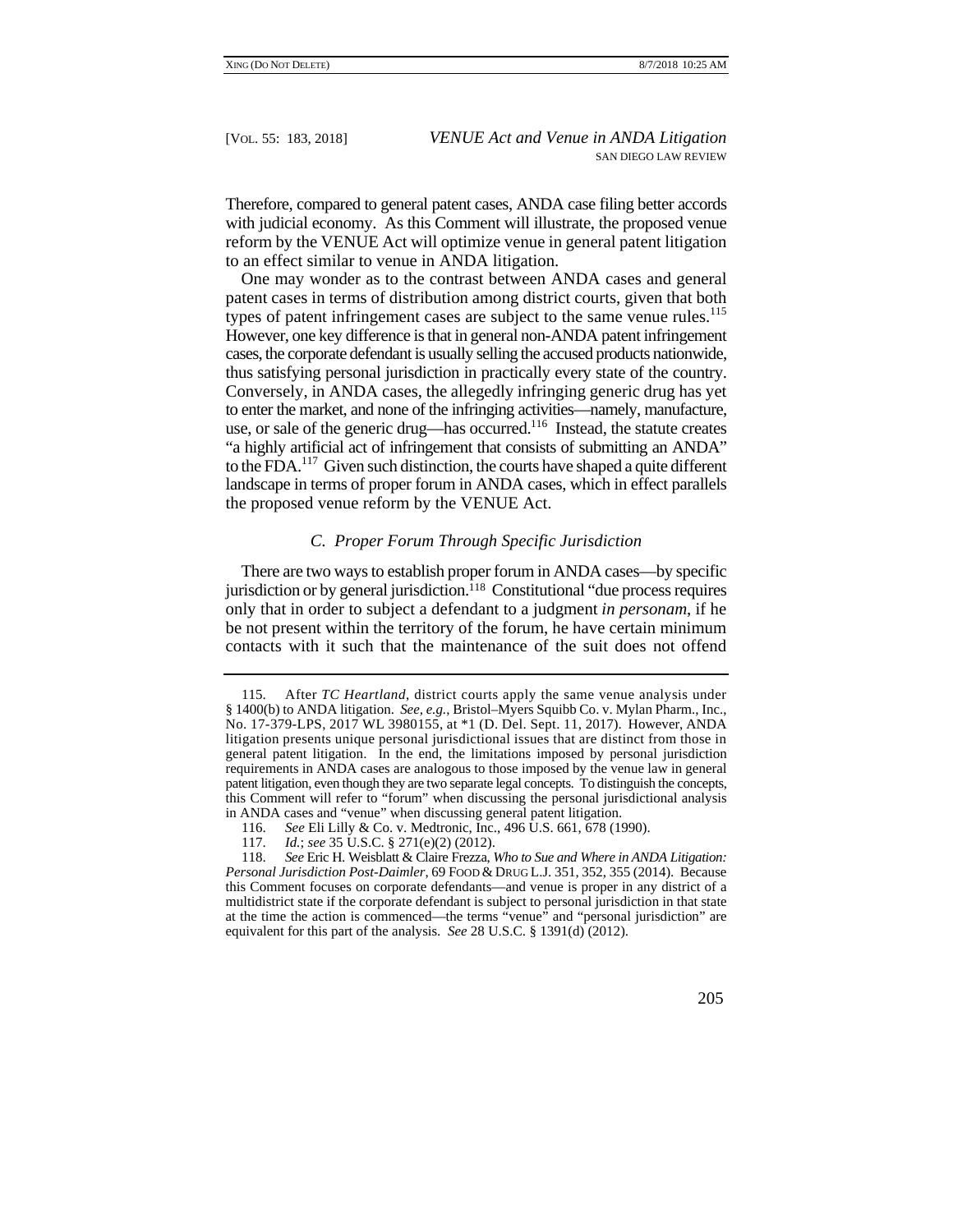Therefore, compared to general patent cases, ANDA case filing better accords with judicial economy. As this Comment will illustrate, the proposed venue reform by the VENUE Act will optimize venue in general patent litigation to an effect similar to venue in ANDA litigation.

One may wonder as to the contrast between ANDA cases and general patent cases in terms of distribution among district courts, given that both types of patent infringement cases are subject to the same venue rules.[115] However, one key difference is that in general non-ANDA patent infringement cases, the corporate defendant is usually selling the accused products nationwide, thus satisfying personal jurisdiction in practically every state of the country. Conversely, in ANDA cases, the allegedly infringing generic drug has yet to enter the market, and none of the infringing activities—namely, manufacture, use, or sale of the generic drug—has occurred.[116] Instead, the statute creates "a highly artificial act of infringement that consists of submitting an ANDA" to the FDA.[117] Given such distinction, the courts have shaped a quite different landscape in terms of proper forum in ANDA cases, which in effect parallels the proposed venue reform by the VENUE Act.

### *C. Proper Forum Through Specific Jurisdiction*

There are two ways to establish proper forum in ANDA cases—by specific jurisdiction or by general jurisdiction.[118] Constitutional "due process requires only that in order to subject a defendant to a judgment *in personam*, if he be not present within the territory of the forum, he have certain minimum contacts with it such that the maintenance of the suit does not offend

---

115. After *TC Heartland*, district courts apply the same venue analysis under § 1400(b) to ANDA litigation. *See, e.g.*, Bristol–Myers Squibb Co. v. Mylan Pharm., Inc., No. 17-379-LPS, 2017 WL 3980155, at *1 (D. Del. Sept. 11, 2017). However, ANDA litigation presents unique personal jurisdictional issues that are distinct from those in general patent litigation. In the end, the limitations imposed by personal jurisdiction requirements in ANDA cases are analogous to those imposed by the venue law in general patent litigation, even though they are two separate legal concepts. To distinguish the concepts, this Comment will refer to "forum" when discussing the personal jurisdictional analysis in ANDA cases and "venue" when discussing general patent litigation.

116. *See* Eli Lilly & Co. v. Medtronic, Inc., 496 U.S. 661, 678 (1990).

117. *Id.*; *see* 35 U.S.C. § 271(e)(2) (2012).

118. *See* Eric H. Weisblatt & Claire Frezza, *Who to Sue and Where in ANDA Litigation: Personal Jurisdiction Post-Daimler*, 69 FOOD & DRUG L.J. 351, 352, 355 (2014). Because this Comment focuses on corporate defendants—and venue is proper in any district of a multidistrict state if the corporate defendant is subject to personal jurisdiction in that state at the time the action is commenced—the terms "venue" and "personal jurisdiction" are equivalent for this part of the analysis. *See* 28 U.S.C. § 1391(d) (2012).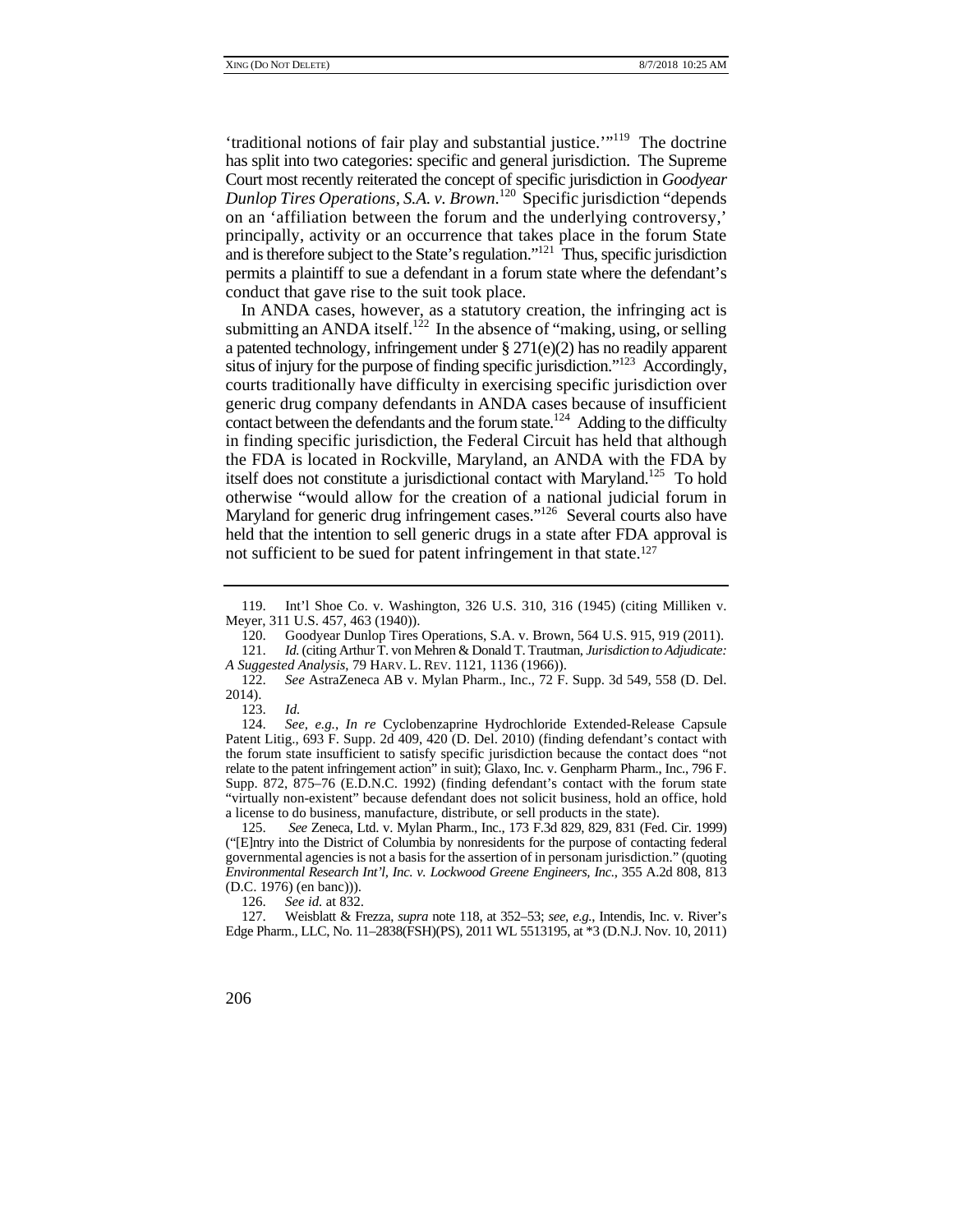'traditional notions of fair play and substantial justice.'"[119] The doctrine has split into two categories: specific and general jurisdiction. The Supreme Court most recently reiterated the concept of specific jurisdiction in *Goodyear Dunlop Tires Operations, S.A. v. Brown*.[120] Specific jurisdiction "depends on an 'affiliation between the forum and the underlying controversy,' principally, activity or an occurrence that takes place in the forum State and is therefore subject to the State's regulation."[121] Thus, specific jurisdiction permits a plaintiff to sue a defendant in a forum state where the defendant's conduct that gave rise to the suit took place.

In ANDA cases, however, as a statutory creation, the infringing act is submitting an ANDA itself.[122] In the absence of "making, using, or selling a patented technology, infringement under § 271(e)(2) has no readily apparent situs of injury for the purpose of finding specific jurisdiction."[123] Accordingly, courts traditionally have difficulty in exercising specific jurisdiction over generic drug company defendants in ANDA cases because of insufficient contact between the defendants and the forum state.[124] Adding to the difficulty in finding specific jurisdiction, the Federal Circuit has held that although the FDA is located in Rockville, Maryland, an ANDA with the FDA by itself does not constitute a jurisdictional contact with Maryland.[125] To hold otherwise "would allow for the creation of a national judicial forum in Maryland for generic drug infringement cases."[126] Several courts also have held that the intention to sell generic drugs in a state after FDA approval is not sufficient to be sued for patent infringement in that state.[127]

---

119. Int'l Shoe Co. v. Washington, 326 U.S. 310, 316 (1945) (citing Milliken v. Meyer, 311 U.S. 457, 463 (1940)).

120. Goodyear Dunlop Tires Operations, S.A. v. Brown, 564 U.S. 915, 919 (2011).

121. *Id.* (citing Arthur T. von Mehren & Donald T. Trautman, *Jurisdiction to Adjudicate: A Suggested Analysis*, 79 HARV. L. REV. 1121, 1136 (1966)).

122. *See* AstraZeneca AB v. Mylan Pharm., Inc., 72 F. Supp. 3d 549, 558 (D. Del. 2014).

123. *Id.*

124. *See, e.g.*, *In re* Cyclobenzaprine Hydrochloride Extended-Release Capsule Patent Litig., 693 F. Supp. 2d 409, 420 (D. Del. 2010) (finding defendant's contact with the forum state insufficient to satisfy specific jurisdiction because the contact does "not relate to the patent infringement action" in suit); Glaxo, Inc. v. Genpharm Pharm., Inc., 796 F. Supp. 872, 875–76 (E.D.N.C. 1992) (finding defendant's contact with the forum state "virtually non-existent" because defendant does not solicit business, hold an office, hold a license to do business, manufacture, distribute, or sell products in the state).

125. *See* Zeneca, Ltd. v. Mylan Pharm., Inc., 173 F.3d 829, 829, 831 (Fed. Cir. 1999) ("[E]ntry into the District of Columbia by nonresidents for the purpose of contacting federal governmental agencies is not a basis for the assertion of in personam jurisdiction." (quoting *Environmental Research Int'l, Inc. v. Lockwood Greene Engineers, Inc.*, 355 A.2d 808, 813 (D.C. 1976) (en banc))).

126. *See id.* at 832.

127. Weisblatt & Frezza, *supra* note 118, at 352–53; *see, e.g.*, Intendis, Inc. v. River's Edge Pharm., LLC, No. 11–2838(FSH)(PS), 2011 WL 5513195, at *3 (D.N.J. Nov. 10, 2011)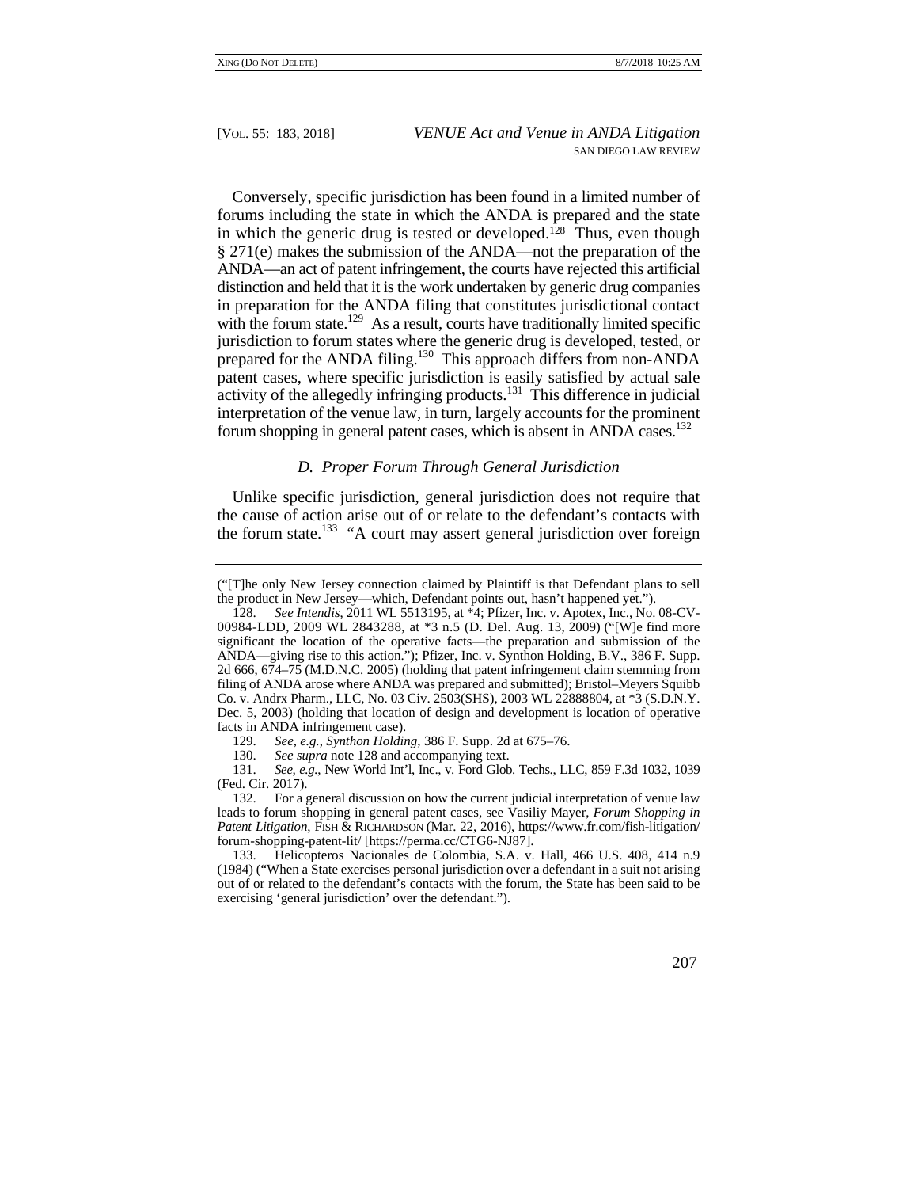Conversely, specific jurisdiction has been found in a limited number of forums including the state in which the ANDA is prepared and the state in which the generic drug is tested or developed.[128] Thus, even though § 271(e) makes the submission of the ANDA—not the preparation of the ANDA—an act of patent infringement, the courts have rejected this artificial distinction and held that it is the work undertaken by generic drug companies in preparation for the ANDA filing that constitutes jurisdictional contact with the forum state.[129] As a result, courts have traditionally limited specific jurisdiction to forum states where the generic drug is developed, tested, or prepared for the ANDA filing.[130] This approach differs from non-ANDA patent cases, where specific jurisdiction is easily satisfied by actual sale activity of the allegedly infringing products.[131] This difference in judicial interpretation of the venue law, in turn, largely accounts for the prominent forum shopping in general patent cases, which is absent in ANDA cases.[132]

### *D. Proper Forum Through General Jurisdiction*

Unlike specific jurisdiction, general jurisdiction does not require that the cause of action arise out of or relate to the defendant's contacts with the forum state.[133] "A court may assert general jurisdiction over foreign

---

("[T]he only New Jersey connection claimed by Plaintiff is that Defendant plans to sell the product in New Jersey—which, Defendant points out, hasn't happened yet.").

128. *See Intendis*, 2011 WL 5513195, at *4; Pfizer, Inc. v. Apotex, Inc., No. 08-CV-00984-LDD, 2009 WL 2843288, at *3 n.5 (D. Del. Aug. 13, 2009) ("[W]e find more significant the location of the operative facts—the preparation and submission of the ANDA—giving rise to this action."); Pfizer, Inc. v. Synthon Holding, B.V., 386 F. Supp. 2d 666, 674–75 (M.D.N.C. 2005) (holding that patent infringement claim stemming from filing of ANDA arose where ANDA was prepared and submitted); Bristol–Meyers Squibb Co. v. Andrx Pharm., LLC, No. 03 Civ. 2503(SHS), 2003 WL 22888804, at *3 (S.D.N.Y. Dec. 5, 2003) (holding that location of design and development is location of operative facts in ANDA infringement case).

129. *See, e.g.*, *Synthon Holding*, 386 F. Supp. 2d at 675–76.

130. *See supra* note 128 and accompanying text.

131. *See, e.g.*, New World Int'l, Inc., v. Ford Glob. Techs., LLC, 859 F.3d 1032, 1039 (Fed. Cir. 2017).

132. For a general discussion on how the current judicial interpretation of venue law leads to forum shopping in general patent cases, see Vasiliy Mayer, *Forum Shopping in Patent Litigation*, FISH & RICHARDSON (Mar. 22, 2016), https://www.fr.com/fish-litigation/forum-shopping-patent-lit/ [https://perma.cc/CTG6-NJ87].

133. Helicopteros Nacionales de Colombia, S.A. v. Hall, 466 U.S. 408, 414 n.9 (1984) ("When a State exercises personal jurisdiction over a defendant in a suit not arising out of or related to the defendant's contacts with the forum, the State has been said to be exercising 'general jurisdiction' over the defendant.").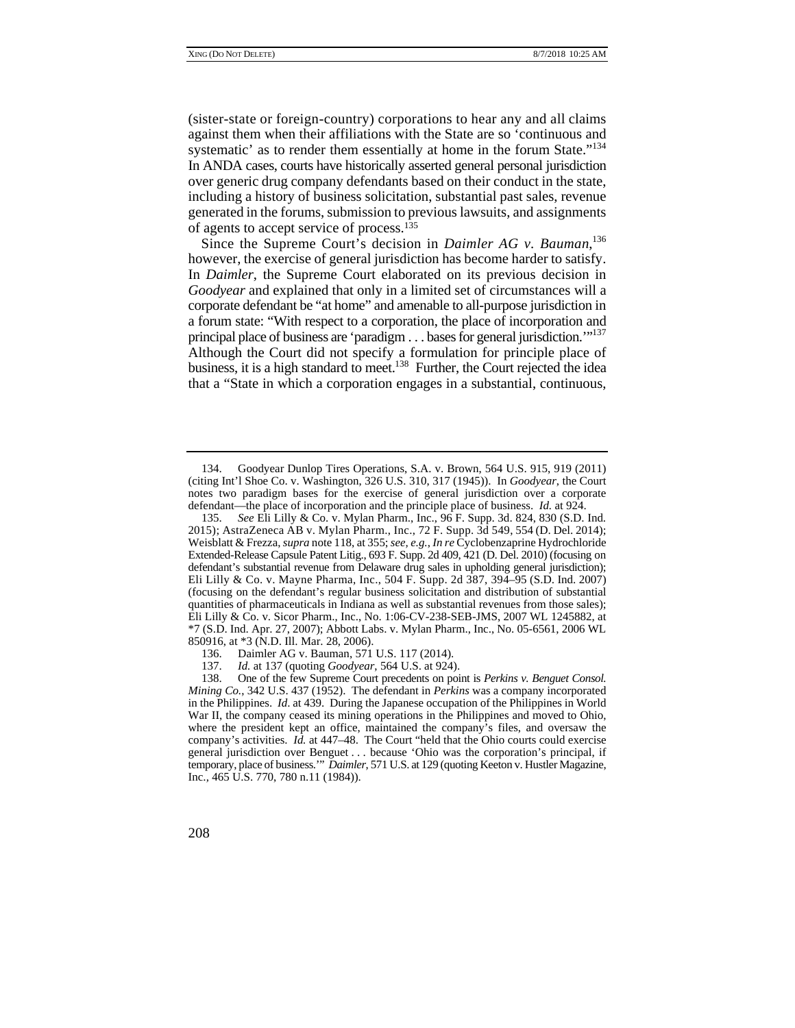(sister-state or foreign-country) corporations to hear any and all claims against them when their affiliations with the State are so 'continuous and systematic' as to render them essentially at home in the forum State."[134] In ANDA cases, courts have historically asserted general personal jurisdiction over generic drug company defendants based on their conduct in the state, including a history of business solicitation, substantial past sales, revenue generated in the forums, submission to previous lawsuits, and assignments of agents to accept service of process.[135]

Since the Supreme Court's decision in *Daimler AG v. Bauman*,[136] however, the exercise of general jurisdiction has become harder to satisfy. In *Daimler*, the Supreme Court elaborated on its previous decision in *Goodyear* and explained that only in a limited set of circumstances will a corporate defendant be "at home" and amenable to all-purpose jurisdiction in a forum state: "With respect to a corporation, the place of incorporation and principal place of business are 'paradigm . . . bases for general jurisdiction.'"[137] Although the Court did not specify a formulation for principle place of business, it is a high standard to meet.[138] Further, the Court rejected the idea that a "State in which a corporation engages in a substantial, continuous,

---

134. Goodyear Dunlop Tires Operations, S.A. v. Brown, 564 U.S. 915, 919 (2011) (citing Int'l Shoe Co. v. Washington, 326 U.S. 310, 317 (1945)). In *Goodyear*, the Court notes two paradigm bases for the exercise of general jurisdiction over a corporate defendant—the place of incorporation and the principle place of business. *Id.* at 924.

135. *See* Eli Lilly & Co. v. Mylan Pharm., Inc., 96 F. Supp. 3d. 824, 830 (S.D. Ind. 2015); AstraZeneca AB v. Mylan Pharm., Inc., 72 F. Supp. 3d 549, 554 (D. Del. 2014); Weisblatt & Frezza, *supra* note 118, at 355; *see, e.g.*, *In re* Cyclobenzaprine Hydrochloride Extended-Release Capsule Patent Litig., 693 F. Supp. 2d 409, 421 (D. Del. 2010) (focusing on defendant's substantial revenue from Delaware drug sales in upholding general jurisdiction); Eli Lilly & Co. v. Mayne Pharma, Inc., 504 F. Supp. 2d 387, 394–95 (S.D. Ind. 2007) (focusing on the defendant's regular business solicitation and distribution of substantial quantities of pharmaceuticals in Indiana as well as substantial revenues from those sales); Eli Lilly & Co. v. Sicor Pharm., Inc., No. 1:06-CV-238-SEB-JMS, 2007 WL 1245882, at *7 (S.D. Ind. Apr. 27, 2007); Abbott Labs. v. Mylan Pharm., Inc., No. 05-6561, 2006 WL 850916, at *3 (N.D. Ill. Mar. 28, 2006).

136. Daimler AG v. Bauman, 571 U.S. 117 (2014).

137. *Id.* at 137 (quoting *Goodyear*, 564 U.S. at 924).

138. One of the few Supreme Court precedents on point is *Perkins v. Benguet Consol. Mining Co.*, 342 U.S. 437 (1952). The defendant in *Perkins* was a company incorporated in the Philippines. *Id.* at 439. During the Japanese occupation of the Philippines in World War II, the company ceased its mining operations in the Philippines and moved to Ohio, where the president kept an office, maintained the company's files, and oversaw the company's activities. *Id.* at 447–48. The Court "held that the Ohio courts could exercise general jurisdiction over Benguet . . . because 'Ohio was the corporation's principal, if temporary, place of business.'" *Daimler*, 571 U.S. at 129 (quoting Keeton v. Hustler Magazine, Inc., 465 U.S. 770, 780 n.11 (1984)).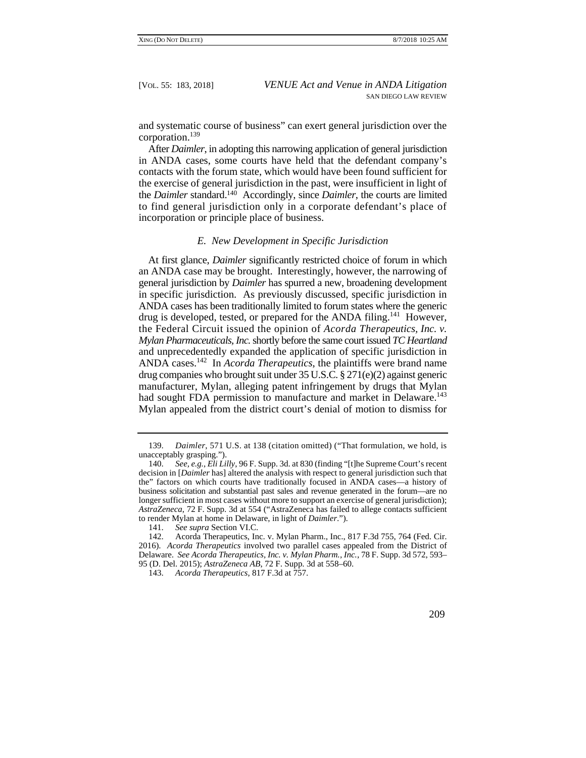and systematic course of business" can exert general jurisdiction over the corporation.[139]

After *Daimler*, in adopting this narrowing application of general jurisdiction in ANDA cases, some courts have held that the defendant company's contacts with the forum state, which would have been found sufficient for the exercise of general jurisdiction in the past, were insufficient in light of the *Daimler* standard.[140] Accordingly, since *Daimler*, the courts are limited to find general jurisdiction only in a corporate defendant's place of incorporation or principle place of business.

### *E. New Development in Specific Jurisdiction*

At first glance, *Daimler* significantly restricted choice of forum in which an ANDA case may be brought. Interestingly, however, the narrowing of general jurisdiction by *Daimler* has spurred a new, broadening development in specific jurisdiction. As previously discussed, specific jurisdiction in ANDA cases has been traditionally limited to forum states where the generic drug is developed, tested, or prepared for the ANDA filing.[141] However, the Federal Circuit issued the opinion of *Acorda Therapeutics, Inc. v. Mylan Pharmaceuticals, Inc.* shortly before the same court issued *TC Heartland* and unprecedentedly expanded the application of specific jurisdiction in ANDA cases.[142] In *Acorda Therapeutics*, the plaintiffs were brand name drug companies who brought suit under 35 U.S.C. § 271(e)(2) against generic manufacturer, Mylan, alleging patent infringement by drugs that Mylan had sought FDA permission to manufacture and market in Delaware.[143] Mylan appealed from the district court's denial of motion to dismiss for

---

139. *Daimler*, 571 U.S. at 138 (citation omitted) ("That formulation, we hold, is unacceptably grasping.").

140. *See, e.g.*, *Eli Lilly*, 96 F. Supp. 3d. at 830 (finding "[t]he Supreme Court's recent decision in [*Daimler* has] altered the analysis with respect to general jurisdiction such that the" factors on which courts have traditionally focused in ANDA cases—a history of business solicitation and substantial past sales and revenue generated in the forum—are no longer sufficient in most cases without more to support an exercise of general jurisdiction); *AstraZeneca*, 72 F. Supp. 3d at 554 ("AstraZeneca has failed to allege contacts sufficient to render Mylan at home in Delaware, in light of *Daimler*.").

141. *See supra* Section VI.C.

142. Acorda Therapeutics, Inc. v. Mylan Pharm., Inc., 817 F.3d 755, 764 (Fed. Cir. 2016). *Acorda Therapeutics* involved two parallel cases appealed from the District of Delaware. *See Acorda Therapeutics, Inc. v. Mylan Pharm., Inc.*, 78 F. Supp. 3d 572, 593–95 (D. Del. 2015); *AstraZeneca AB*, 72 F. Supp. 3d at 558–60.

143. *Acorda Therapeutics*, 817 F.3d at 757.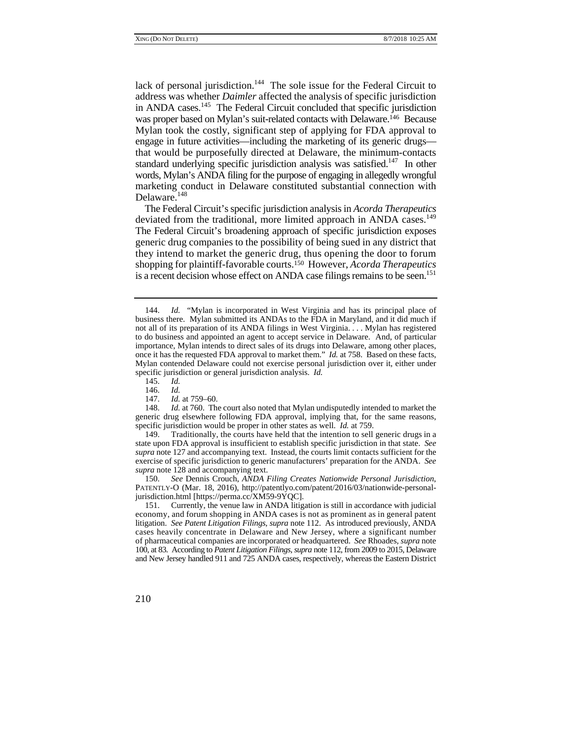lack of personal jurisdiction.[144] The sole issue for the Federal Circuit to address was whether *Daimler* affected the analysis of specific jurisdiction in ANDA cases.[145] The Federal Circuit concluded that specific jurisdiction was proper based on Mylan's suit-related contacts with Delaware.[146] Because Mylan took the costly, significant step of applying for FDA approval to engage in future activities—including the marketing of its generic drugs—that would be purposefully directed at Delaware, the minimum-contacts standard underlying specific jurisdiction analysis was satisfied.[147] In other words, Mylan's ANDA filing for the purpose of engaging in allegedly wrongful marketing conduct in Delaware constituted substantial connection with Delaware.[148]

The Federal Circuit's specific jurisdiction analysis in *Acorda Therapeutics* deviated from the traditional, more limited approach in ANDA cases.[149] The Federal Circuit's broadening approach of specific jurisdiction exposes generic drug companies to the possibility of being sued in any district that they intend to market the generic drug, thus opening the door to forum shopping for plaintiff-favorable courts.[150] However, *Acorda Therapeutics* is a recent decision whose effect on ANDA case filings remains to be seen.[151]

---

144. *Id.* "Mylan is incorporated in West Virginia and has its principal place of business there. Mylan submitted its ANDAs to the FDA in Maryland, and it did much if not all of its preparation of its ANDA filings in West Virginia. . . . Mylan has registered to do business and appointed an agent to accept service in Delaware. And, of particular importance, Mylan intends to direct sales of its drugs into Delaware, among other places, once it has the requested FDA approval to market them." *Id.* at 758. Based on these facts, Mylan contended Delaware could not exercise personal jurisdiction over it, either under specific jurisdiction or general jurisdiction analysis. *Id.*

145. *Id.*

146. *Id.*

147. *Id.* at 759–60.

148. *Id.* at 760. The court also noted that Mylan undisputedly intended to market the generic drug elsewhere following FDA approval, implying that, for the same reasons, specific jurisdiction would be proper in other states as well. *Id.* at 759.

149. Traditionally, the courts have held that the intention to sell generic drugs in a state upon FDA approval is insufficient to establish specific jurisdiction in that state. *See supra* note 127 and accompanying text. Instead, the courts limit contacts sufficient for the exercise of specific jurisdiction to generic manufacturers' preparation for the ANDA. *See supra* note 128 and accompanying text.

150. *See* Dennis Crouch, *ANDA Filing Creates Nationwide Personal Jurisdiction*, PATENTLY-O (Mar. 18, 2016), http://patentlyo.com/patent/2016/03/nationwide-personal-jurisdiction.html [https://perma.cc/XM59-9YQC].

151. Currently, the venue law in ANDA litigation is still in accordance with judicial economy, and forum shopping in ANDA cases is not as prominent as in general patent litigation. *See Patent Litigation Filings*, *supra* note 112. As introduced previously, ANDA cases heavily concentrate in Delaware and New Jersey, where a significant number of pharmaceutical companies are incorporated or headquartered. *See* Rhoades, *supra* note 100, at 83. According to *Patent Litigation Filings*, *supra* note 112, from 2009 to 2015, Delaware and New Jersey handled 911 and 725 ANDA cases, respectively, whereas the Eastern District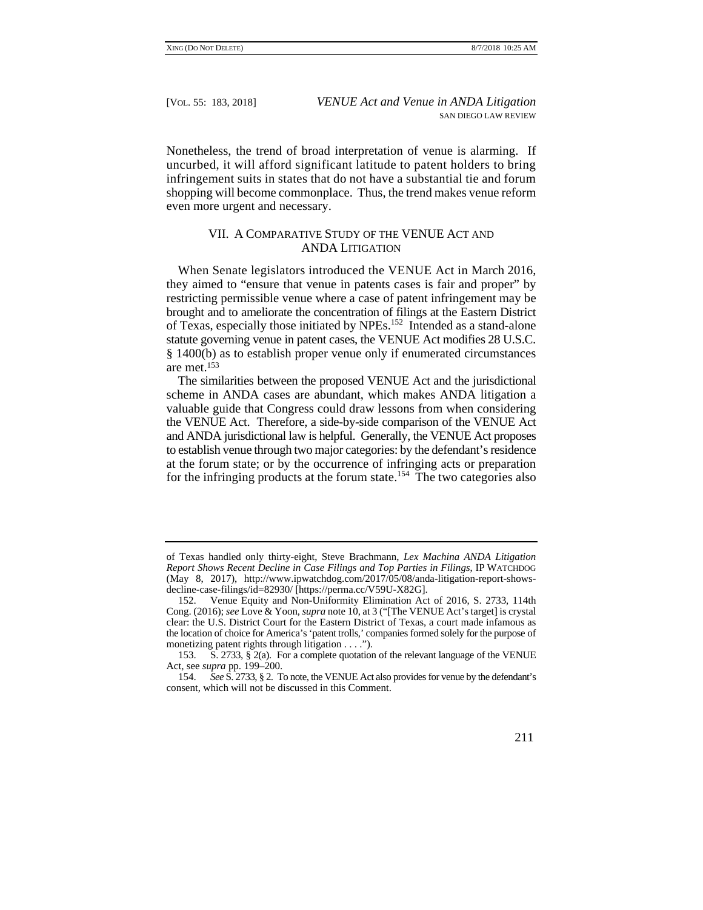Nonetheless, the trend of broad interpretation of venue is alarming. If uncurbed, it will afford significant latitude to patent holders to bring infringement suits in states that do not have a substantial tie and forum shopping will become commonplace. Thus, the trend makes venue reform even more urgent and necessary.

## VII. A COMPARATIVE STUDY OF THE VENUE ACT AND ANDA LITIGATION

When Senate legislators introduced the VENUE Act in March 2016, they aimed to "ensure that venue in patents cases is fair and proper" by restricting permissible venue where a case of patent infringement may be brought and to ameliorate the concentration of filings at the Eastern District of Texas, especially those initiated by NPEs.[152] Intended as a stand-alone statute governing venue in patent cases, the VENUE Act modifies 28 U.S.C. § 1400(b) as to establish proper venue only if enumerated circumstances are met.[153]

The similarities between the proposed VENUE Act and the jurisdictional scheme in ANDA cases are abundant, which makes ANDA litigation a valuable guide that Congress could draw lessons from when considering the VENUE Act. Therefore, a side-by-side comparison of the VENUE Act and ANDA jurisdictional law is helpful. Generally, the VENUE Act proposes to establish venue through two major categories: by the defendant's residence at the forum state; or by the occurrence of infringing acts or preparation for the infringing products at the forum state.[154] The two categories also

---

of Texas handled only thirty-eight, Steve Brachmann, *Lex Machina ANDA Litigation Report Shows Recent Decline in Case Filings and Top Parties in Filings*, IP WATCHDOG (May 8, 2017), http://www.ipwatchdog.com/2017/05/08/anda-litigation-report-shows-decline-case-filings/id=82930/ [https://perma.cc/V59U-X82G].

152. Venue Equity and Non-Uniformity Elimination Act of 2016, S. 2733, 114th Cong. (2016); *see* Love & Yoon, *supra* note 10, at 3 ("[The VENUE Act's target] is crystal clear: the U.S. District Court for the Eastern District of Texas, a court made infamous as the location of choice for America's 'patent trolls,' companies formed solely for the purpose of monetizing patent rights through litigation . . . .").

153. S. 2733, § 2(a). For a complete quotation of the relevant language of the VENUE Act, see *supra* pp. 199–200.

154. *See* S. 2733, § 2. To note, the VENUE Act also provides for venue by the defendant's consent, which will not be discussed in this Comment.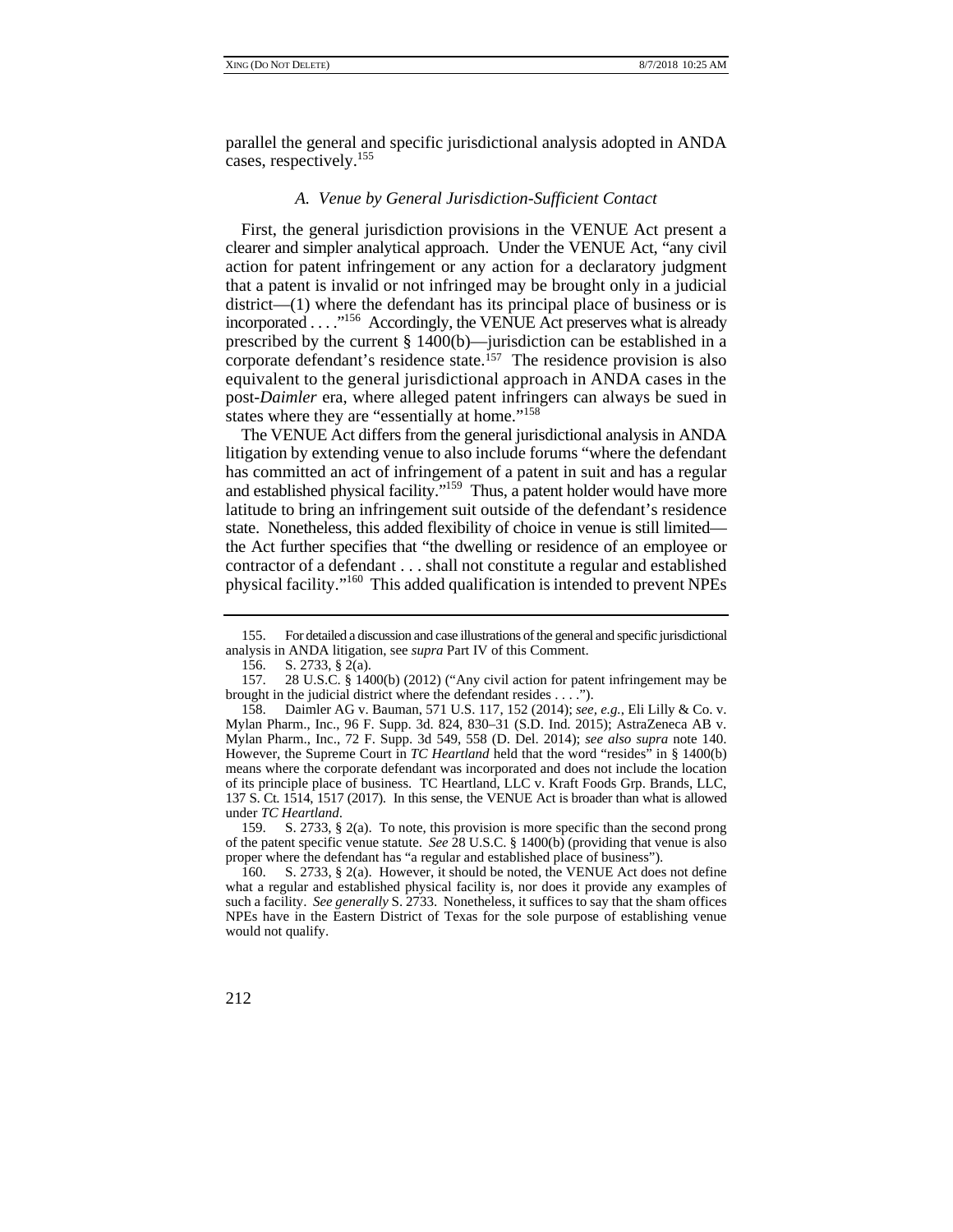parallel the general and specific jurisdictional analysis adopted in ANDA cases, respectively.[155]

### *A. Venue by General Jurisdiction-Sufficient Contact*

First, the general jurisdiction provisions in the VENUE Act present a clearer and simpler analytical approach. Under the VENUE Act, "any civil action for patent infringement or any action for a declaratory judgment that a patent is invalid or not infringed may be brought only in a judicial district—(1) where the defendant has its principal place of business or is incorporated . . . ."[156] Accordingly, the VENUE Act preserves what is already prescribed by the current § 1400(b)—jurisdiction can be established in a corporate defendant's residence state.[157] The residence provision is also equivalent to the general jurisdictional approach in ANDA cases in the post-*Daimler* era, where alleged patent infringers can always be sued in states where they are "essentially at home."[158]

The VENUE Act differs from the general jurisdictional analysis in ANDA litigation by extending venue to also include forums "where the defendant has committed an act of infringement of a patent in suit and has a regular and established physical facility."[159] Thus, a patent holder would have more latitude to bring an infringement suit outside of the defendant's residence state. Nonetheless, this added flexibility of choice in venue is still limited—the Act further specifies that "the dwelling or residence of an employee or contractor of a defendant . . . shall not constitute a regular and established physical facility."[160] This added qualification is intended to prevent NPEs

---

155. For detailed a discussion and case illustrations of the general and specific jurisdictional analysis in ANDA litigation, see *supra* Part IV of this Comment.

156. S. 2733, § 2(a).

157. 28 U.S.C. § 1400(b) (2012) ("Any civil action for patent infringement may be brought in the judicial district where the defendant resides . . . .").

158. Daimler AG v. Bauman, 571 U.S. 117, 152 (2014); *see, e.g.*, Eli Lilly & Co. v. Mylan Pharm., Inc., 96 F. Supp. 3d. 824, 830–31 (S.D. Ind. 2015); AstraZeneca AB v. Mylan Pharm., Inc., 72 F. Supp. 3d 549, 558 (D. Del. 2014); *see also supra* note 140. However, the Supreme Court in *TC Heartland* held that the word "resides" in § 1400(b) means where the corporate defendant was incorporated and does not include the location of its principle place of business. TC Heartland, LLC v. Kraft Foods Grp. Brands, LLC, 137 S. Ct. 1514, 1517 (2017). In this sense, the VENUE Act is broader than what is allowed under *TC Heartland*.

159. S. 2733, § 2(a). To note, this provision is more specific than the second prong of the patent specific venue statute. *See* 28 U.S.C. § 1400(b) (providing that venue is also proper where the defendant has "a regular and established place of business").

160. S. 2733, § 2(a). However, it should be noted, the VENUE Act does not define what a regular and established physical facility is, nor does it provide any examples of such a facility. *See generally* S. 2733. Nonetheless, it suffices to say that the sham offices NPEs have in the Eastern District of Texas for the sole purpose of establishing venue would not qualify.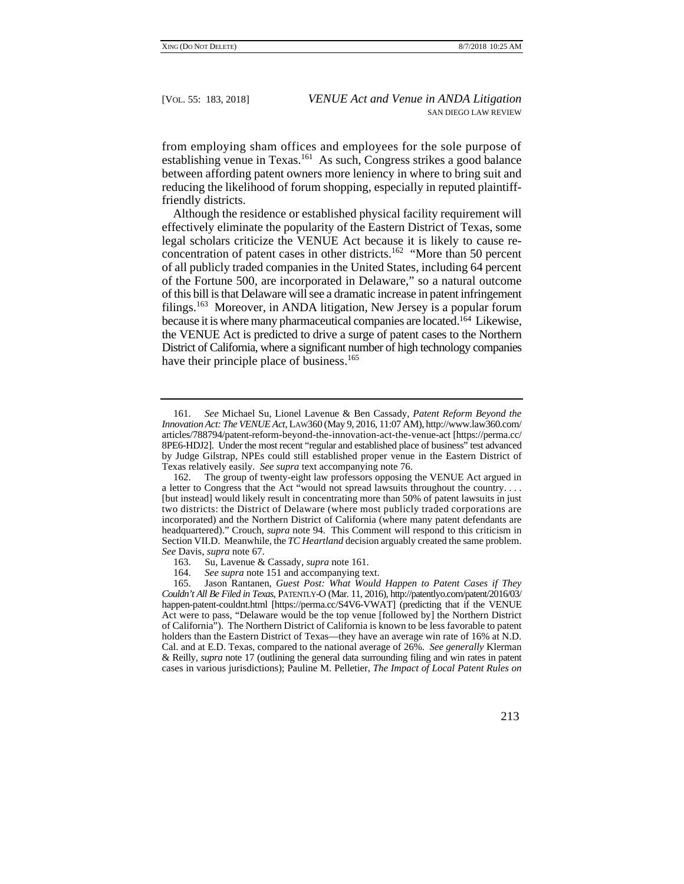from employing sham offices and employees for the sole purpose of establishing venue in Texas.[161] As such, Congress strikes a good balance between affording patent owners more leniency in where to bring suit and reducing the likelihood of forum shopping, especially in reputed plaintiff-friendly districts.

Although the residence or established physical facility requirement will effectively eliminate the popularity of the Eastern District of Texas, some legal scholars criticize the VENUE Act because it is likely to cause re-concentration of patent cases in other districts.[162] "More than 50 percent of all publicly traded companies in the United States, including 64 percent of the Fortune 500, are incorporated in Delaware," so a natural outcome of this bill is that Delaware will see a dramatic increase in patent infringement filings.[163] Moreover, in ANDA litigation, New Jersey is a popular forum because it is where many pharmaceutical companies are located.[164] Likewise, the VENUE Act is predicted to drive a surge of patent cases to the Northern District of California, where a significant number of high technology companies have their principle place of business.[165]

---

161. *See* Michael Su, Lionel Lavenue & Ben Cassady, *Patent Reform Beyond the Innovation Act: The VENUE Act*, LAW360 (May 9, 2016, 11:07 AM), http://www.law360.com/articles/788794/patent-reform-beyond-the-innovation-act-the-venue-act [https://perma.cc/8PE6-HDJ2]. Under the most recent "regular and established place of business" test advanced by Judge Gilstrap, NPEs could still established proper venue in the Eastern District of Texas relatively easily. *See supra* text accompanying note 76.

162. The group of twenty-eight law professors opposing the VENUE Act argued in a letter to Congress that the Act "would not spread lawsuits throughout the country. . . . [but instead] would likely result in concentrating more than 50% of patent lawsuits in just two districts: the District of Delaware (where most publicly traded corporations are incorporated) and the Northern District of California (where many patent defendants are headquartered)." Crouch, *supra* note 94. This Comment will respond to this criticism in Section VII.D. Meanwhile, the *TC Heartland* decision arguably created the same problem. *See* Davis, *supra* note 67.

163. Su, Lavenue & Cassady, *supra* note 161.

164. *See supra* note 151 and accompanying text.

165. Jason Rantanen, *Guest Post: What Would Happen to Patent Cases if They Couldn't All Be Filed in Texas*, PATENTLY-O (Mar. 11, 2016), http://patentlyo.com/patent/2016/03/happen-patent-couldnt.html [https://perma.cc/S4V6-VWAT] (predicting that if the VENUE Act were to pass, "Delaware would be the top venue [followed by] the Northern District of California"). The Northern District of California is known to be less favorable to patent holders than the Eastern District of Texas—they have an average win rate of 16% at N.D. Cal. and at E.D. Texas, compared to the national average of 26%. *See generally* Klerman & Reilly, *supra* note 17 (outlining the general data surrounding filing and win rates in patent cases in various jurisdictions); Pauline M. Pelletier, *The Impact of Local Patent Rules on*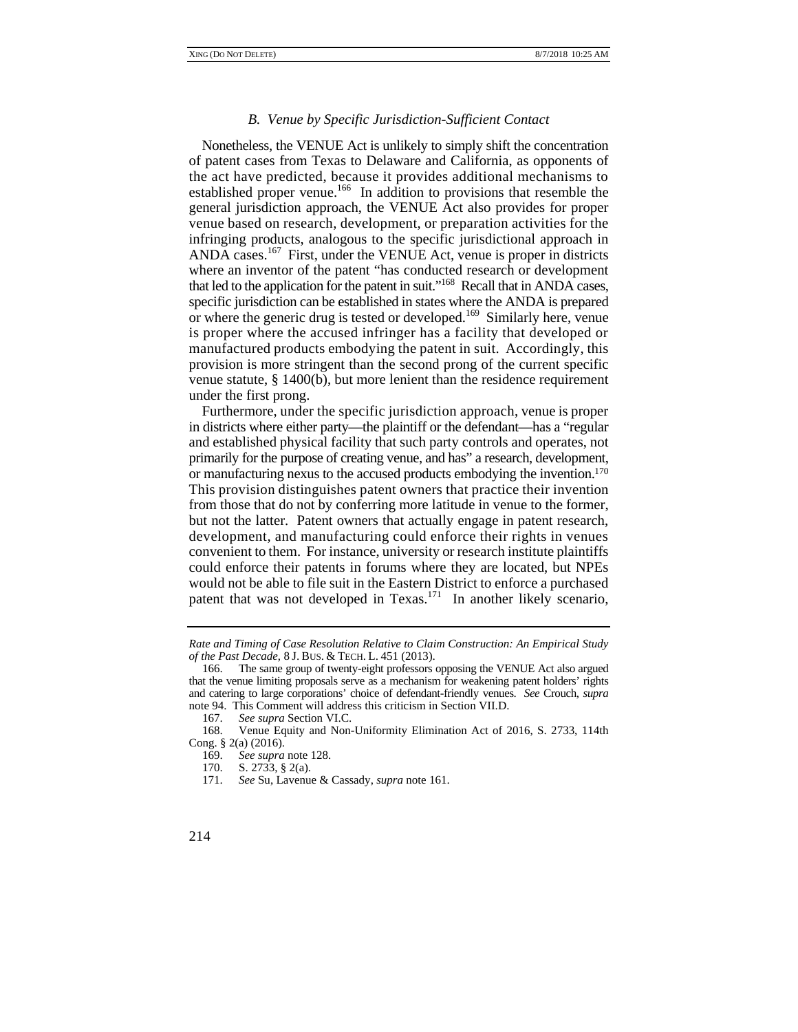### *B. Venue by Specific Jurisdiction-Sufficient Contact*

Nonetheless, the VENUE Act is unlikely to simply shift the concentration of patent cases from Texas to Delaware and California, as opponents of the act have predicted, because it provides additional mechanisms to established proper venue.[166] In addition to provisions that resemble the general jurisdiction approach, the VENUE Act also provides for proper venue based on research, development, or preparation activities for the infringing products, analogous to the specific jurisdictional approach in ANDA cases.[167] First, under the VENUE Act, venue is proper in districts where an inventor of the patent "has conducted research or development that led to the application for the patent in suit."[168] Recall that in ANDA cases, specific jurisdiction can be established in states where the ANDA is prepared or where the generic drug is tested or developed.[169] Similarly here, venue is proper where the accused infringer has a facility that developed or manufactured products embodying the patent in suit. Accordingly, this provision is more stringent than the second prong of the current specific venue statute, § 1400(b), but more lenient than the residence requirement under the first prong.

Furthermore, under the specific jurisdiction approach, venue is proper in districts where either party—the plaintiff or the defendant—has a "regular and established physical facility that such party controls and operates, not primarily for the purpose of creating venue, and has" a research, development, or manufacturing nexus to the accused products embodying the invention.[170] This provision distinguishes patent owners that practice their invention from those that do not by conferring more latitude in venue to the former, but not the latter. Patent owners that actually engage in patent research, development, and manufacturing could enforce their rights in venues convenient to them. For instance, university or research institute plaintiffs could enforce their patents in forums where they are located, but NPEs would not be able to file suit in the Eastern District to enforce a purchased patent that was not developed in Texas.[171] In another likely scenario,

---

*Rate and Timing of Case Resolution Relative to Claim Construction: An Empirical Study of the Past Decade*, 8 J. BUS. & TECH. L. 451 (2013).

166. The same group of twenty-eight professors opposing the VENUE Act also argued that the venue limiting proposals serve as a mechanism for weakening patent holders' rights and catering to large corporations' choice of defendant-friendly venues. *See* Crouch, *supra* note 94. This Comment will address this criticism in Section VII.D.

167. *See supra* Section VI.C.

168. Venue Equity and Non-Uniformity Elimination Act of 2016, S. 2733, 114th Cong. § 2(a) (2016).

169. *See supra* note 128.

170. S. 2733, § 2(a).

171. *See* Su, Lavenue & Cassady, *supra* note 161.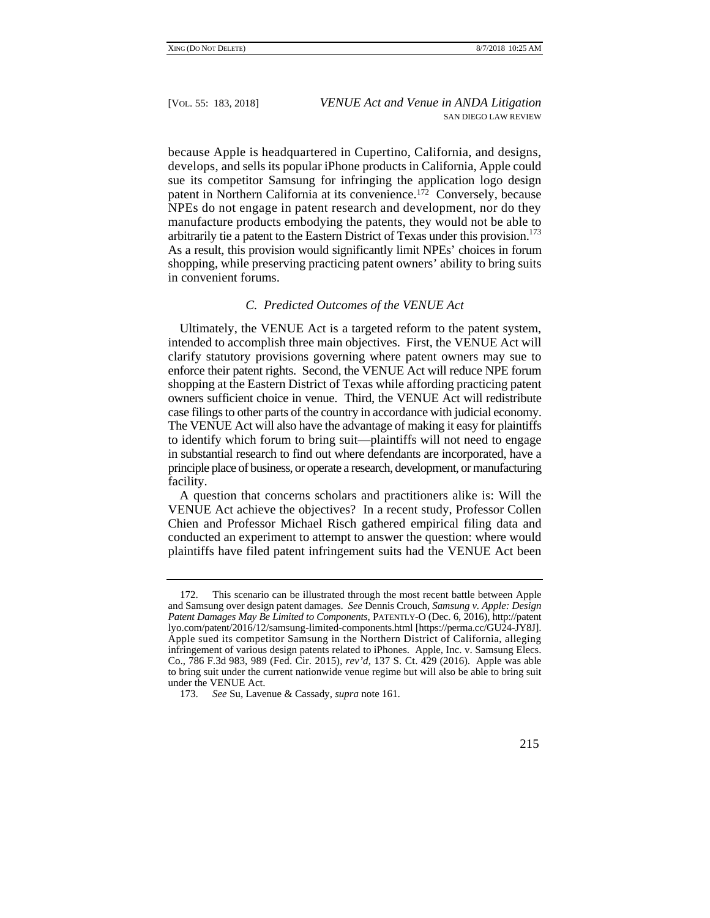because Apple is headquartered in Cupertino, California, and designs, develops, and sells its popular iPhone products in California, Apple could sue its competitor Samsung for infringing the application logo design patent in Northern California at its convenience.[172] Conversely, because NPEs do not engage in patent research and development, nor do they manufacture products embodying the patents, they would not be able to arbitrarily tie a patent to the Eastern District of Texas under this provision.[173] As a result, this provision would significantly limit NPEs' choices in forum shopping, while preserving practicing patent owners' ability to bring suits in convenient forums.

### *C. Predicted Outcomes of the VENUE Act*

Ultimately, the VENUE Act is a targeted reform to the patent system, intended to accomplish three main objectives. First, the VENUE Act will clarify statutory provisions governing where patent owners may sue to enforce their patent rights. Second, the VENUE Act will reduce NPE forum shopping at the Eastern District of Texas while affording practicing patent owners sufficient choice in venue. Third, the VENUE Act will redistribute case filings to other parts of the country in accordance with judicial economy. The VENUE Act will also have the advantage of making it easy for plaintiffs to identify which forum to bring suit—plaintiffs will not need to engage in substantial research to find out where defendants are incorporated, have a principle place of business, or operate a research, development, or manufacturing facility.

A question that concerns scholars and practitioners alike is: Will the VENUE Act achieve the objectives? In a recent study, Professor Collen Chien and Professor Michael Risch gathered empirical filing data and conducted an experiment to attempt to answer the question: where would plaintiffs have filed patent infringement suits had the VENUE Act been

---

172. This scenario can be illustrated through the most recent battle between Apple and Samsung over design patent damages. *See* Dennis Crouch, *Samsung v. Apple: Design Patent Damages May Be Limited to Components*, PATENTLY-O (Dec. 6, 2016), http://patentlyo.com/patent/2016/12/samsung-limited-components.html [https://perma.cc/GU24-JY8J]. Apple sued its competitor Samsung in the Northern District of California, alleging infringement of various design patents related to iPhones. Apple, Inc. v. Samsung Elecs. Co., 786 F.3d 983, 989 (Fed. Cir. 2015), *rev'd*, 137 S. Ct. 429 (2016). Apple was able to bring suit under the current nationwide venue regime but will also be able to bring suit under the VENUE Act.

173. *See* Su, Lavenue & Cassady, *supra* note 161.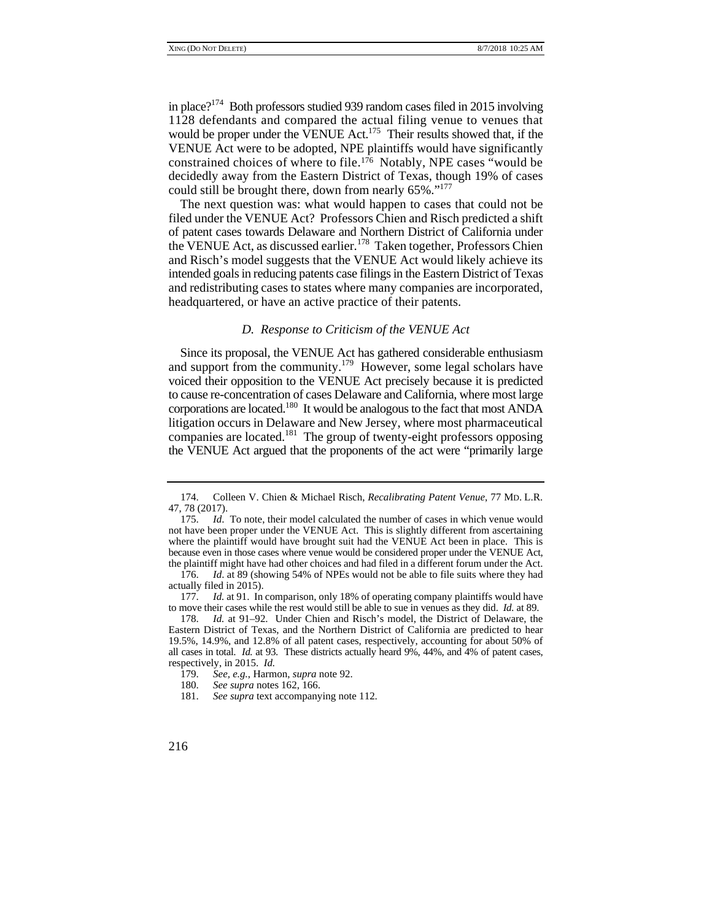in place?[174] Both professors studied 939 random cases filed in 2015 involving 1128 defendants and compared the actual filing venue to venues that would be proper under the VENUE Act.[175] Their results showed that, if the VENUE Act were to be adopted, NPE plaintiffs would have significantly constrained choices of where to file.[176] Notably, NPE cases "would be decidedly away from the Eastern District of Texas, though 19% of cases could still be brought there, down from nearly 65%."[177]

The next question was: what would happen to cases that could not be filed under the VENUE Act? Professors Chien and Risch predicted a shift of patent cases towards Delaware and Northern District of California under the VENUE Act, as discussed earlier.[178] Taken together, Professors Chien and Risch's model suggests that the VENUE Act would likely achieve its intended goals in reducing patents case filings in the Eastern District of Texas and redistributing cases to states where many companies are incorporated, headquartered, or have an active practice of their patents.

### *D. Response to Criticism of the VENUE Act*

Since its proposal, the VENUE Act has gathered considerable enthusiasm and support from the community.[179] However, some legal scholars have voiced their opposition to the VENUE Act precisely because it is predicted to cause re-concentration of cases Delaware and California, where most large corporations are located.[180] It would be analogous to the fact that most ANDA litigation occurs in Delaware and New Jersey, where most pharmaceutical companies are located.[181] The group of twenty-eight professors opposing the VENUE Act argued that the proponents of the act were "primarily large

---

174. Colleen V. Chien & Michael Risch, *Recalibrating Patent Venue*, 77 MD. L.R. 47, 78 (2017).

175. *Id*. To note, their model calculated the number of cases in which venue would not have been proper under the VENUE Act. This is slightly different from ascertaining where the plaintiff would have brought suit had the VENUE Act been in place. This is because even in those cases where venue would be considered proper under the VENUE Act, the plaintiff might have had other choices and had filed in a different forum under the Act.

176. *Id*. at 89 (showing 54% of NPEs would not be able to file suits where they had actually filed in 2015).

177. *Id.* at 91. In comparison, only 18% of operating company plaintiffs would have to move their cases while the rest would still be able to sue in venues as they did. *Id.* at 89.

178. *Id.* at 91–92. Under Chien and Risch's model, the District of Delaware, the Eastern District of Texas, and the Northern District of California are predicted to hear 19.5%, 14.9%, and 12.8% of all patent cases, respectively, accounting for about 50% of all cases in total. *Id.* at 93. These districts actually heard 9%, 44%, and 4% of patent cases, respectively, in 2015. *Id.*

179. *See, e.g.*, Harmon, *supra* note 92.

180. *See supra* notes 162, 166.

181. *See supra* text accompanying note 112.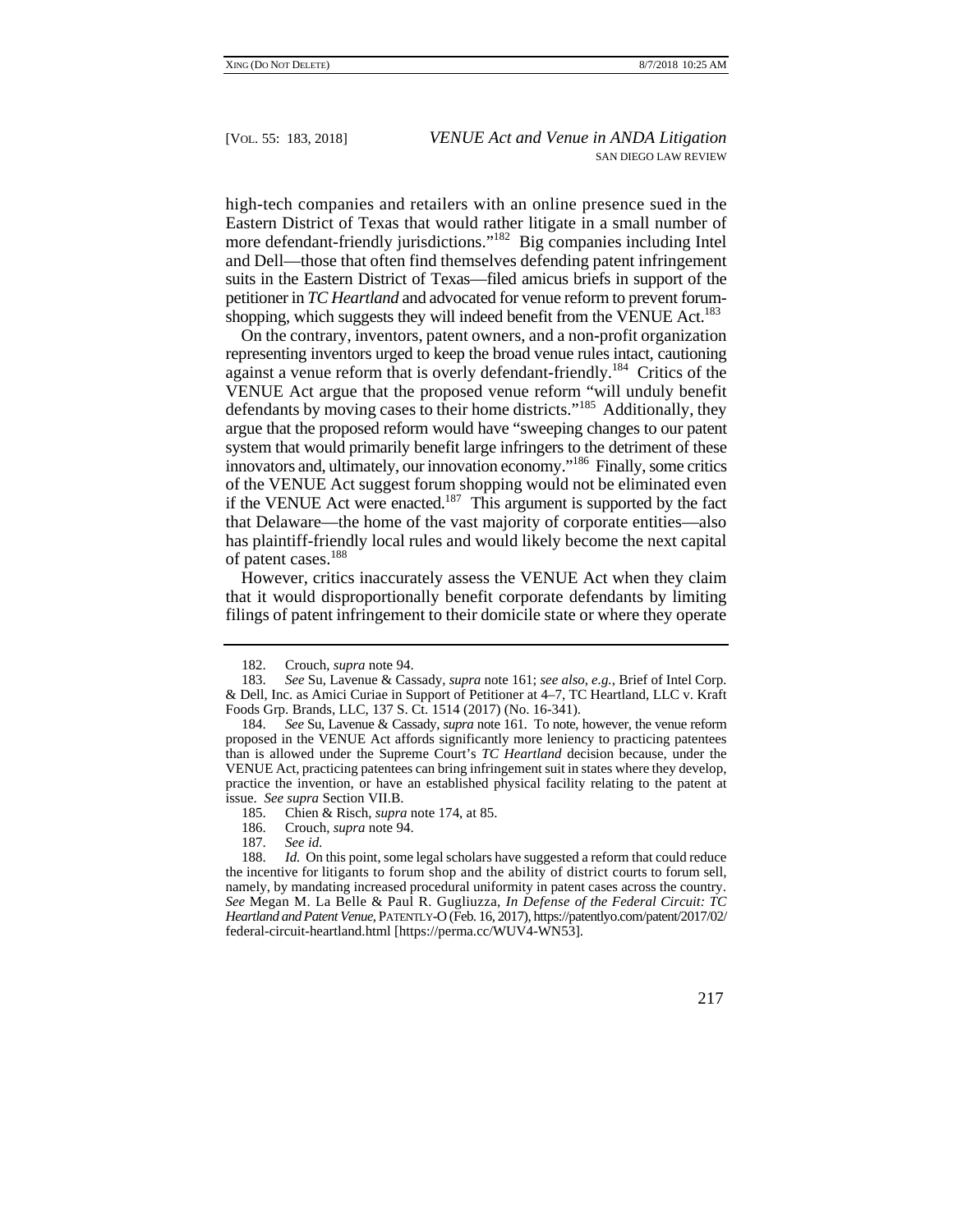high-tech companies and retailers with an online presence sued in the Eastern District of Texas that would rather litigate in a small number of more defendant-friendly jurisdictions."[182] Big companies including Intel and Dell—those that often find themselves defending patent infringement suits in the Eastern District of Texas—filed amicus briefs in support of the petitioner in *TC Heartland* and advocated for venue reform to prevent forum-shopping, which suggests they will indeed benefit from the VENUE Act.[183]

On the contrary, inventors, patent owners, and a non-profit organization representing inventors urged to keep the broad venue rules intact, cautioning against a venue reform that is overly defendant-friendly.[184] Critics of the VENUE Act argue that the proposed venue reform "will unduly benefit defendants by moving cases to their home districts."[185] Additionally, they argue that the proposed reform would have "sweeping changes to our patent system that would primarily benefit large infringers to the detriment of these innovators and, ultimately, our innovation economy."[186] Finally, some critics of the VENUE Act suggest forum shopping would not be eliminated even if the VENUE Act were enacted.[187] This argument is supported by the fact that Delaware—the home of the vast majority of corporate entities—also has plaintiff-friendly local rules and would likely become the next capital of patent cases.[188]

However, critics inaccurately assess the VENUE Act when they claim that it would disproportionally benefit corporate defendants by limiting filings of patent infringement to their domicile state or where they operate

---

182. Crouch, *supra* note 94.

183. *See* Su, Lavenue & Cassady, *supra* note 161; *see also, e.g.*, Brief of Intel Corp. & Dell, Inc. as Amici Curiae in Support of Petitioner at 4–7, TC Heartland, LLC v. Kraft Foods Grp. Brands, LLC, 137 S. Ct. 1514 (2017) (No. 16-341).

184. *See* Su, Lavenue & Cassady, *supra* note 161. To note, however, the venue reform proposed in the VENUE Act affords significantly more leniency to practicing patentees than is allowed under the Supreme Court's *TC Heartland* decision because, under the VENUE Act, practicing patentees can bring infringement suit in states where they develop, practice the invention, or have an established physical facility relating to the patent at issue. *See supra* Section VII.B.

185. Chien & Risch, *supra* note 174, at 85.

186. Crouch, *supra* note 94.

187. *See id.*

188. *Id.* On this point, some legal scholars have suggested a reform that could reduce the incentive for litigants to forum shop and the ability of district courts to forum sell, namely, by mandating increased procedural uniformity in patent cases across the country. *See* Megan M. La Belle & Paul R. Gugliuzza, *In Defense of the Federal Circuit: TC Heartland and Patent Venue*, PATENTLY-O (Feb. 16, 2017), https://patentlyo.com/patent/2017/02/federal-circuit-heartland.html [https://perma.cc/WUV4-WN53].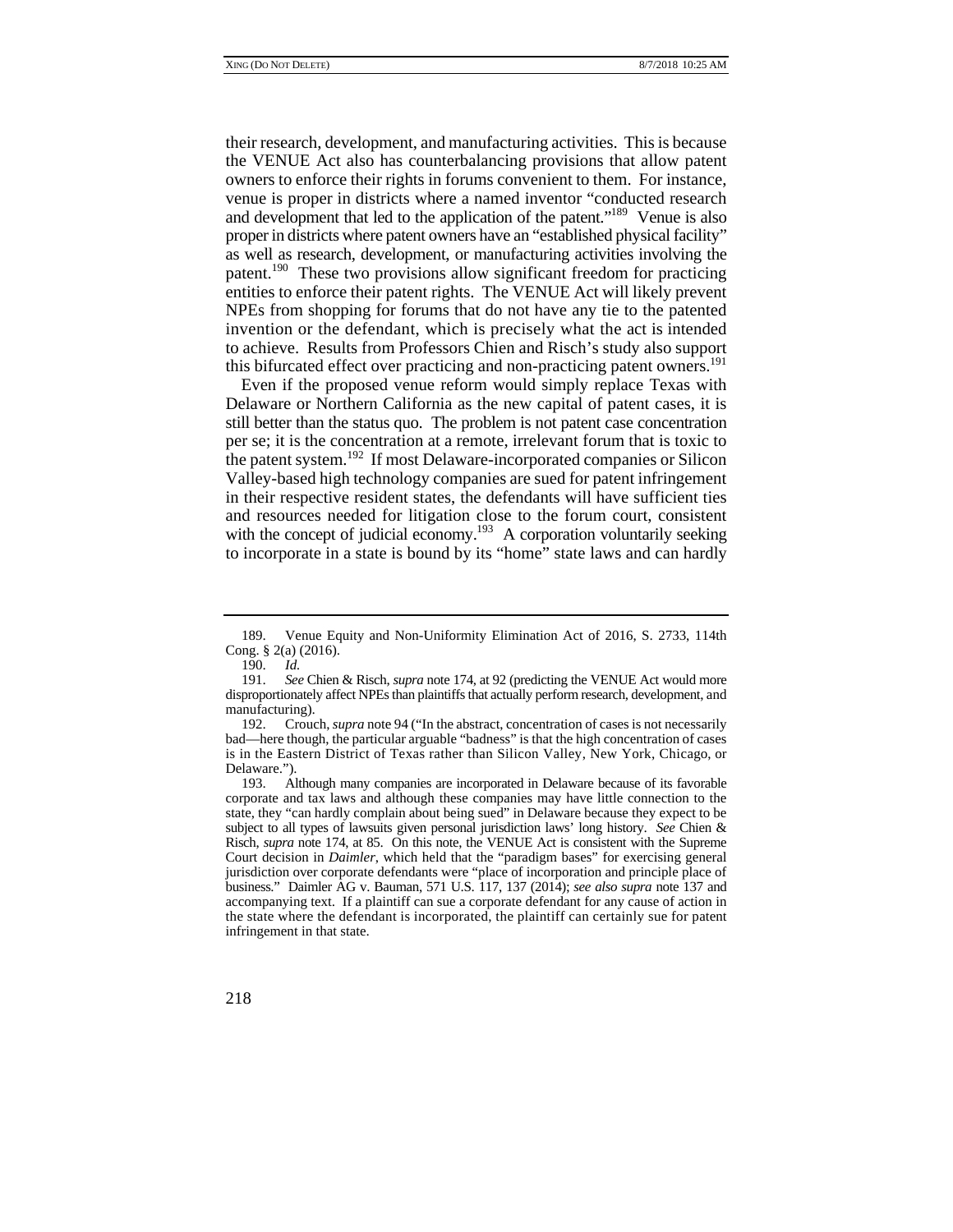their research, development, and manufacturing activities. This is because the VENUE Act also has counterbalancing provisions that allow patent owners to enforce their rights in forums convenient to them. For instance, venue is proper in districts where a named inventor "conducted research and development that led to the application of the patent."[189] Venue is also proper in districts where patent owners have an "established physical facility" as well as research, development, or manufacturing activities involving the patent.[190] These two provisions allow significant freedom for practicing entities to enforce their patent rights. The VENUE Act will likely prevent NPEs from shopping for forums that do not have any tie to the patented invention or the defendant, which is precisely what the act is intended to achieve. Results from Professors Chien and Risch's study also support this bifurcated effect over practicing and non-practicing patent owners.[191]

Even if the proposed venue reform would simply replace Texas with Delaware or Northern California as the new capital of patent cases, it is still better than the status quo. The problem is not patent case concentration per se; it is the concentration at a remote, irrelevant forum that is toxic to the patent system.[192] If most Delaware-incorporated companies or Silicon Valley-based high technology companies are sued for patent infringement in their respective resident states, the defendants will have sufficient ties and resources needed for litigation close to the forum court, consistent with the concept of judicial economy.[193] A corporation voluntarily seeking to incorporate in a state is bound by its "home" state laws and can hardly

---

189. Venue Equity and Non-Uniformity Elimination Act of 2016, S. 2733, 114th Cong. § 2(a) (2016).

190. *Id.*

191. *See* Chien & Risch, *supra* note 174, at 92 (predicting the VENUE Act would more disproportionately affect NPEs than plaintiffs that actually perform research, development, and manufacturing).

192. Crouch, *supra* note 94 ("In the abstract, concentration of cases is not necessarily bad—here though, the particular arguable "badness" is that the high concentration of cases is in the Eastern District of Texas rather than Silicon Valley, New York, Chicago, or Delaware.").

193. Although many companies are incorporated in Delaware because of its favorable corporate and tax laws and although these companies may have little connection to the state, they "can hardly complain about being sued" in Delaware because they expect to be subject to all types of lawsuits given personal jurisdiction laws' long history. *See* Chien & Risch, *supra* note 174, at 85. On this note, the VENUE Act is consistent with the Supreme Court decision in *Daimler*, which held that the "paradigm bases" for exercising general jurisdiction over corporate defendants were "place of incorporation and principle place of business." Daimler AG v. Bauman, 571 U.S. 117, 137 (2014); *see also supra* note 137 and accompanying text. If a plaintiff can sue a corporate defendant for any cause of action in the state where the defendant is incorporated, the plaintiff can certainly sue for patent infringement in that state.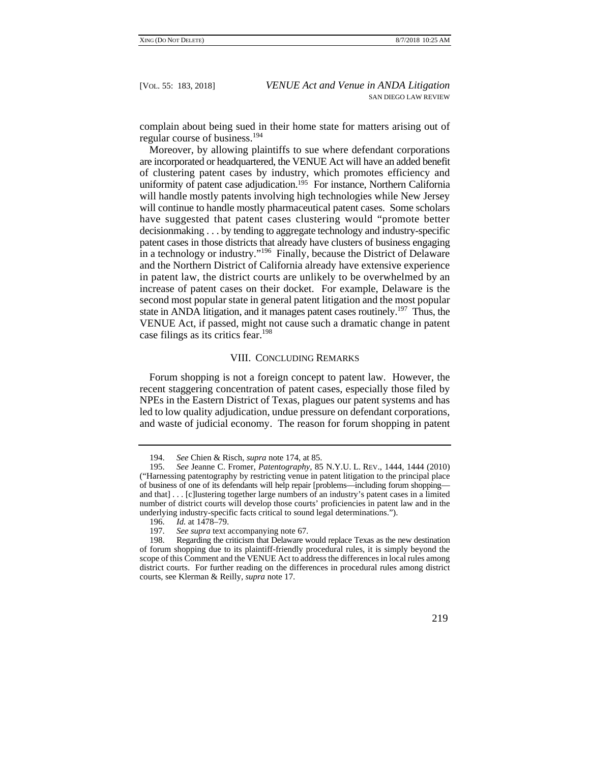complain about being sued in their home state for matters arising out of regular course of business.[194]

Moreover, by allowing plaintiffs to sue where defendant corporations are incorporated or headquartered, the VENUE Act will have an added benefit of clustering patent cases by industry, which promotes efficiency and uniformity of patent case adjudication.[195] For instance, Northern California will handle mostly patents involving high technologies while New Jersey will continue to handle mostly pharmaceutical patent cases. Some scholars have suggested that patent cases clustering would "promote better decisionmaking . . . by tending to aggregate technology and industry-specific patent cases in those districts that already have clusters of business engaging in a technology or industry."[196] Finally, because the District of Delaware and the Northern District of California already have extensive experience in patent law, the district courts are unlikely to be overwhelmed by an increase of patent cases on their docket. For example, Delaware is the second most popular state in general patent litigation and the most popular state in ANDA litigation, and it manages patent cases routinely.[197] Thus, the VENUE Act, if passed, might not cause such a dramatic change in patent case filings as its critics fear.[198]

## VIII. Concluding Remarks

Forum shopping is not a foreign concept to patent law. However, the recent staggering concentration of patent cases, especially those filed by NPEs in the Eastern District of Texas, plagues our patent systems and has led to low quality adjudication, undue pressure on defendant corporations, and waste of judicial economy. The reason for forum shopping in patent

---

194. *See* Chien & Risch, *supra* note 174, at 85.

195. *See* Jeanne C. Fromer, *Patentography*, 85 N.Y.U. L. Rev., 1444, 1444 (2010) ("Harnessing patentography by restricting venue in patent litigation to the principal place of business of one of its defendants will help repair [problems—including forum shopping—and that] . . . [c]lustering together large numbers of an industry's patent cases in a limited number of district courts will develop those courts' proficiencies in patent law and in the underlying industry-specific facts critical to sound legal determinations.").

196. *Id.* at 1478–79.

197. *See supra* text accompanying note 67.

198. Regarding the criticism that Delaware would replace Texas as the new destination of forum shopping due to its plaintiff-friendly procedural rules, it is simply beyond the scope of this Comment and the VENUE Act to address the differences in local rules among district courts. For further reading on the differences in procedural rules among district courts, see Klerman & Reilly, *supra* note 17.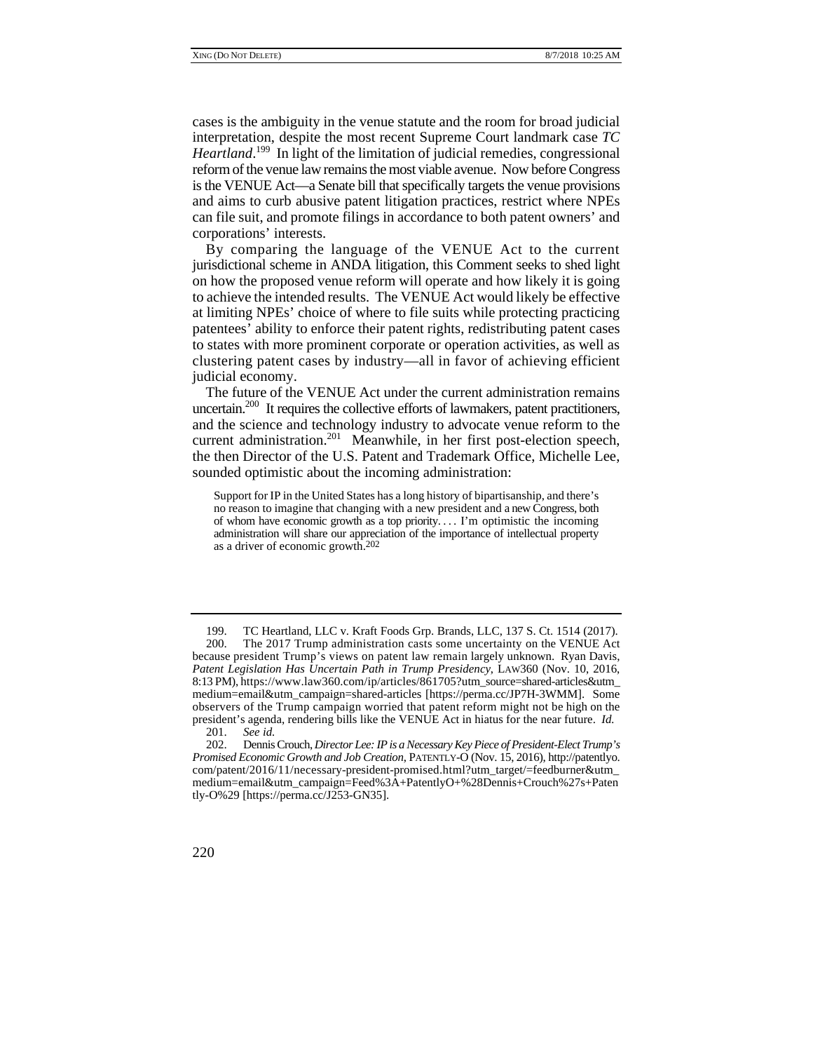cases is the ambiguity in the venue statute and the room for broad judicial interpretation, despite the most recent Supreme Court landmark case *TC Heartland*.[199] In light of the limitation of judicial remedies, congressional reform of the venue law remains the most viable avenue. Now before Congress is the VENUE Act—a Senate bill that specifically targets the venue provisions and aims to curb abusive patent litigation practices, restrict where NPEs can file suit, and promote filings in accordance to both patent owners' and corporations' interests.

By comparing the language of the VENUE Act to the current jurisdictional scheme in ANDA litigation, this Comment seeks to shed light on how the proposed venue reform will operate and how likely it is going to achieve the intended results. The VENUE Act would likely be effective at limiting NPEs' choice of where to file suits while protecting practicing patentees' ability to enforce their patent rights, redistributing patent cases to states with more prominent corporate or operation activities, as well as clustering patent cases by industry—all in favor of achieving efficient judicial economy.

The future of the VENUE Act under the current administration remains uncertain.[200] It requires the collective efforts of lawmakers, patent practitioners, and the science and technology industry to advocate venue reform to the current administration.[201] Meanwhile, in her first post-election speech, the then Director of the U.S. Patent and Trademark Office, Michelle Lee, sounded optimistic about the incoming administration:

> Support for IP in the United States has a long history of bipartisanship, and there's no reason to imagine that changing with a new president and a new Congress, both of whom have economic growth as a top priority. . . . I'm optimistic the incoming administration will share our appreciation of the importance of intellectual property as a driver of economic growth.[202]

---

199. TC Heartland, LLC v. Kraft Foods Grp. Brands, LLC, 137 S. Ct. 1514 (2017).

200. The 2017 Trump administration casts some uncertainty on the VENUE Act because president Trump's views on patent law remain largely unknown. Ryan Davis, *Patent Legislation Has Uncertain Path in Trump Presidency*, LAW360 (Nov. 10, 2016, 8:13 PM), https://www.law360.com/ip/articles/861705?utm_source=shared-articles&utm_medium=email&utm_campaign=shared-articles [https://perma.cc/JP7H-3WMM]. Some observers of the Trump campaign worried that patent reform might not be high on the president's agenda, rendering bills like the VENUE Act in hiatus for the near future. *Id.*

201. *See id.*

202. Dennis Crouch, *Director Lee: IP is a Necessary Key Piece of President-Elect Trump's Promised Economic Growth and Job Creation*, PATENTLY-O (Nov. 15, 2016), http://patentlyo.com/patent/2016/11/necessary-president-promised.html?utm_target/=feedburner&utm_medium=email&utm_campaign=Feed%3A+PatentlyO+%28Dennis+Crouch%27s+Patently-O%29 [https://perma.cc/J253-GN35].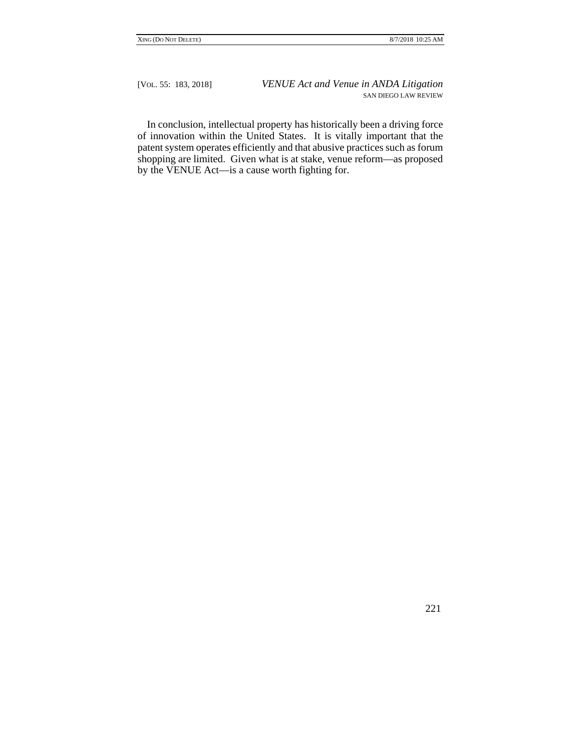In conclusion, intellectual property has historically been a driving force of innovation within the United States. It is vitally important that the patent system operates efficiently and that abusive practices such as forum shopping are limited. Given what is at stake, venue reform—as proposed by the VENUE Act—is a cause worth fighting for.